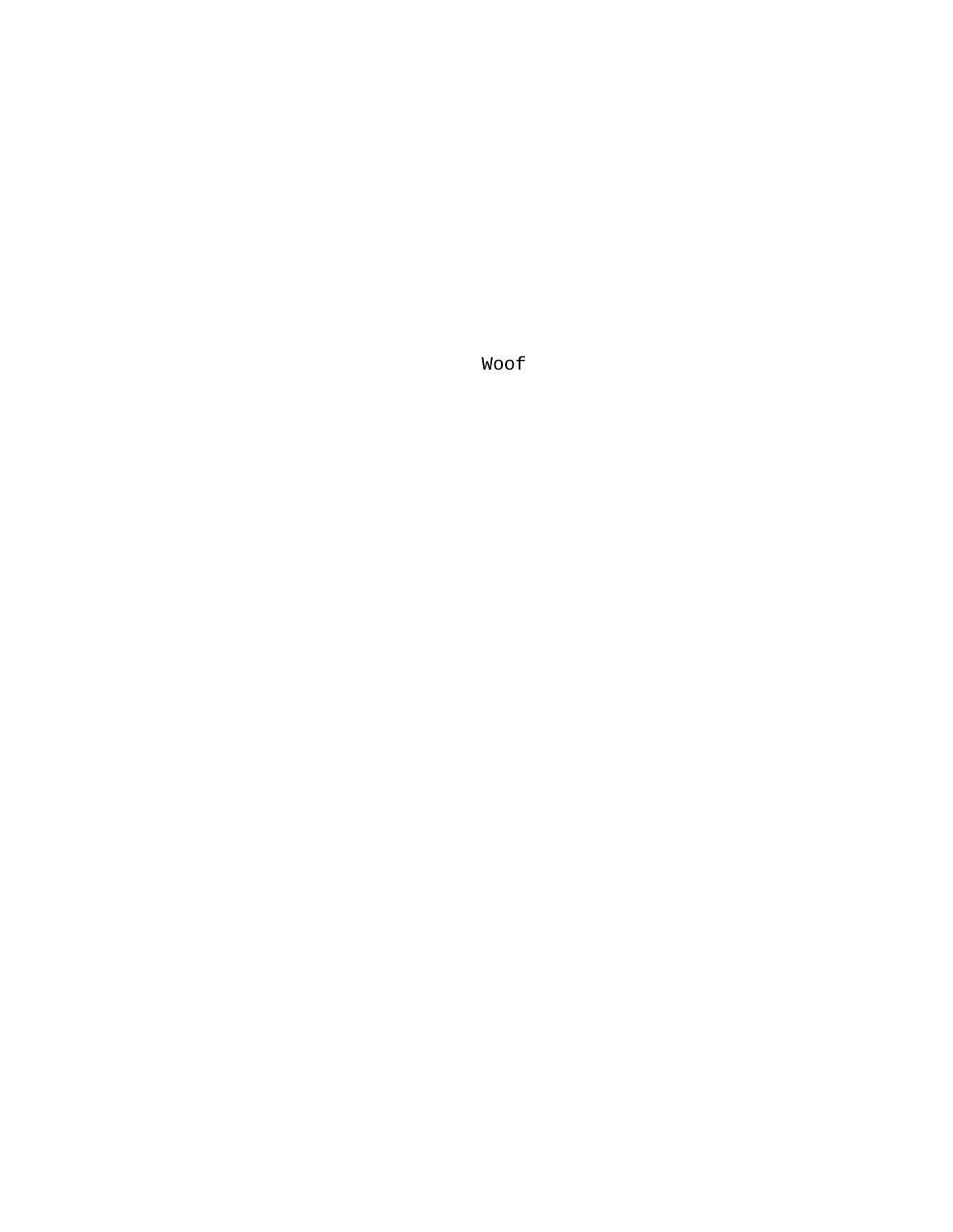Woof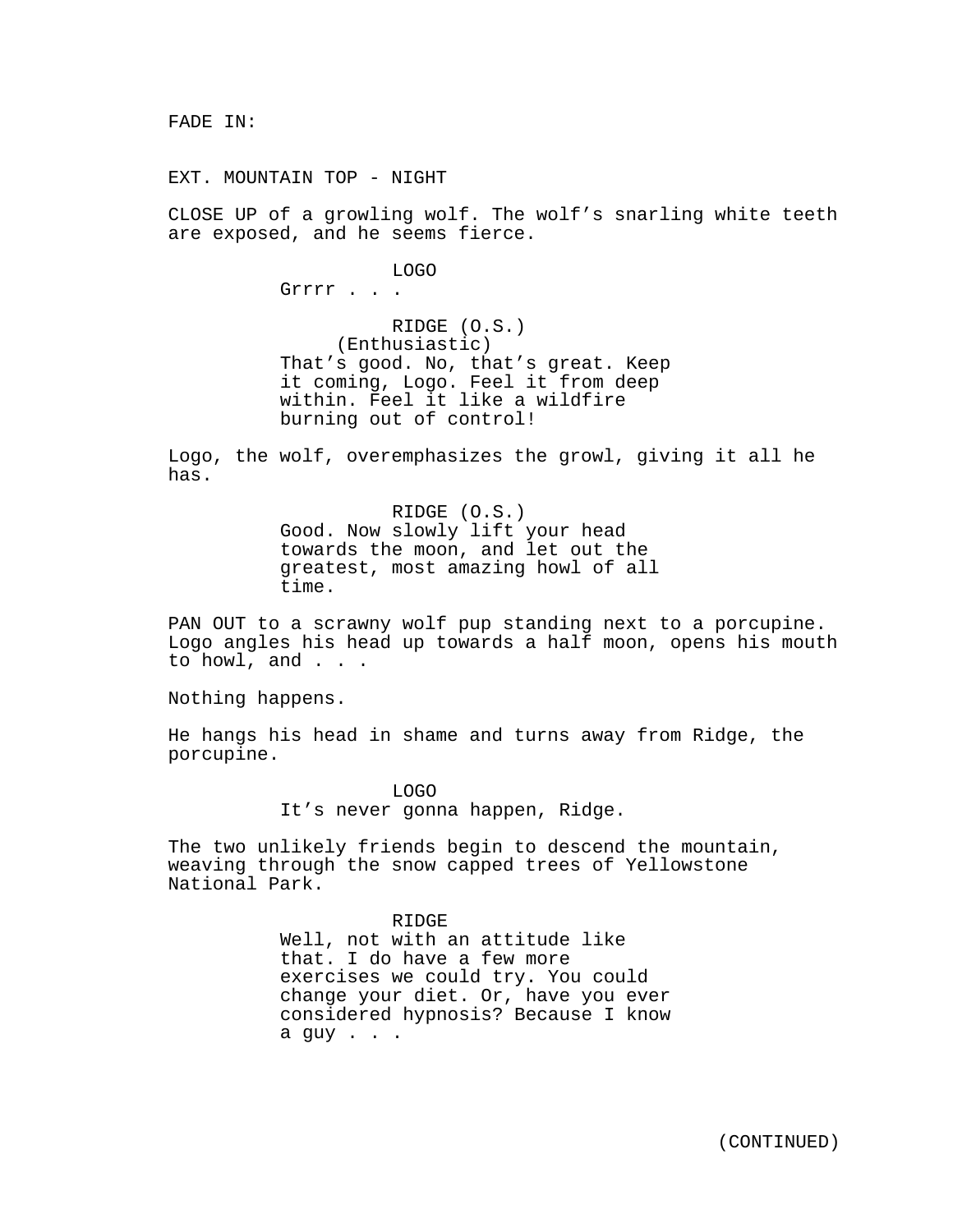FADE IN:

EXT. MOUNTAIN TOP - NIGHT

CLOSE UP of a growling wolf. The wolf's snarling white teeth are exposed, and he seems fierce.

LOGO
Grrrr . . .

RIDGE (O.S.)
(Enthusiastic)
That's good. No, that's great. Keep it coming, Logo. Feel it from deep within. Feel it like a wildfire burning out of control!

Logo, the wolf, overemphasizes the growl, giving it all he has.

RIDGE (O.S.)
Good. Now slowly lift your head towards the moon, and let out the greatest, most amazing howl of all time.

PAN OUT to a scrawny wolf pup standing next to a porcupine. Logo angles his head up towards a half moon, opens his mouth to howl, and . . .

Nothing happens.

He hangs his head in shame and turns away from Ridge, the porcupine.

LOGO
It's never gonna happen, Ridge.

The two unlikely friends begin to descend the mountain, weaving through the snow capped trees of Yellowstone National Park.

RIDGE
Well, not with an attitude like that. I do have a few more exercises we could try. You could change your diet. Or, have you ever considered hypnosis? Because I know a guy . . .

(CONTINUED)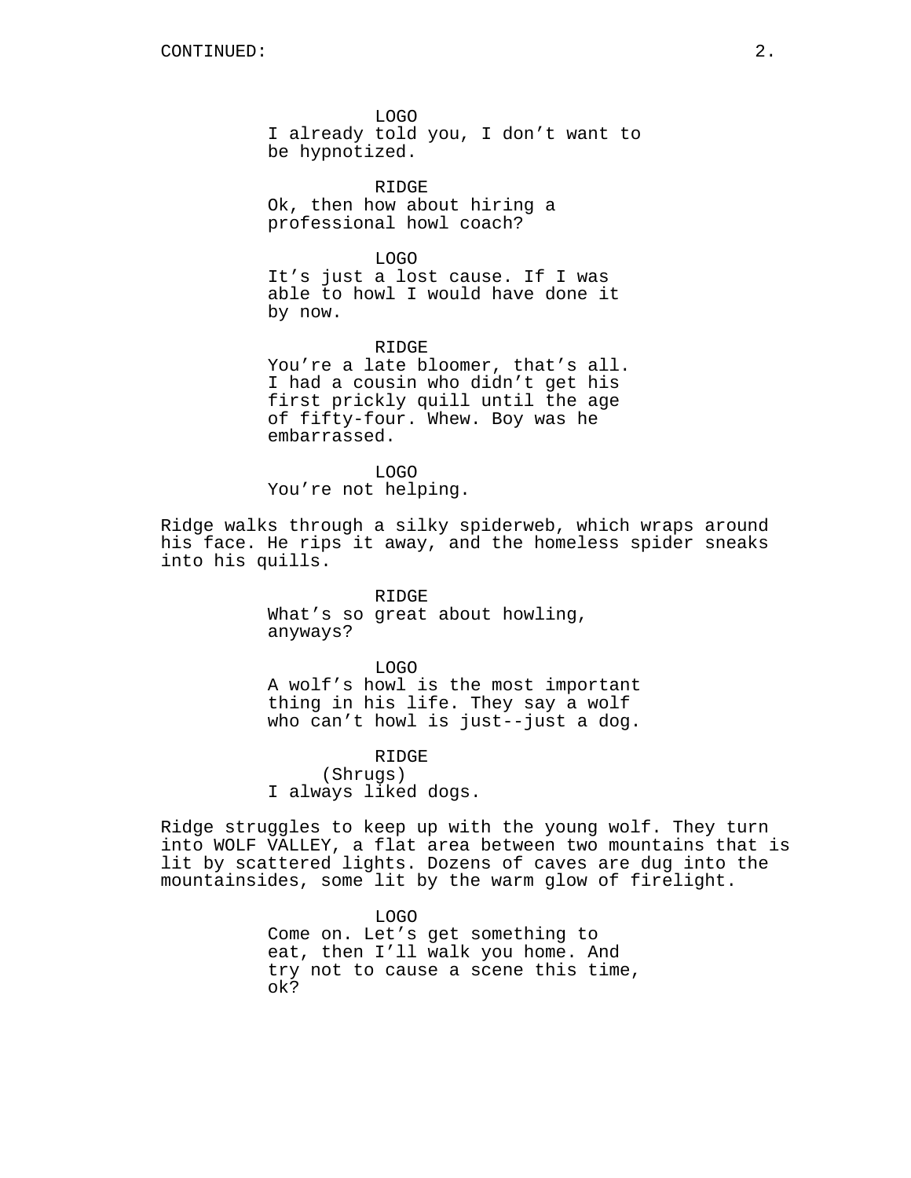LOGO
I already told you, I don’t want to be hypnotized.

RIDGE
Ok, then how about hiring a professional howl coach?

LOGO
It’s just a lost cause. If I was able to howl I would have done it by now.

RIDGE
You’re a late bloomer, that’s all. I had a cousin who didn’t get his first prickly quill until the age of fifty-four. Whew. Boy was he embarrassed.

LOGO
You’re not helping.

Ridge walks through a silky spiderweb, which wraps around his face. He rips it away, and the homeless spider sneaks into his quills.

RIDGE
What’s so great about howling, anyways?

LOGO
A wolf’s howl is the most important thing in his life. They say a wolf who can’t howl is just--just a dog.

RIDGE
(Shrugs)
I always liked dogs.

Ridge struggles to keep up with the young wolf. They turn into WOLF VALLEY, a flat area between two mountains that is lit by scattered lights. Dozens of caves are dug into the mountainsides, some lit by the warm glow of firelight.

LOGO
Come on. Let’s get something to eat, then I’ll walk you home. And try not to cause a scene this time, ok?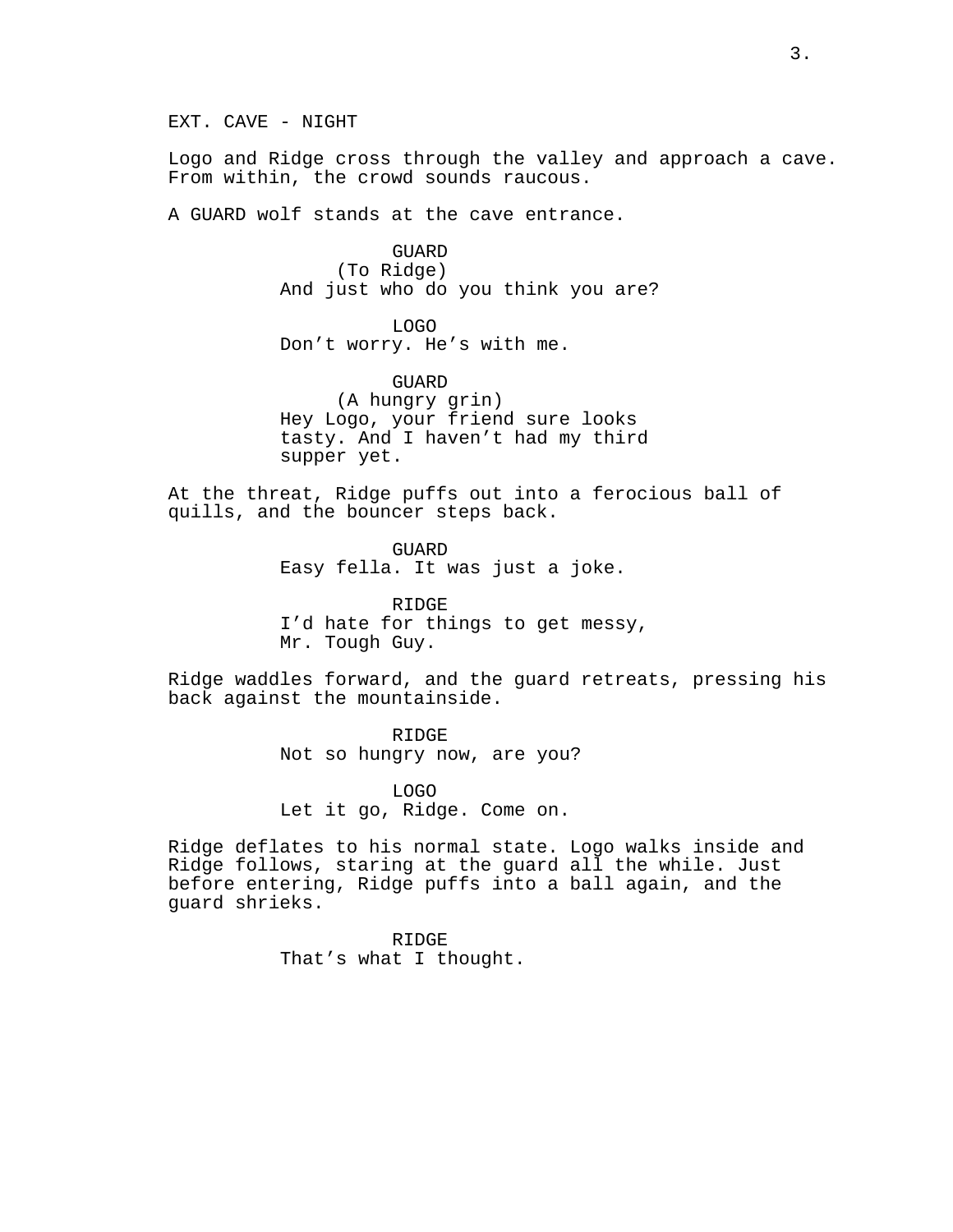EXT. CAVE - NIGHT

Logo and Ridge cross through the valley and approach a cave. From within, the crowd sounds raucous.

A GUARD wolf stands at the cave entrance.

GUARD
(To Ridge)
And just who do you think you are?

LOGO
Don't worry. He's with me.

GUARD
(A hungry grin)
Hey Logo, your friend sure looks tasty. And I haven't had my third supper yet.

At the threat, Ridge puffs out into a ferocious ball of quills, and the bouncer steps back.

GUARD
Easy fella. It was just a joke.

RIDGE
I'd hate for things to get messy, Mr. Tough Guy.

Ridge waddles forward, and the guard retreats, pressing his back against the mountainside.

RIDGE
Not so hungry now, are you?

LOGO
Let it go, Ridge. Come on.

Ridge deflates to his normal state. Logo walks inside and Ridge follows, staring at the guard all the while. Just before entering, Ridge puffs into a ball again, and the guard shrieks.

RIDGE
That's what I thought.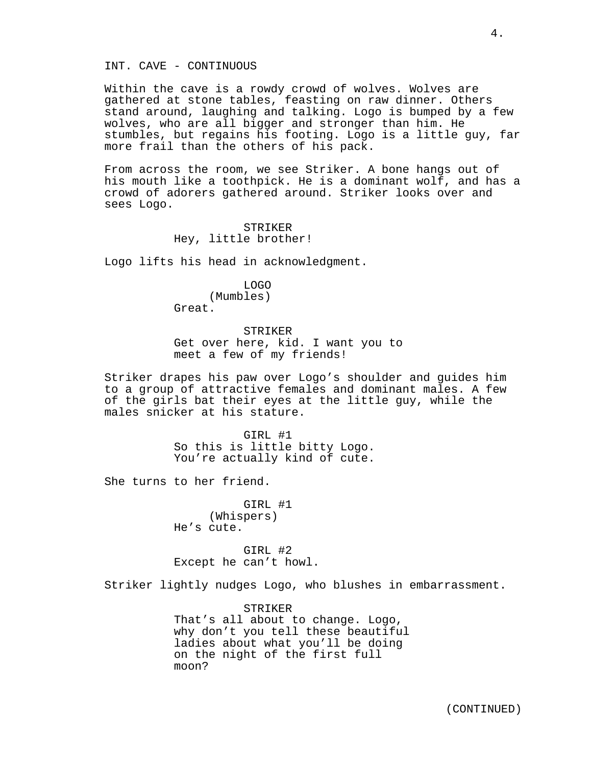INT. CAVE - CONTINUOUS

Within the cave is a rowdy crowd of wolves. Wolves are gathered at stone tables, feasting on raw dinner. Others stand around, laughing and talking. Logo is bumped by a few wolves, who are all bigger and stronger than him. He stumbles, but regains his footing. Logo is a little guy, far more frail than the others of his pack.

From across the room, we see Striker. A bone hangs out of his mouth like a toothpick. He is a dominant wolf, and has a crowd of adorers gathered around. Striker looks over and sees Logo.

STRIKER
Hey, little brother!

Logo lifts his head in acknowledgment.

LOGO
(Mumbles)
Great.

STRIKER
Get over here, kid. I want you to meet a few of my friends!

Striker drapes his paw over Logo's shoulder and guides him to a group of attractive females and dominant males. A few of the girls bat their eyes at the little guy, while the males snicker at his stature.

GIRL #1
So this is little bitty Logo. You're actually kind of cute.

She turns to her friend.

GIRL #1
(Whispers)
He's cute.

GIRL #2
Except he can't howl.

Striker lightly nudges Logo, who blushes in embarrassment.

STRIKER
That's all about to change. Logo, why don't you tell these beautiful ladies about what you'll be doing on the night of the first full moon?

(CONTINUED)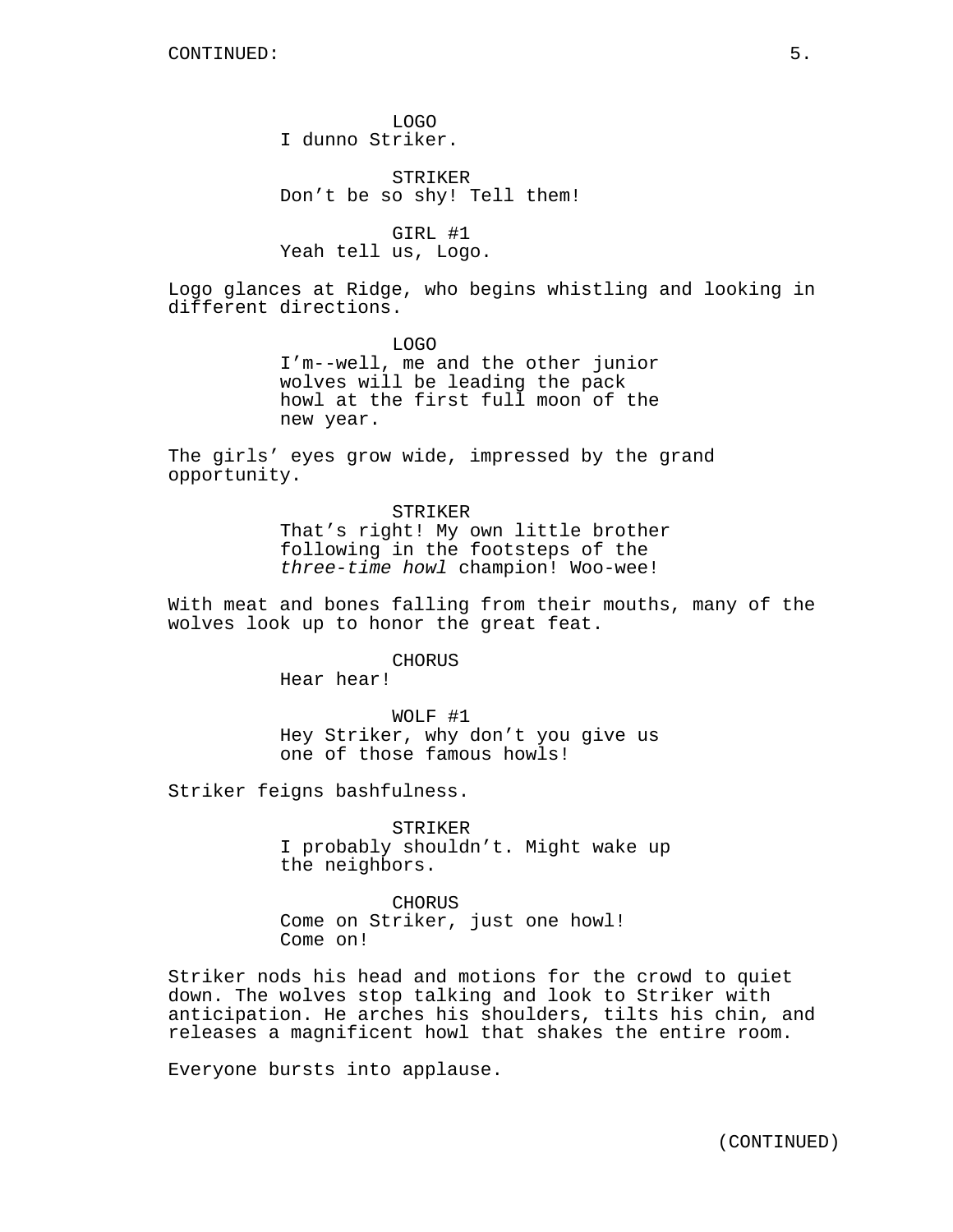CONTINUED:

LOGO
I dunno Striker.

STRIKER
Don't be so shy! Tell them!

GIRL #1
Yeah tell us, Logo.

Logo glances at Ridge, who begins whistling and looking in different directions.

LOGO
I'm--well, me and the other junior wolves will be leading the pack howl at the first full moon of the new year.

The girls' eyes grow wide, impressed by the grand opportunity.

STRIKER
That's right! My own little brother following in the footsteps of the *three-time howl* champion! Woo-wee!

With meat and bones falling from their mouths, many of the wolves look up to honor the great feat.

CHORUS
Hear hear!

WOLF #1
Hey Striker, why don't you give us one of those famous howls!

Striker feigns bashfulness.

STRIKER
I probably shouldn't. Might wake up the neighbors.

CHORUS
Come on Striker, just one howl! Come on!

Striker nods his head and motions for the crowd to quiet down. The wolves stop talking and look to Striker with anticipation. He arches his shoulders, tilts his chin, and releases a magnificent howl that shakes the entire room.

Everyone bursts into applause.

(CONTINUED)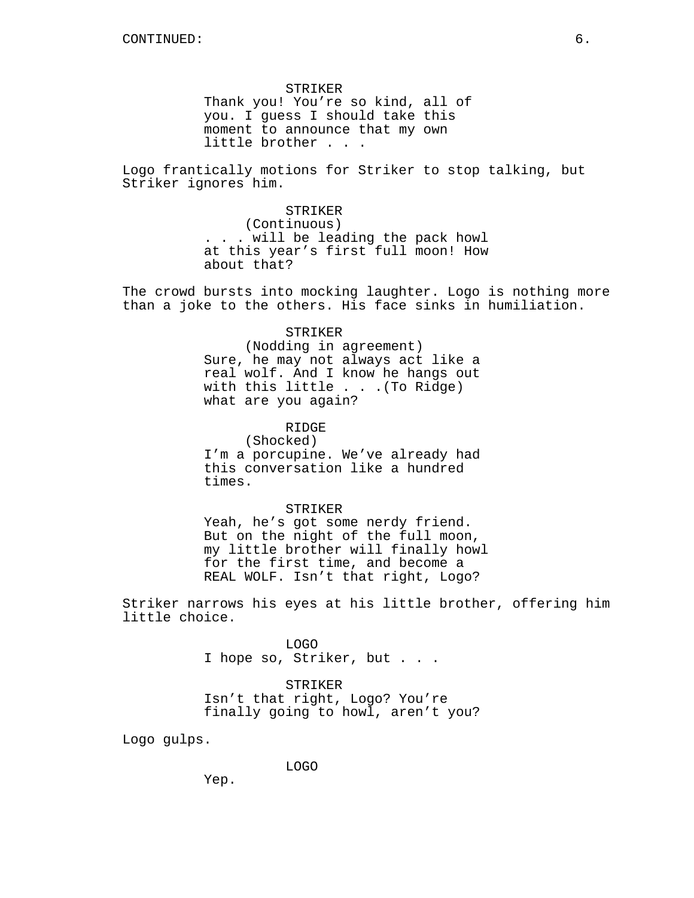CONTINUED:

STRIKER
Thank you! You're so kind, all of you. I guess I should take this moment to announce that my own little brother . . .

Logo frantically motions for Striker to stop talking, but Striker ignores him.

STRIKER
(Continuous)
. . . will be leading the pack howl at this year's first full moon! How about that?

The crowd bursts into mocking laughter. Logo is nothing more than a joke to the others. His face sinks in humiliation.

STRIKER
(Nodding in agreement)
Sure, he may not always act like a real wolf. And I know he hangs out with this little . . .(To Ridge) what are you again?

RIDGE
(Shocked)
I'm a porcupine. We've already had this conversation like a hundred times.

STRIKER
Yeah, he's got some nerdy friend. But on the night of the full moon, my little brother will finally howl for the first time, and become a REAL WOLF. Isn't that right, Logo?

Striker narrows his eyes at his little brother, offering him little choice.

LOGO
I hope so, Striker, but . . .

STRIKER
Isn't that right, Logo? You're finally going to howl, aren't you?

Logo gulps.

LOGO
Yep.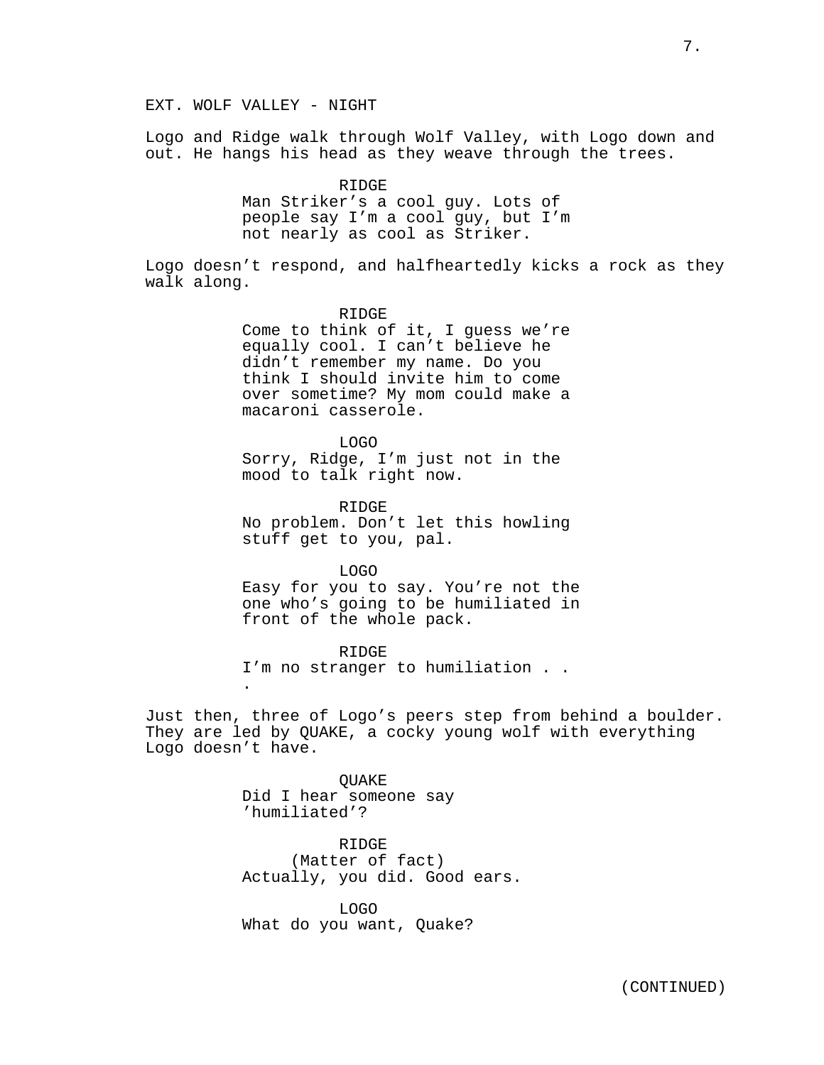EXT. WOLF VALLEY - NIGHT

Logo and Ridge walk through Wolf Valley, with Logo down and out. He hangs his head as they weave through the trees.

RIDGE
Man Striker's a cool guy. Lots of people say I'm a cool guy, but I'm not nearly as cool as Striker.

Logo doesn't respond, and halfheartedly kicks a rock as they walk along.

RIDGE
Come to think of it, I guess we're equally cool. I can't believe he didn't remember my name. Do you think I should invite him to come over sometime? My mom could make a macaroni casserole.

LOGO
Sorry, Ridge, I'm just not in the mood to talk right now.

RIDGE
No problem. Don't let this howling stuff get to you, pal.

LOGO
Easy for you to say. You're not the one who's going to be humiliated in front of the whole pack.

RIDGE
I'm no stranger to humiliation . . .

Just then, three of Logo's peers step from behind a boulder. They are led by QUAKE, a cocky young wolf with everything Logo doesn't have.

QUAKE
Did I hear someone say 'humiliated'?

RIDGE
(Matter of fact)
Actually, you did. Good ears.

LOGO
What do you want, Quake?

(CONTINUED)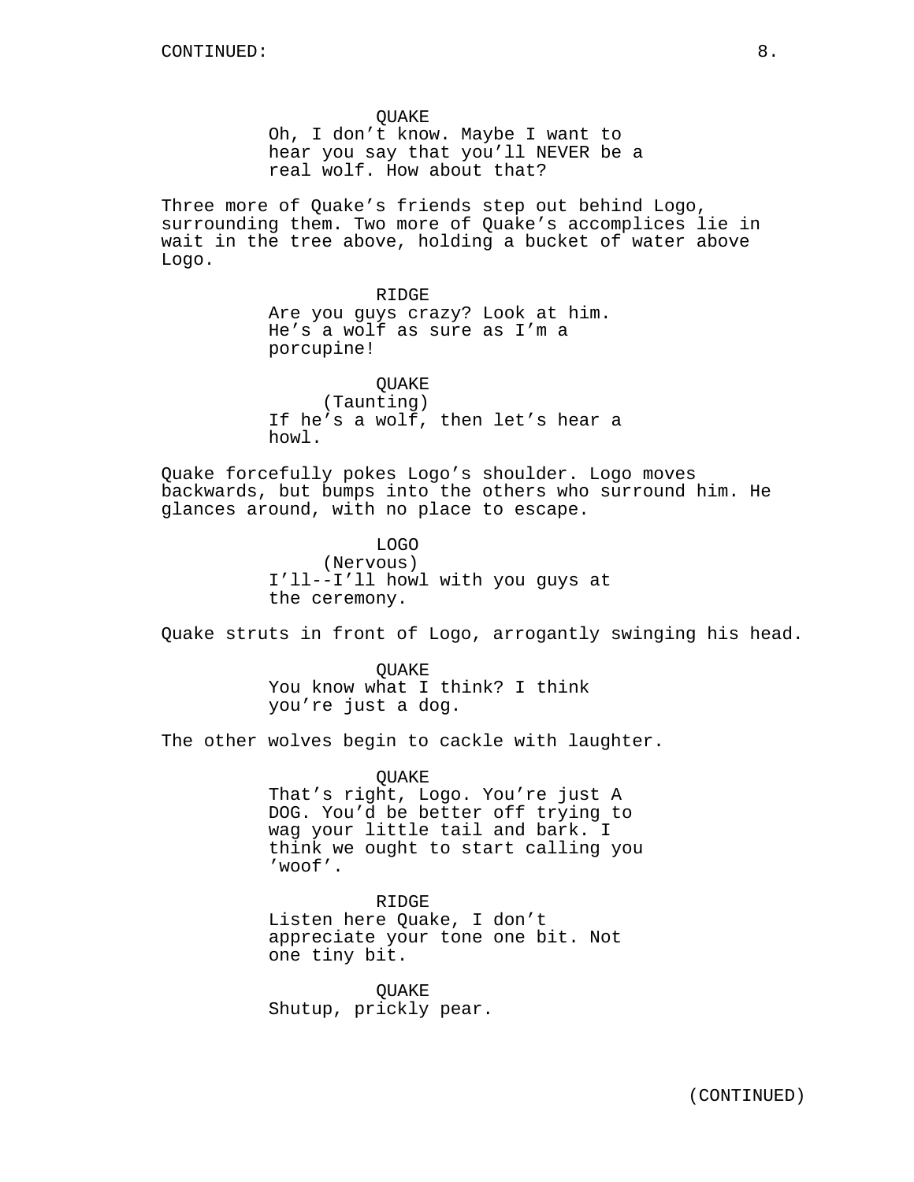CONTINUED:

QUAKE
Oh, I don't know. Maybe I want to hear you say that you'll NEVER be a real wolf. How about that?

Three more of Quake's friends step out behind Logo, surrounding them. Two more of Quake's accomplices lie in wait in the tree above, holding a bucket of water above Logo.

RIDGE
Are you guys crazy? Look at him. He's a wolf as sure as I'm a porcupine!

QUAKE
(Taunting)
If he's a wolf, then let's hear a howl.

Quake forcefully pokes Logo's shoulder. Logo moves backwards, but bumps into the others who surround him. He glances around, with no place to escape.

LOGO
(Nervous)
I'll--I'll howl with you guys at the ceremony.

Quake struts in front of Logo, arrogantly swinging his head.

QUAKE
You know what I think? I think you're just a dog.

The other wolves begin to cackle with laughter.

QUAKE
That's right, Logo. You're just A DOG. You'd be better off trying to wag your little tail and bark. I think we ought to start calling you 'woof'.

RIDGE
Listen here Quake, I don't appreciate your tone one bit. Not one tiny bit.

QUAKE
Shutup, prickly pear.

(CONTINUED)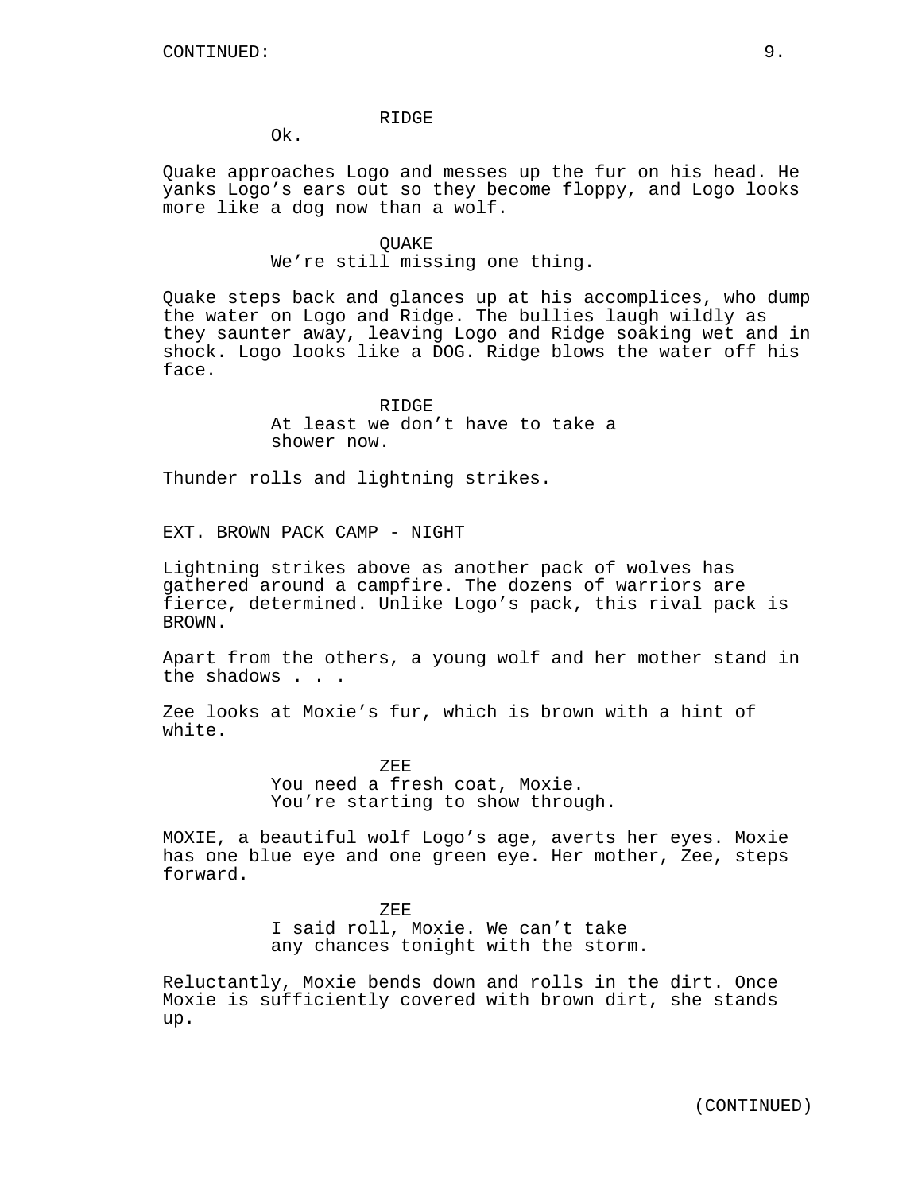RIDGE

Ok.

Quake approaches Logo and messes up the fur on his head. He yanks Logo's ears out so they become floppy, and Logo looks more like a dog now than a wolf.

QUAKE

We're still missing one thing.

Quake steps back and glances up at his accomplices, who dump the water on Logo and Ridge. The bullies laugh wildly as they saunter away, leaving Logo and Ridge soaking wet and in shock. Logo looks like a DOG. Ridge blows the water off his face.

RIDGE

At least we don't have to take a shower now.

Thunder rolls and lightning strikes.

EXT. BROWN PACK CAMP - NIGHT

Lightning strikes above as another pack of wolves has gathered around a campfire. The dozens of warriors are fierce, determined. Unlike Logo's pack, this rival pack is BROWN.

Apart from the others, a young wolf and her mother stand in the shadows . . .

Zee looks at Moxie's fur, which is brown with a hint of white.

ZEE

You need a fresh coat, Moxie. You're starting to show through.

MOXIE, a beautiful wolf Logo's age, averts her eyes. Moxie has one blue eye and one green eye. Her mother, Zee, steps forward.

ZEE

I said roll, Moxie. We can't take any chances tonight with the storm.

Reluctantly, Moxie bends down and rolls in the dirt. Once Moxie is sufficiently covered with brown dirt, she stands up.

(CONTINUED)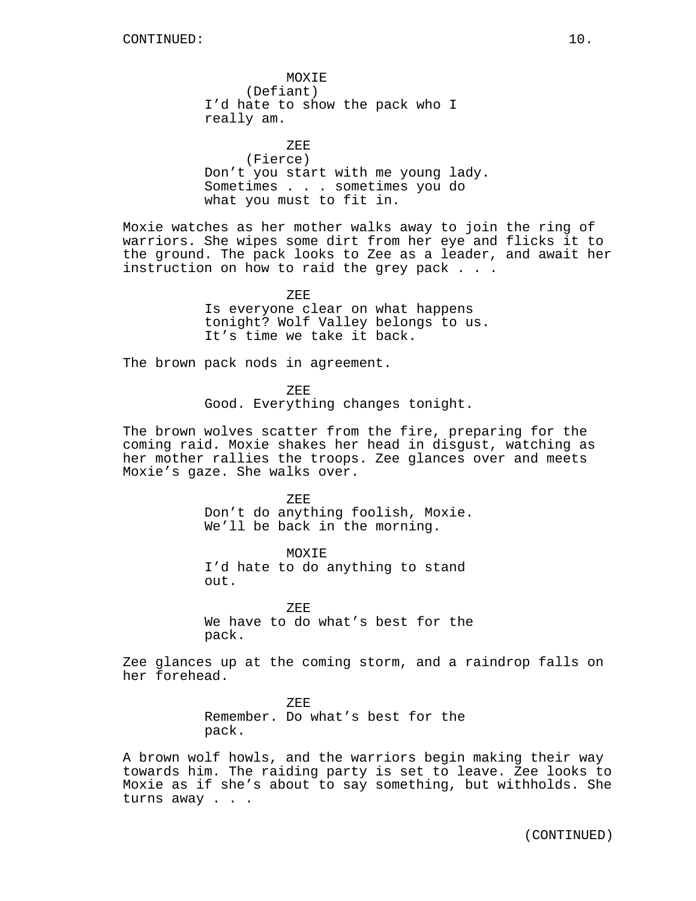MOXIE
(Defiant)
I'd hate to show the pack who I really am.

ZEE
(Fierce)
Don't you start with me young lady. Sometimes . . . sometimes you do what you must to fit in.

Moxie watches as her mother walks away to join the ring of warriors. She wipes some dirt from her eye and flicks it to the ground. The pack looks to Zee as a leader, and await her instruction on how to raid the grey pack . . .

ZEE
Is everyone clear on what happens tonight? Wolf Valley belongs to us. It's time we take it back.

The brown pack nods in agreement.

ZEE
Good. Everything changes tonight.

The brown wolves scatter from the fire, preparing for the coming raid. Moxie shakes her head in disgust, watching as her mother rallies the troops. Zee glances over and meets Moxie's gaze. She walks over.

ZEE
Don't do anything foolish, Moxie. We'll be back in the morning.

MOXIE
I'd hate to do anything to stand out.

ZEE
We have to do what's best for the pack.

Zee glances up at the coming storm, and a raindrop falls on her forehead.

ZEE
Remember. Do what's best for the pack.

A brown wolf howls, and the warriors begin making their way towards him. The raiding party is set to leave. Zee looks to Moxie as if she's about to say something, but withholds. She turns away . . .

(CONTINUED)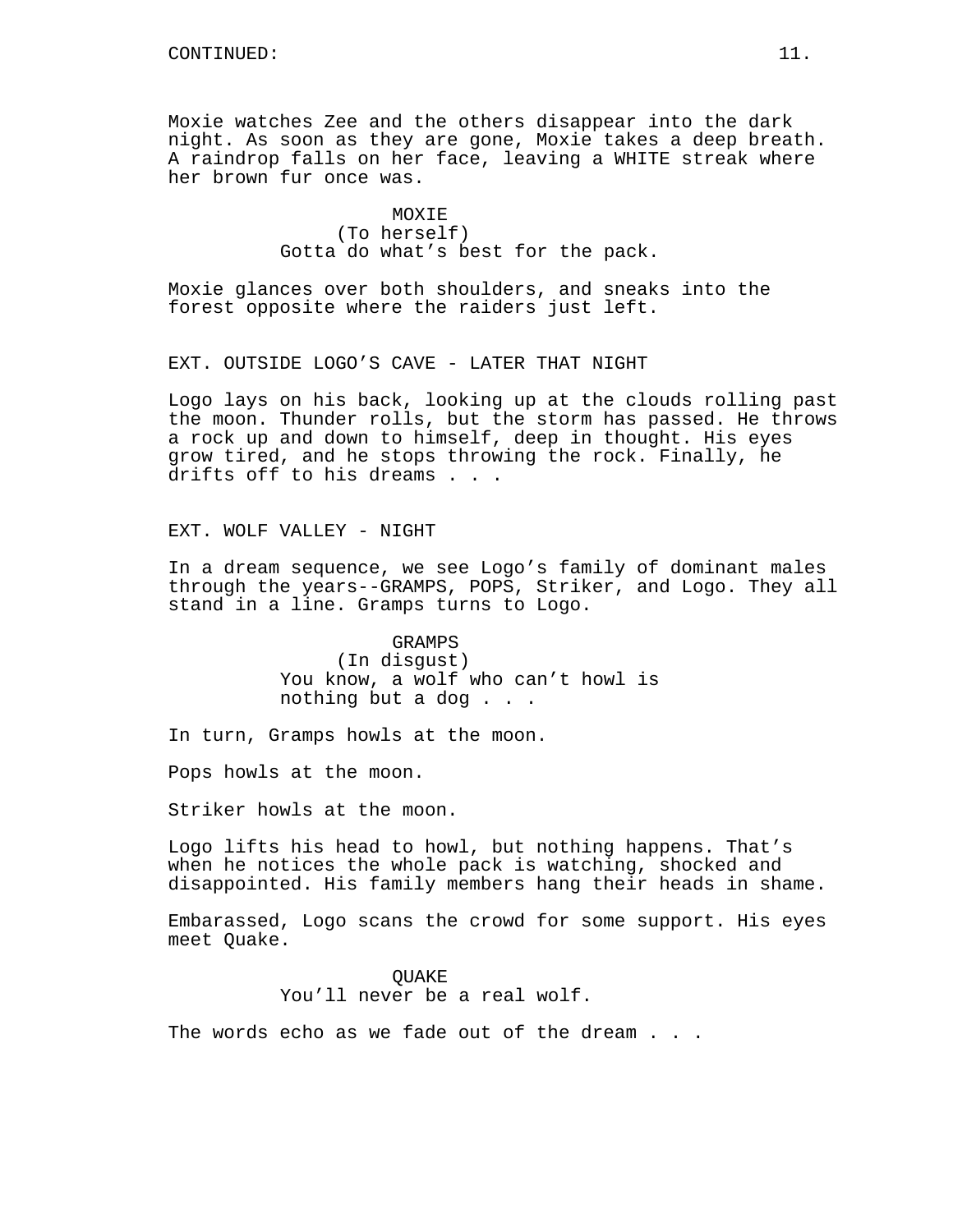CONTINUED:

Moxie watches Zee and the others disappear into the dark night. As soon as they are gone, Moxie takes a deep breath. A raindrop falls on her face, leaving a WHITE streak where her brown fur once was.

MOXIE
(To herself)
Gotta do what's best for the pack.

Moxie glances over both shoulders, and sneaks into the forest opposite where the raiders just left.

EXT. OUTSIDE LOGO'S CAVE - LATER THAT NIGHT

Logo lays on his back, looking up at the clouds rolling past the moon. Thunder rolls, but the storm has passed. He throws a rock up and down to himself, deep in thought. His eyes grow tired, and he stops throwing the rock. Finally, he drifts off to his dreams . . .

EXT. WOLF VALLEY - NIGHT

In a dream sequence, we see Logo's family of dominant males through the years--GRAMPS, POPS, Striker, and Logo. They all stand in a line. Gramps turns to Logo.

GRAMPS
(In disgust)
You know, a wolf who can't howl is nothing but a dog . . .

In turn, Gramps howls at the moon.

Pops howls at the moon.

Striker howls at the moon.

Logo lifts his head to howl, but nothing happens. That's when he notices the whole pack is watching, shocked and disappointed. His family members hang their heads in shame.

Embarassed, Logo scans the crowd for some support. His eyes meet Quake.

QUAKE
You'll never be a real wolf.

The words echo as we fade out of the dream . . .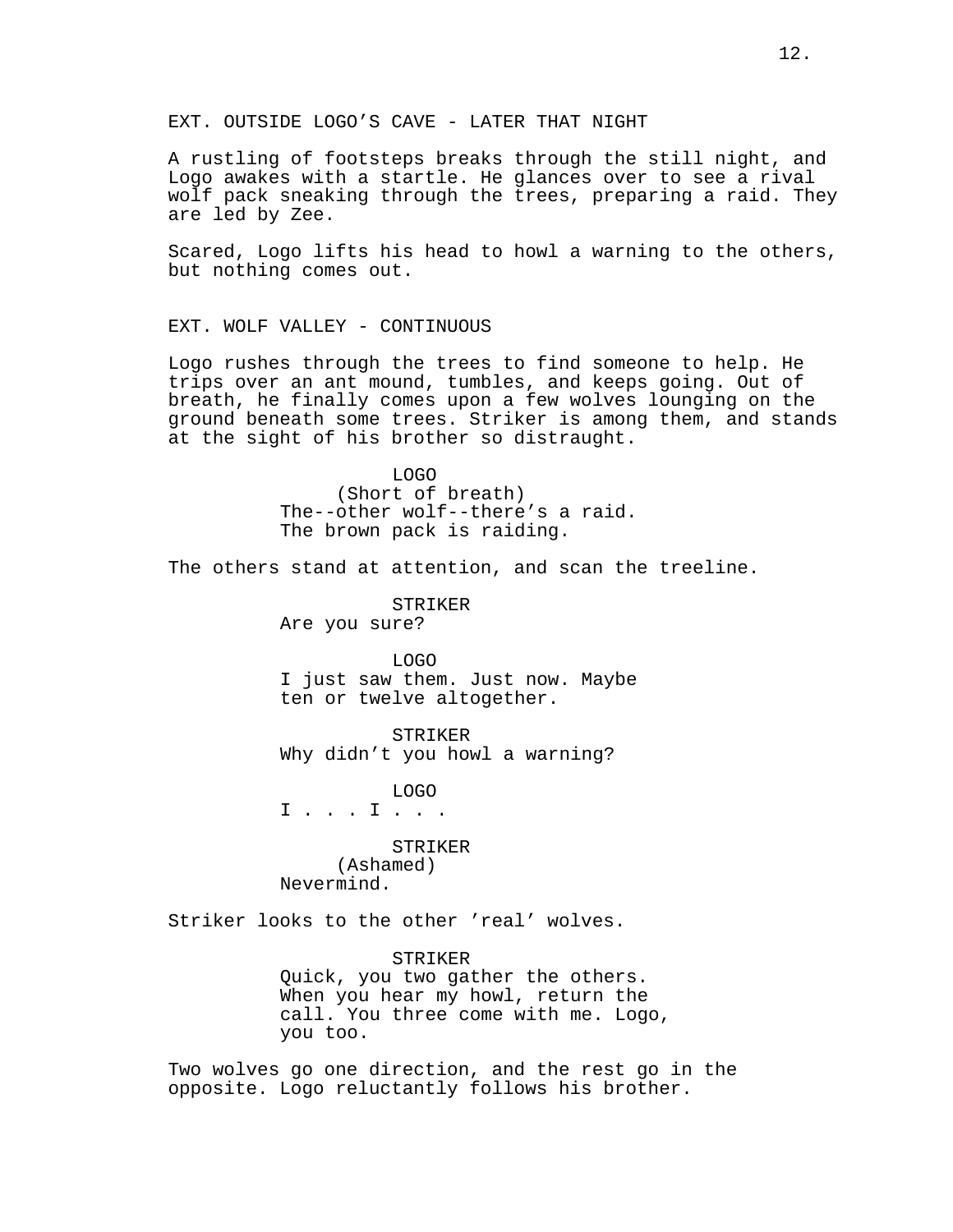EXT. OUTSIDE LOGO’S CAVE - LATER THAT NIGHT

A rustling of footsteps breaks through the still night, and Logo awakes with a startle. He glances over to see a rival wolf pack sneaking through the trees, preparing a raid. They are led by Zee.

Scared, Logo lifts his head to howl a warning to the others, but nothing comes out.

EXT. WOLF VALLEY - CONTINUOUS

Logo rushes through the trees to find someone to help. He trips over an ant mound, tumbles, and keeps going. Out of breath, he finally comes upon a few wolves lounging on the ground beneath some trees. Striker is among them, and stands at the sight of his brother so distraught.

LOGO
(Short of breath)
The--other wolf--there’s a raid. The brown pack is raiding.

The others stand at attention, and scan the treeline.

STRIKER
Are you sure?

LOGO
I just saw them. Just now. Maybe ten or twelve altogether.

STRIKER
Why didn’t you howl a warning?

LOGO
I . . . I . . .

STRIKER
(Ashamed)
Nevermind.

Striker looks to the other ’real’ wolves.

STRIKER
Quick, you two gather the others. When you hear my howl, return the call. You three come with me. Logo, you too.

Two wolves go one direction, and the rest go in the opposite. Logo reluctantly follows his brother.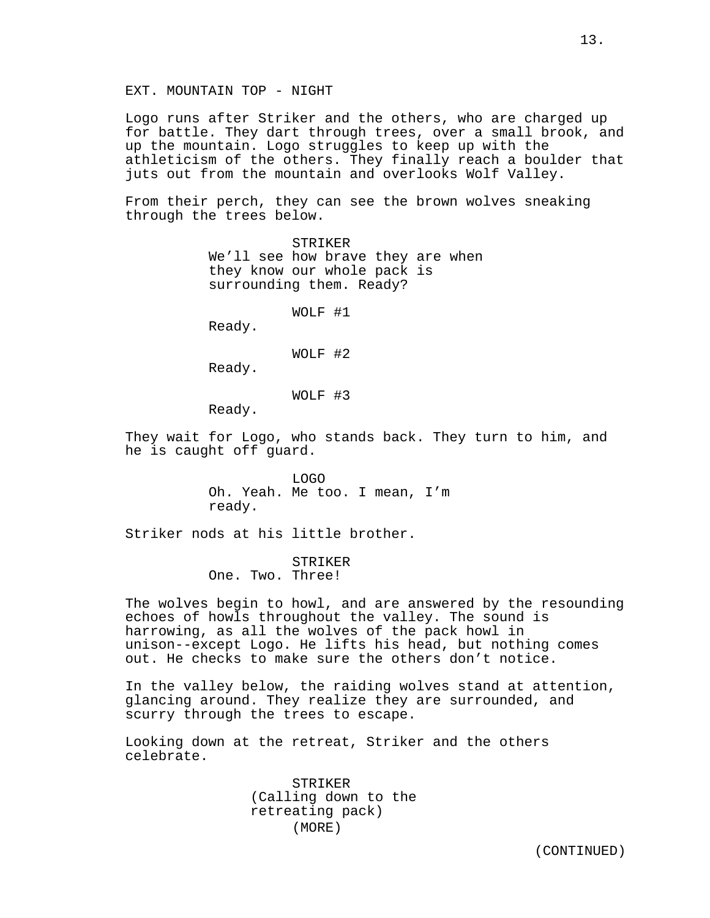EXT. MOUNTAIN TOP - NIGHT

Logo runs after Striker and the others, who are charged up for battle. They dart through trees, over a small brook, and up the mountain. Logo struggles to keep up with the athleticism of the others. They finally reach a boulder that juts out from the mountain and overlooks Wolf Valley.

From their perch, they can see the brown wolves sneaking through the trees below.

STRIKER
We'll see how brave they are when they know our whole pack is surrounding them. Ready?

WOLF #1
Ready.

WOLF #2
Ready.

WOLF #3
Ready.

They wait for Logo, who stands back. They turn to him, and he is caught off guard.

LOGO
Oh. Yeah. Me too. I mean, I'm ready.

Striker nods at his little brother.

STRIKER
One. Two. Three!

The wolves begin to howl, and are answered by the resounding echoes of howls throughout the valley. The sound is harrowing, as all the wolves of the pack howl in unison--except Logo. He lifts his head, but nothing comes out. He checks to make sure the others don't notice.

In the valley below, the raiding wolves stand at attention, glancing around. They realize they are surrounded, and scurry through the trees to escape.

Looking down at the retreat, Striker and the others celebrate.

STRIKER
(Calling down to the retreating pack)
(MORE)

(CONTINUED)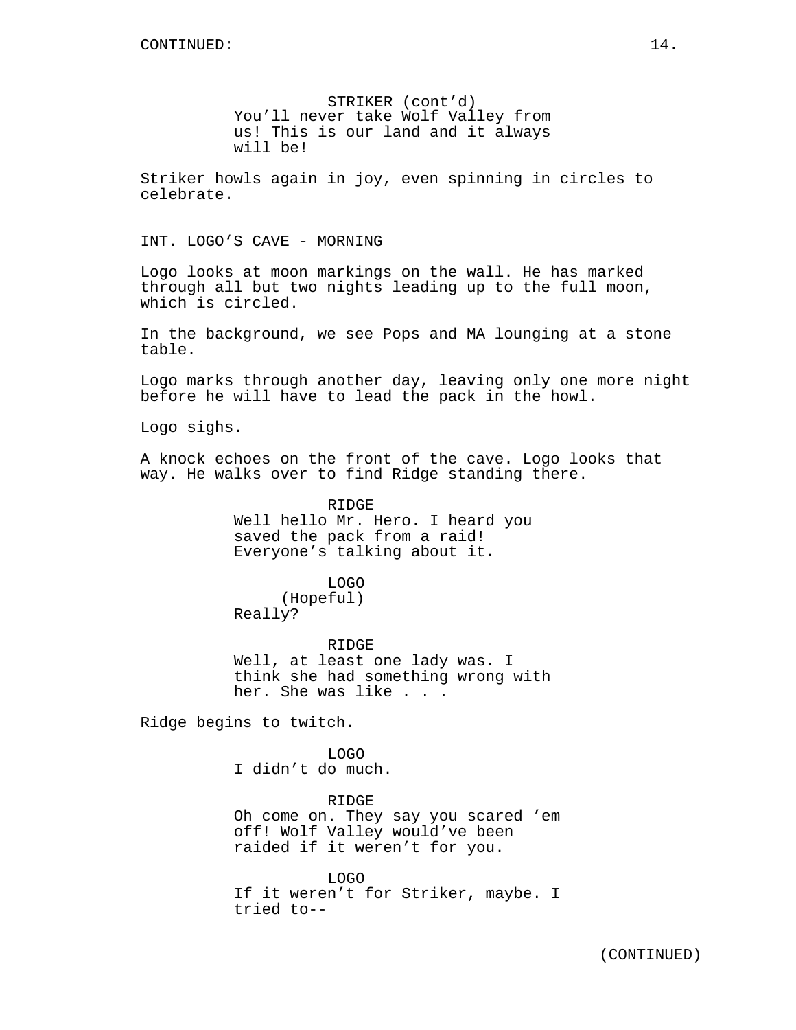STRIKER (cont'd)
You'll never take Wolf Valley from us! This is our land and it always will be!

Striker howls again in joy, even spinning in circles to celebrate.

INT. LOGO'S CAVE - MORNING

Logo looks at moon markings on the wall. He has marked through all but two nights leading up to the full moon, which is circled.

In the background, we see Pops and MA lounging at a stone table.

Logo marks through another day, leaving only one more night before he will have to lead the pack in the howl.

Logo sighs.

A knock echoes on the front of the cave. Logo looks that way. He walks over to find Ridge standing there.

RIDGE
Well hello Mr. Hero. I heard you saved the pack from a raid! Everyone's talking about it.

LOGO
(Hopeful)
Really?

RIDGE
Well, at least one lady was. I think she had something wrong with her. She was like . . .

Ridge begins to twitch.

LOGO
I didn't do much.

RIDGE
Oh come on. They say you scared 'em off! Wolf Valley would've been raided if it weren't for you.

LOGO
If it weren't for Striker, maybe. I tried to--

(CONTINUED)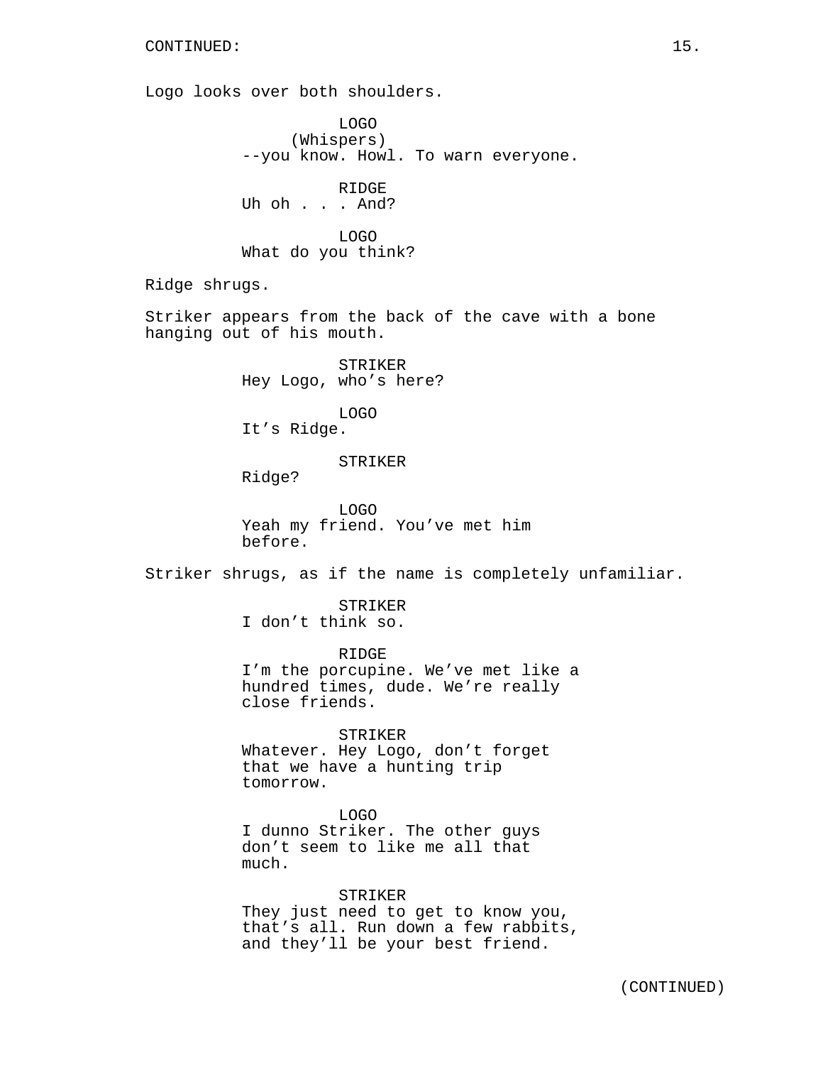Logo looks over both shoulders.

LOGO
(Whispers)
--you know. Howl. To warn everyone.

RIDGE
Uh oh . . . And?

LOGO
What do you think?

Ridge shrugs.

Striker appears from the back of the cave with a bone hanging out of his mouth.

STRIKER
Hey Logo, who's here?

LOGO
It's Ridge.

STRIKER
Ridge?

LOGO
Yeah my friend. You've met him before.

Striker shrugs, as if the name is completely unfamiliar.

STRIKER
I don't think so.

RIDGE
I'm the porcupine. We've met like a hundred times, dude. We're really close friends.

STRIKER
Whatever. Hey Logo, don't forget that we have a hunting trip tomorrow.

LOGO
I dunno Striker. The other guys don't seem to like me all that much.

STRIKER
They just need to get to know you, that's all. Run down a few rabbits, and they'll be your best friend.

(CONTINUED)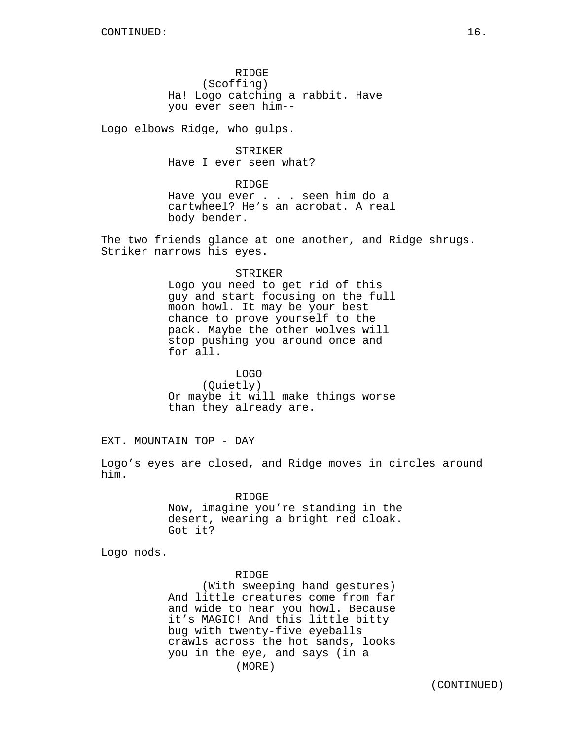RIDGE
(Scoffing)
Ha! Logo catching a rabbit. Have you ever seen him--

Logo elbows Ridge, who gulps.

STRIKER
Have I ever seen what?

RIDGE
Have you ever . . . seen him do a cartwheel? He's an acrobat. A real body bender.

The two friends glance at one another, and Ridge shrugs. Striker narrows his eyes.

STRIKER
Logo you need to get rid of this guy and start focusing on the full moon howl. It may be your best chance to prove yourself to the pack. Maybe the other wolves will stop pushing you around once and for all.

LOGO
(Quietly)
Or maybe it will make things worse than they already are.

EXT. MOUNTAIN TOP - DAY

Logo's eyes are closed, and Ridge moves in circles around him.

RIDGE
Now, imagine you're standing in the desert, wearing a bright red cloak. Got it?

Logo nods.

RIDGE
(With sweeping hand gestures)
And little creatures come from far and wide to hear you howl. Because it's MAGIC! And this little bitty bug with twenty-five eyeballs crawls across the hot sands, looks you in the eye, and says (in a
(MORE)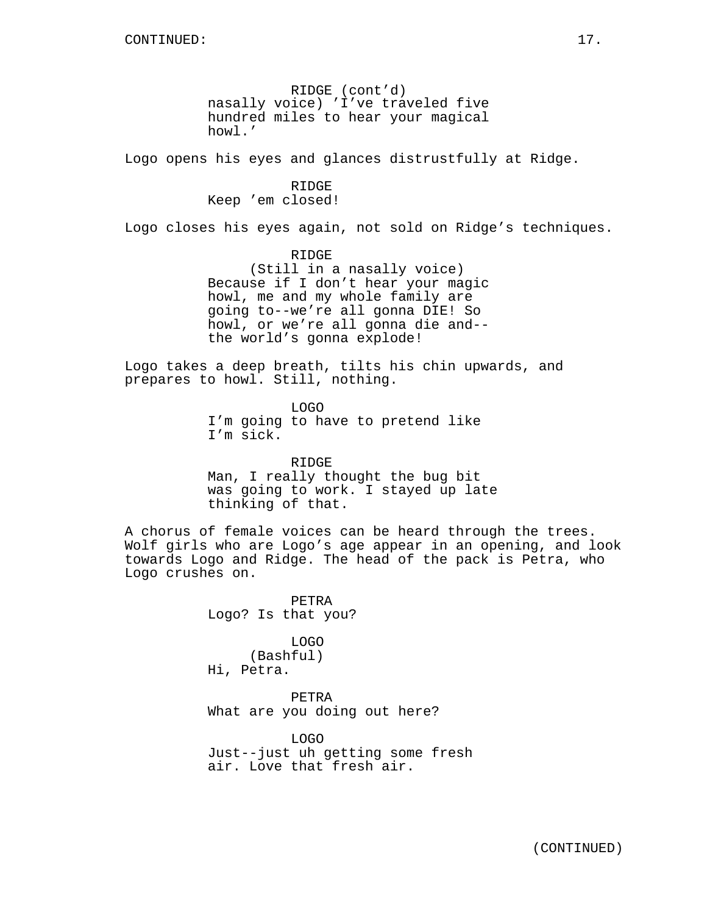RIDGE (cont'd)
nasally voice) 'I've traveled five hundred miles to hear your magical howl.'

Logo opens his eyes and glances distrustfully at Ridge.

RIDGE
Keep 'em closed!

Logo closes his eyes again, not sold on Ridge's techniques.

RIDGE
(Still in a nasally voice)
Because if I don't hear your magic howl, me and my whole family are going to--we're all gonna DIE! So howl, or we're all gonna die and--the world's gonna explode!

Logo takes a deep breath, tilts his chin upwards, and prepares to howl. Still, nothing.

LOGO
I'm going to have to pretend like I'm sick.

RIDGE
Man, I really thought the bug bit was going to work. I stayed up late thinking of that.

A chorus of female voices can be heard through the trees. Wolf girls who are Logo's age appear in an opening, and look towards Logo and Ridge. The head of the pack is Petra, who Logo crushes on.

PETRA
Logo? Is that you?

LOGO
(Bashful)
Hi, Petra.

PETRA
What are you doing out here?

LOGO
Just--just uh getting some fresh air. Love that fresh air.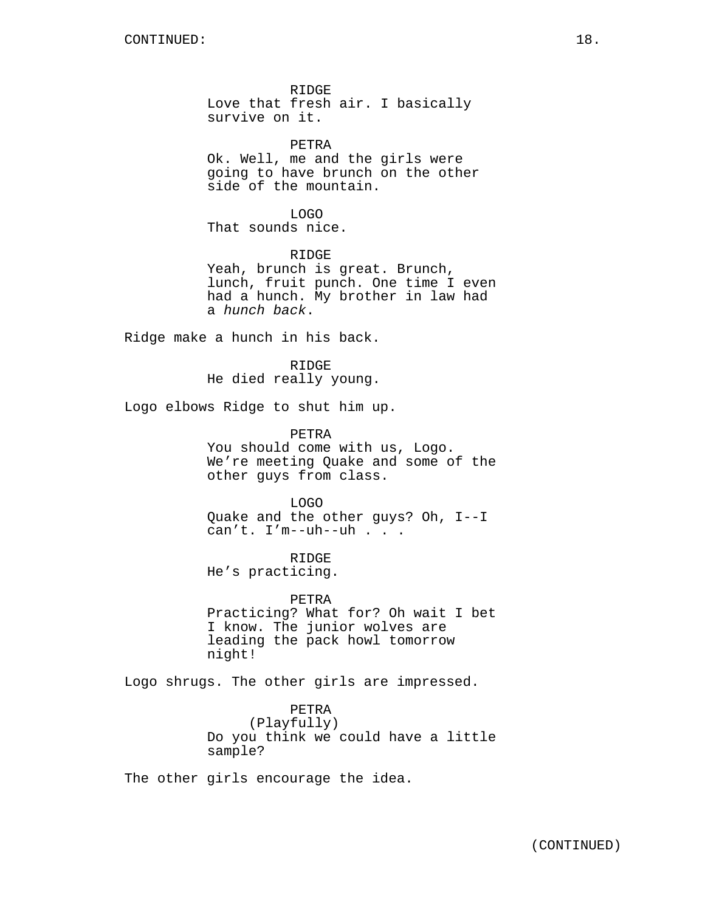CONTINUED:

RIDGE
Love that fresh air. I basically survive on it.

PETRA
Ok. Well, me and the girls were going to have brunch on the other side of the mountain.

LOGO
That sounds nice.

RIDGE
Yeah, brunch is great. Brunch, lunch, fruit punch. One time I even had a hunch. My brother in law had a *hunch back*.

Ridge make a hunch in his back.

RIDGE
He died really young.

Logo elbows Ridge to shut him up.

PETRA
You should come with us, Logo. We're meeting Quake and some of the other guys from class.

LOGO
Quake and the other guys? Oh, I--I can't. I'm--uh--uh . . .

RIDGE
He's practicing.

PETRA
Practicing? What for? Oh wait I bet I know. The junior wolves are leading the pack howl tomorrow night!

Logo shrugs. The other girls are impressed.

PETRA
(Playfully)
Do you think we could have a little sample?

The other girls encourage the idea.

(CONTINUED)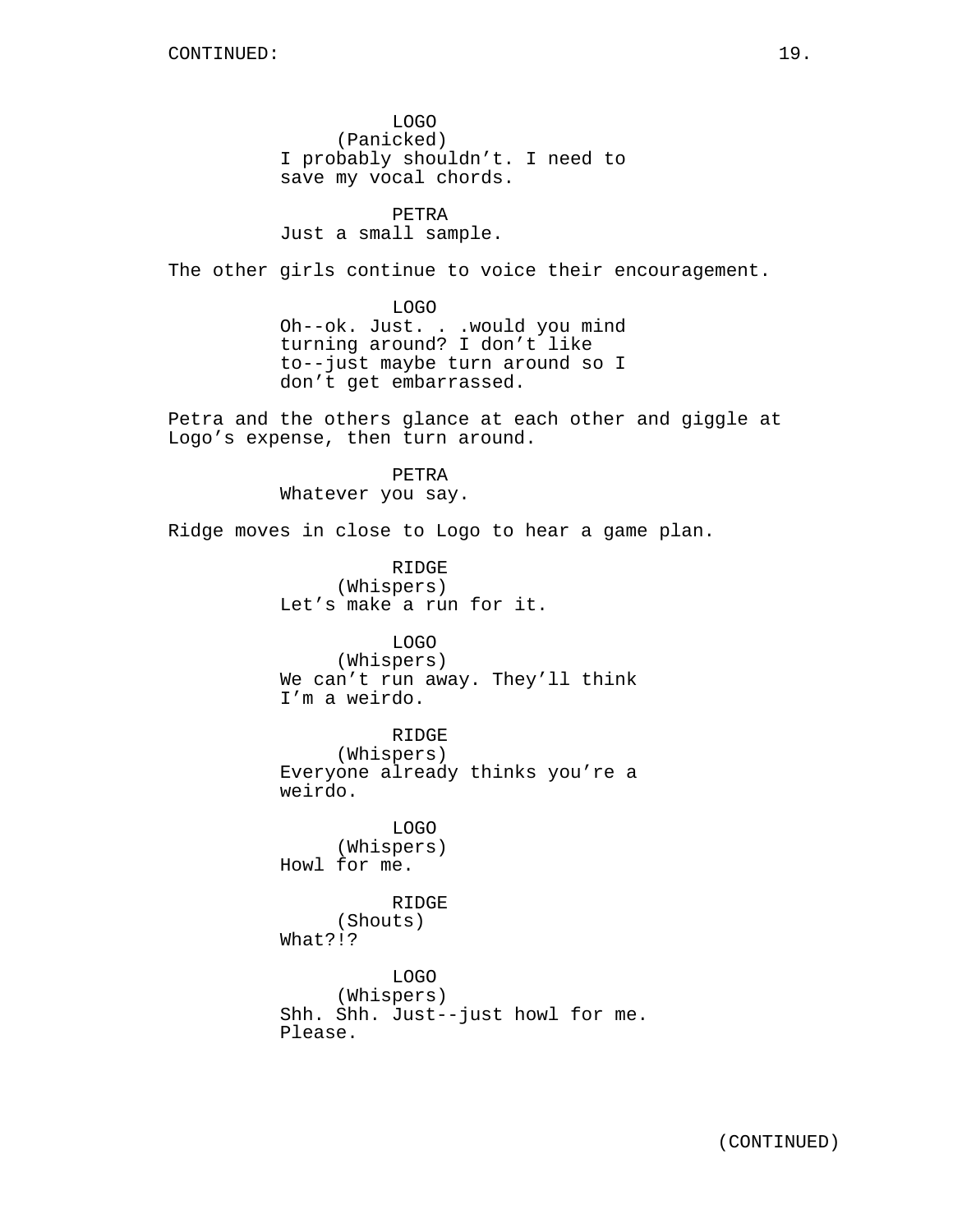LOGO
(Panicked)
I probably shouldn't. I need to save my vocal chords.

PETRA
Just a small sample.

The other girls continue to voice their encouragement.

LOGO
Oh--ok. Just. . .would you mind turning around? I don't like to--just maybe turn around so I don't get embarrassed.

Petra and the others glance at each other and giggle at Logo's expense, then turn around.

PETRA
Whatever you say.

Ridge moves in close to Logo to hear a game plan.

RIDGE
(Whispers)
Let's make a run for it.

LOGO
(Whispers)
We can't run away. They'll think I'm a weirdo.

RIDGE
(Whispers)
Everyone already thinks you're a weirdo.

LOGO
(Whispers)
Howl for me.

RIDGE
(Shouts)
What?!?

LOGO
(Whispers)
Shh. Shh. Just--just howl for me. Please.

(CONTINUED)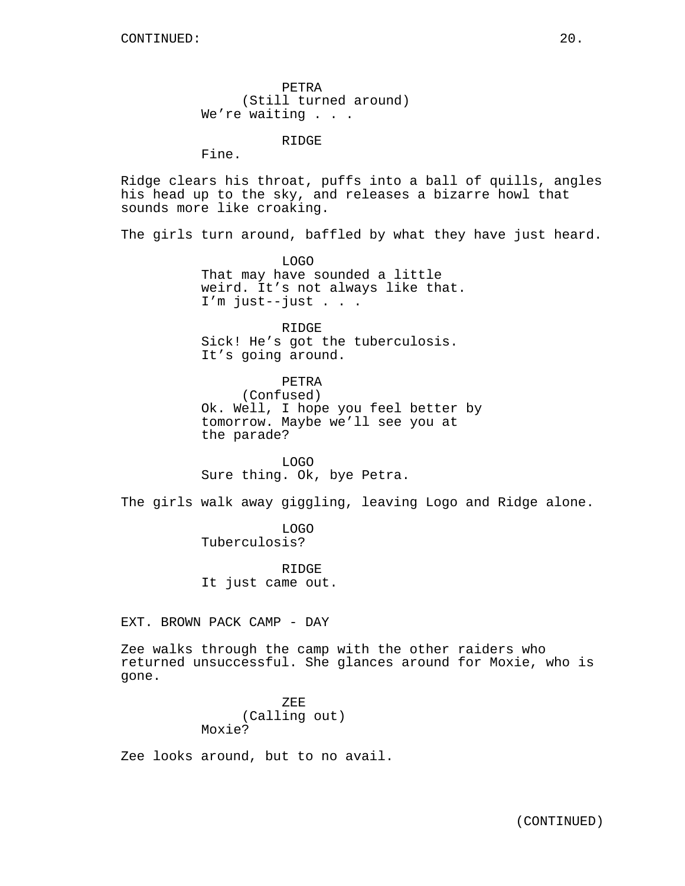PETRA
(Still turned around)
We're waiting . . .

RIDGE
Fine.

Ridge clears his throat, puffs into a ball of quills, angles his head up to the sky, and releases a bizarre howl that sounds more like croaking.

The girls turn around, baffled by what they have just heard.

LOGO
That may have sounded a little weird. It's not always like that. I'm just--just . . .

RIDGE
Sick! He's got the tuberculosis. It's going around.

PETRA
(Confused)
Ok. Well, I hope you feel better by tomorrow. Maybe we'll see you at the parade?

LOGO
Sure thing. Ok, bye Petra.

The girls walk away giggling, leaving Logo and Ridge alone.

LOGO
Tuberculosis?

RIDGE
It just came out.

EXT. BROWN PACK CAMP - DAY

Zee walks through the camp with the other raiders who returned unsuccessful. She glances around for Moxie, who is gone.

ZEE
(Calling out)
Moxie?

Zee looks around, but to no avail.

(CONTINUED)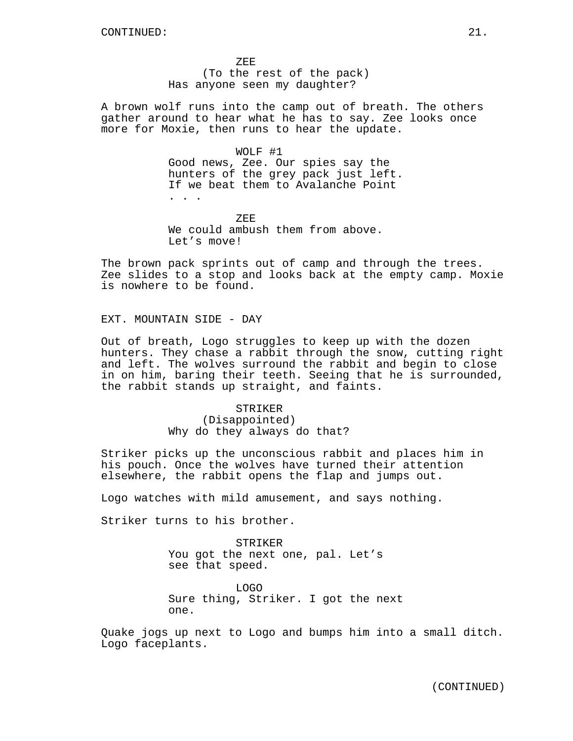ZEE
(To the rest of the pack)
Has anyone seen my daughter?

A brown wolf runs into the camp out of breath. The others gather around to hear what he has to say. Zee looks once more for Moxie, then runs to hear the update.

WOLF #1
Good news, Zee. Our spies say the hunters of the grey pack just left. If we beat them to Avalanche Point . . .

ZEE
We could ambush them from above. Let's move!

The brown pack sprints out of camp and through the trees. Zee slides to a stop and looks back at the empty camp. Moxie is nowhere to be found.

EXT. MOUNTAIN SIDE - DAY

Out of breath, Logo struggles to keep up with the dozen hunters. They chase a rabbit through the snow, cutting right and left. The wolves surround the rabbit and begin to close in on him, baring their teeth. Seeing that he is surrounded, the rabbit stands up straight, and faints.

STRIKER
(Disappointed)
Why do they always do that?

Striker picks up the unconscious rabbit and places him in his pouch. Once the wolves have turned their attention elsewhere, the rabbit opens the flap and jumps out.

Logo watches with mild amusement, and says nothing.

Striker turns to his brother.

STRIKER
You got the next one, pal. Let's see that speed.

LOGO
Sure thing, Striker. I got the next one.

Quake jogs up next to Logo and bumps him into a small ditch. Logo faceplants.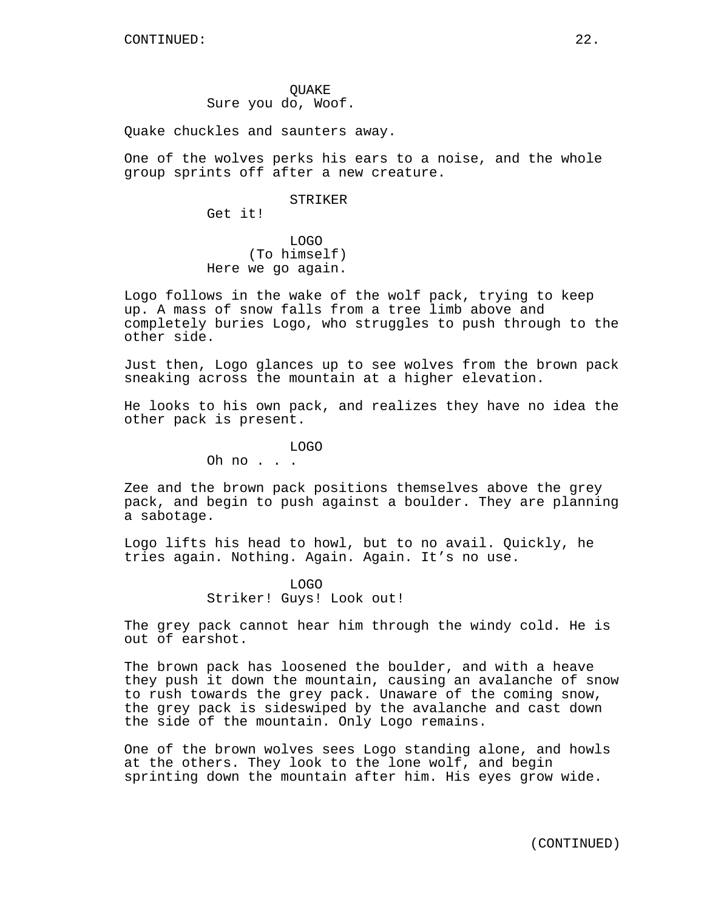QUAKE
Sure you do, Woof.

Quake chuckles and saunters away.

One of the wolves perks his ears to a noise, and the whole group sprints off after a new creature.

STRIKER
Get it!

LOGO
(To himself)
Here we go again.

Logo follows in the wake of the wolf pack, trying to keep up. A mass of snow falls from a tree limb above and completely buries Logo, who struggles to push through to the other side.

Just then, Logo glances up to see wolves from the brown pack sneaking across the mountain at a higher elevation.

He looks to his own pack, and realizes they have no idea the other pack is present.

LOGO
Oh no . . .

Zee and the brown pack positions themselves above the grey pack, and begin to push against a boulder. They are planning a sabotage.

Logo lifts his head to howl, but to no avail. Quickly, he tries again. Nothing. Again. Again. It’s no use.

LOGO
Striker! Guys! Look out!

The grey pack cannot hear him through the windy cold. He is out of earshot.

The brown pack has loosened the boulder, and with a heave they push it down the mountain, causing an avalanche of snow to rush towards the grey pack. Unaware of the coming snow, the grey pack is sideswiped by the avalanche and cast down the side of the mountain. Only Logo remains.

One of the brown wolves sees Logo standing alone, and howls at the others. They look to the lone wolf, and begin sprinting down the mountain after him. His eyes grow wide.

(CONTINUED)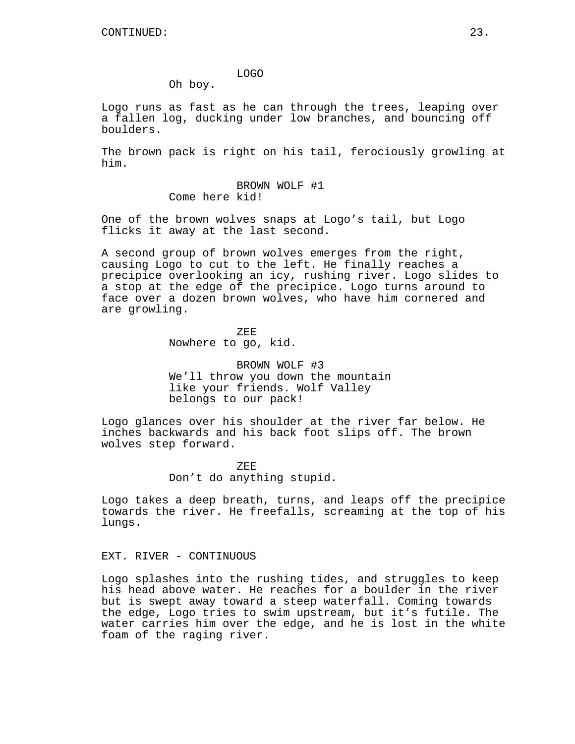LOGO
Oh boy.

Logo runs as fast as he can through the trees, leaping over a fallen log, ducking under low branches, and bouncing off boulders.

The brown pack is right on his tail, ferociously growling at him.

BROWN WOLF #1
Come here kid!

One of the brown wolves snaps at Logo's tail, but Logo flicks it away at the last second.

A second group of brown wolves emerges from the right, causing Logo to cut to the left. He finally reaches a precipice overlooking an icy, rushing river. Logo slides to a stop at the edge of the precipice. Logo turns around to face over a dozen brown wolves, who have him cornered and are growling.

ZEE
Nowhere to go, kid.

BROWN WOLF #3
We'll throw you down the mountain like your friends. Wolf Valley belongs to our pack!

Logo glances over his shoulder at the river far below. He inches backwards and his back foot slips off. The brown wolves step forward.

ZEE
Don't do anything stupid.

Logo takes a deep breath, turns, and leaps off the precipice towards the river. He freefalls, screaming at the top of his lungs.

EXT. RIVER - CONTINUOUS

Logo splashes into the rushing tides, and struggles to keep his head above water. He reaches for a boulder in the river but is swept away toward a steep waterfall. Coming towards the edge, Logo tries to swim upstream, but it's futile. The water carries him over the edge, and he is lost in the white foam of the raging river.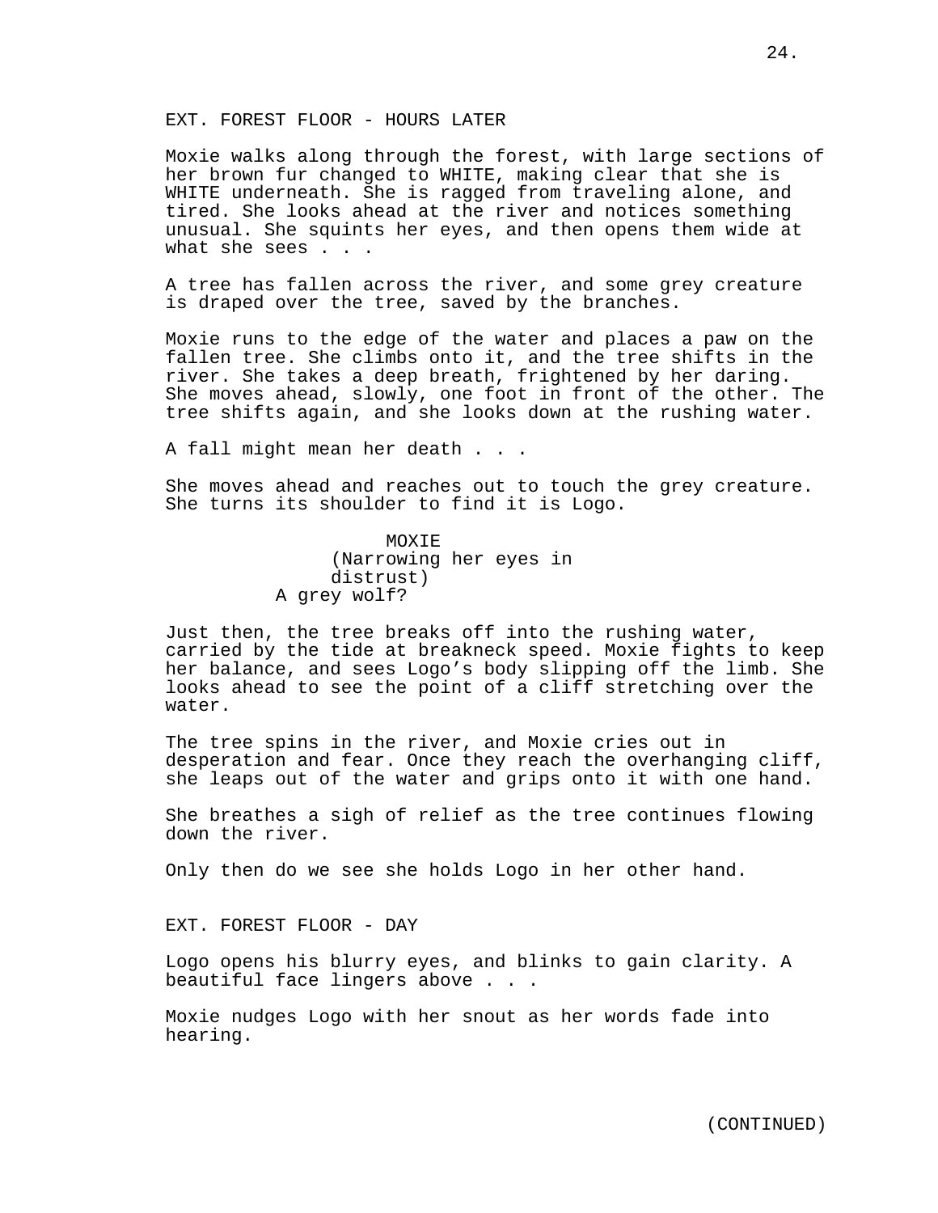EXT. FOREST FLOOR - HOURS LATER

Moxie walks along through the forest, with large sections of her brown fur changed to WHITE, making clear that she is WHITE underneath. She is ragged from traveling alone, and tired. She looks ahead at the river and notices something unusual. She squints her eyes, and then opens them wide at what she sees . . .

A tree has fallen across the river, and some grey creature is draped over the tree, saved by the branches.

Moxie runs to the edge of the water and places a paw on the fallen tree. She climbs onto it, and the tree shifts in the river. She takes a deep breath, frightened by her daring. She moves ahead, slowly, one foot in front of the other. The tree shifts again, and she looks down at the rushing water.

A fall might mean her death . . .

She moves ahead and reaches out to touch the grey creature. She turns its shoulder to find it is Logo.

MOXIE
(Narrowing her eyes in distrust)
A grey wolf?

Just then, the tree breaks off into the rushing water, carried by the tide at breakneck speed. Moxie fights to keep her balance, and sees Logo's body slipping off the limb. She looks ahead to see the point of a cliff stretching over the water.

The tree spins in the river, and Moxie cries out in desperation and fear. Once they reach the overhanging cliff, she leaps out of the water and grips onto it with one hand.

She breathes a sigh of relief as the tree continues flowing down the river.

Only then do we see she holds Logo in her other hand.

EXT. FOREST FLOOR - DAY

Logo opens his blurry eyes, and blinks to gain clarity. A beautiful face lingers above . . .

Moxie nudges Logo with her snout as her words fade into hearing.

(CONTINUED)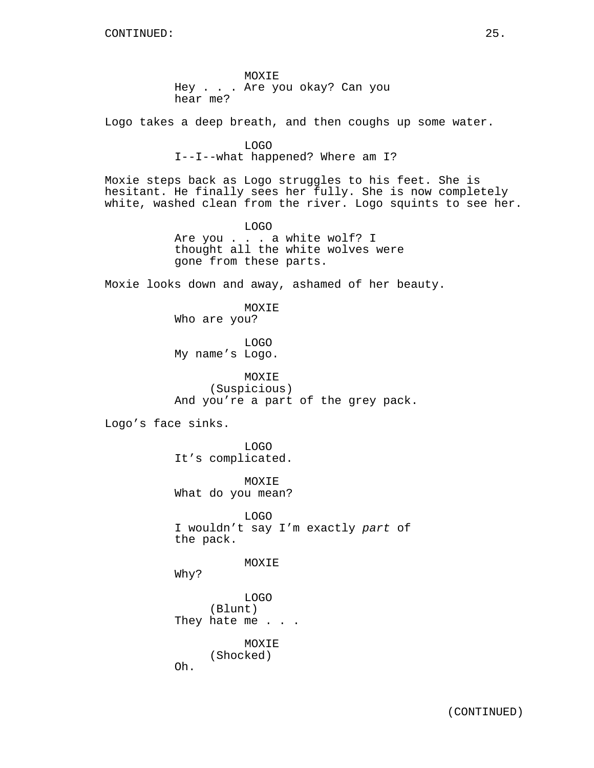MOXIE
Hey . . . Are you okay? Can you hear me?

Logo takes a deep breath, and then coughs up some water.

LOGO
I--I--what happened? Where am I?

Moxie steps back as Logo struggles to his feet. She is hesitant. He finally sees her fully. She is now completely white, washed clean from the river. Logo squints to see her.

LOGO
Are you . . . a white wolf? I thought all the white wolves were gone from these parts.

Moxie looks down and away, ashamed of her beauty.

MOXIE
Who are you?

LOGO
My name's Logo.

MOXIE
(Suspicious)
And you're a part of the grey pack.

Logo's face sinks.

LOGO
It's complicated.

MOXIE
What do you mean?

LOGO
I wouldn't say I'm exactly *part* of the pack.

MOXIE
Why?

LOGO
(Blunt)
They hate me . . .

MOXIE
(Shocked)
Oh.

(CONTINUED)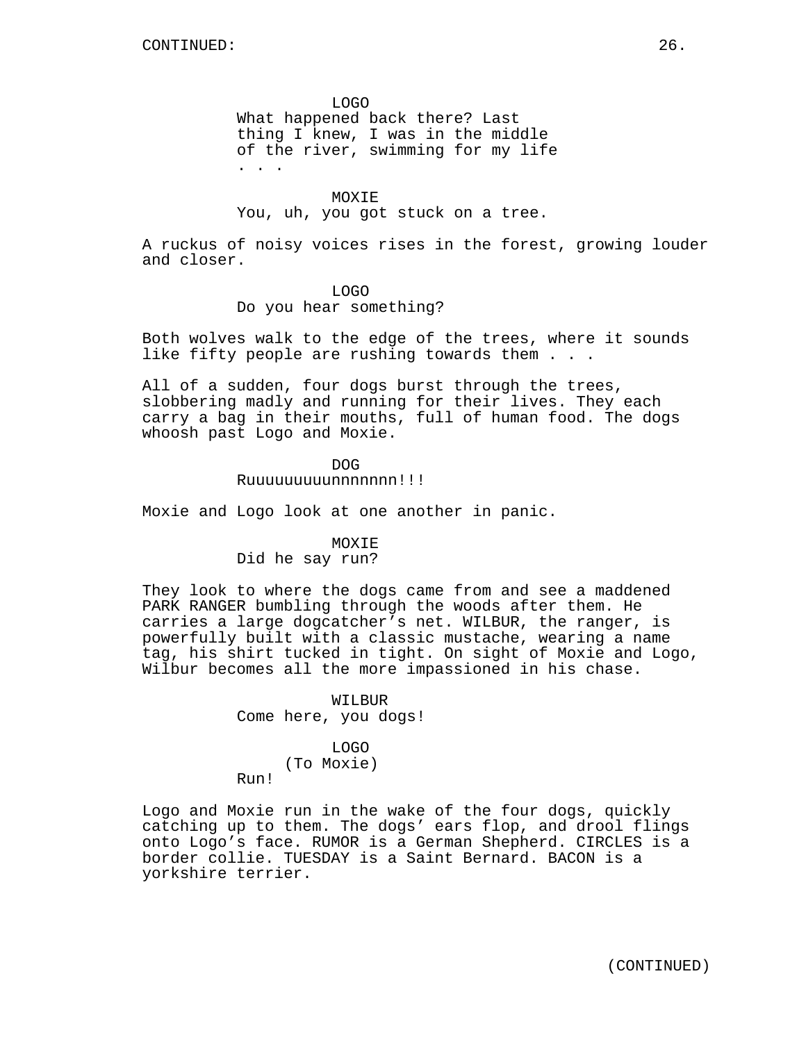LOGO
What happened back there? Last thing I knew, I was in the middle of the river, swimming for my life . . .

MOXIE
You, uh, you got stuck on a tree.

A ruckus of noisy voices rises in the forest, growing louder and closer.

LOGO
Do you hear something?

Both wolves walk to the edge of the trees, where it sounds like fifty people are rushing towards them . . .

All of a sudden, four dogs burst through the trees, slobbering madly and running for their lives. They each carry a bag in their mouths, full of human food. The dogs whoosh past Logo and Moxie.

DOG
Ruuuuuuuuuunnnnnnn!!!

Moxie and Logo look at one another in panic.

MOXIE
Did he say run?

They look to where the dogs came from and see a maddened PARK RANGER bumbling through the woods after them. He carries a large dogcatcher's net. WILBUR, the ranger, is powerfully built with a classic mustache, wearing a name tag, his shirt tucked in tight. On sight of Moxie and Logo, Wilbur becomes all the more impassioned in his chase.

WILBUR
Come here, you dogs!

LOGO
(To Moxie)
Run!

Logo and Moxie run in the wake of the four dogs, quickly catching up to them. The dogs' ears flop, and drool flings onto Logo's face. RUMOR is a German Shepherd. CIRCLES is a border collie. TUESDAY is a Saint Bernard. BACON is a yorkshire terrier.

(CONTINUED)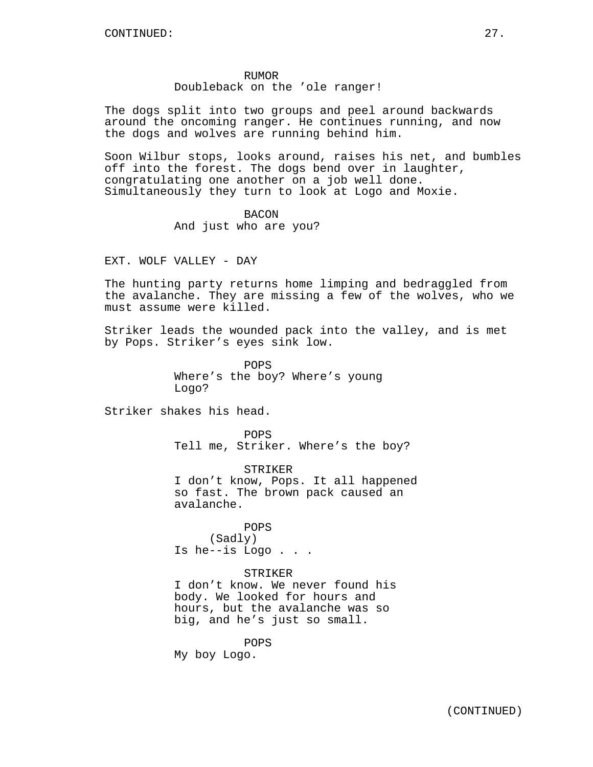RUMOR
Doubleback on the 'ole ranger!

The dogs split into two groups and peel around backwards around the oncoming ranger. He continues running, and now the dogs and wolves are running behind him.

Soon Wilbur stops, looks around, raises his net, and bumbles off into the forest. The dogs bend over in laughter, congratulating one another on a job well done. Simultaneously they turn to look at Logo and Moxie.

BACON
And just who are you?

EXT. WOLF VALLEY - DAY

The hunting party returns home limping and bedraggled from the avalanche. They are missing a few of the wolves, who we must assume were killed.

Striker leads the wounded pack into the valley, and is met by Pops. Striker's eyes sink low.

POPS
Where's the boy? Where's young Logo?

Striker shakes his head.

POPS
Tell me, Striker. Where's the boy?

STRIKER
I don't know, Pops. It all happened so fast. The brown pack caused an avalanche.

POPS
(Sadly)
Is he--is Logo . . .

STRIKER
I don't know. We never found his body. We looked for hours and hours, but the avalanche was so big, and he's just so small.

POPS
My boy Logo.

(CONTINUED)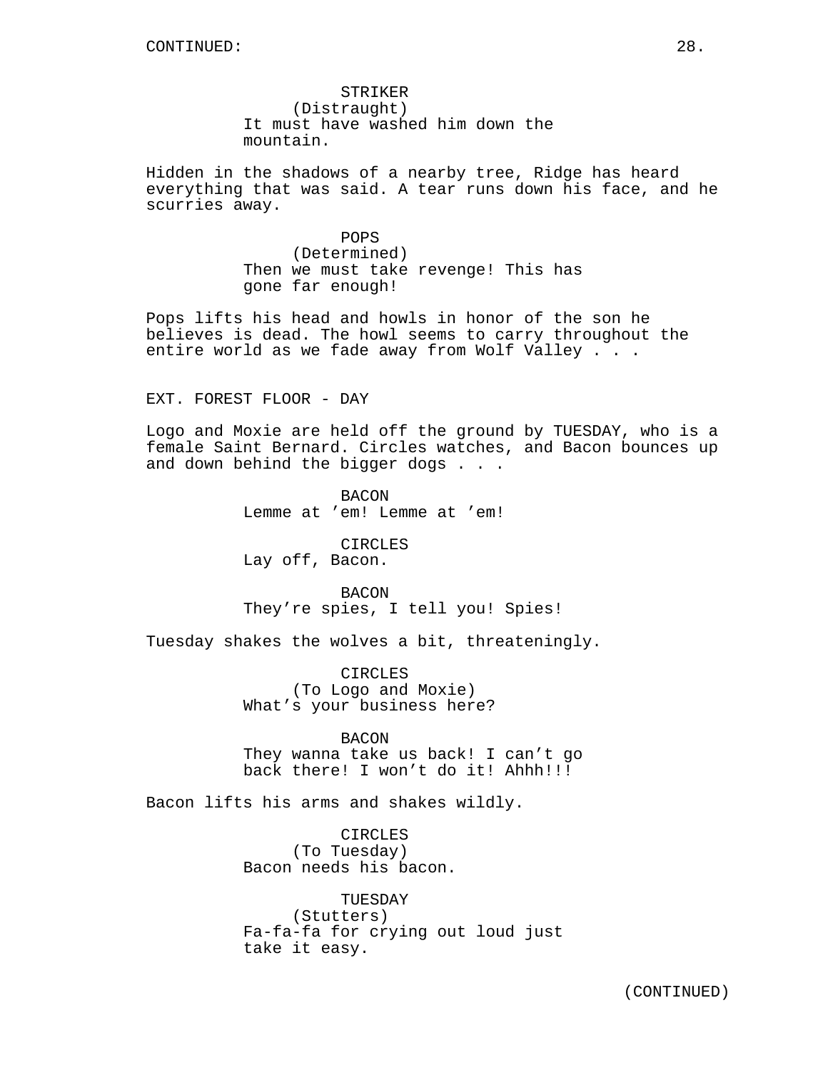STRIKER
(Distraught)
It must have washed him down the mountain.

Hidden in the shadows of a nearby tree, Ridge has heard everything that was said. A tear runs down his face, and he scurries away.

POPS
(Determined)
Then we must take revenge! This has gone far enough!

Pops lifts his head and howls in honor of the son he believes is dead. The howl seems to carry throughout the entire world as we fade away from Wolf Valley . . .

EXT. FOREST FLOOR - DAY

Logo and Moxie are held off the ground by TUESDAY, who is a female Saint Bernard. Circles watches, and Bacon bounces up and down behind the bigger dogs . . .

BACON
Lemme at ’em! Lemme at ’em!

CIRCLES
Lay off, Bacon.

BACON
They’re spies, I tell you! Spies!

Tuesday shakes the wolves a bit, threateningly.

CIRCLES
(To Logo and Moxie)
What’s your business here?

BACON
They wanna take us back! I can’t go back there! I won’t do it! Ahhh!!!

Bacon lifts his arms and shakes wildly.

CIRCLES
(To Tuesday)
Bacon needs his bacon.

TUESDAY
(Stutters)
Fa-fa-fa for crying out loud just take it easy.

(CONTINUED)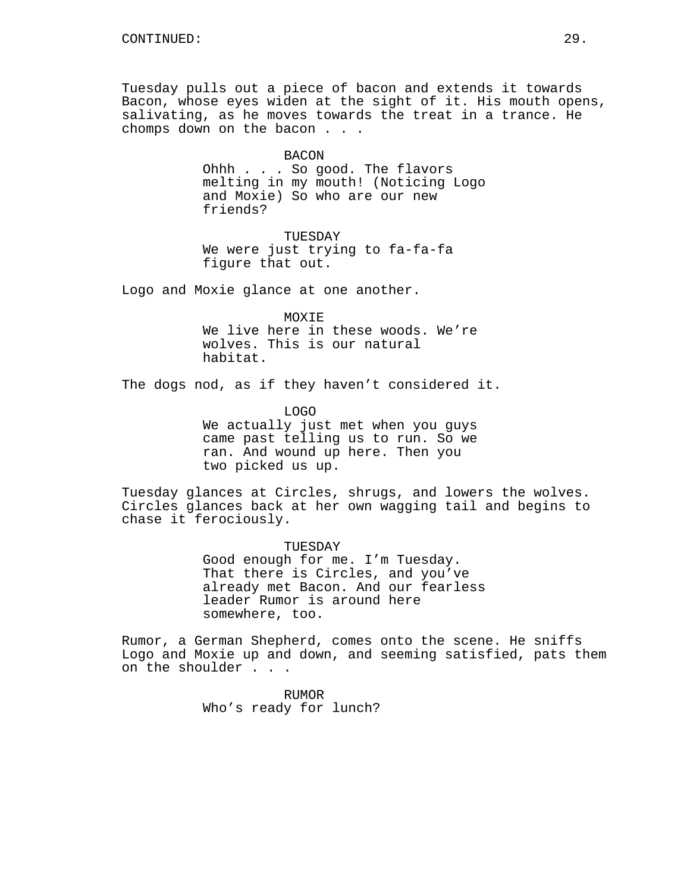CONTINUED:

Tuesday pulls out a piece of bacon and extends it towards Bacon, whose eyes widen at the sight of it. His mouth opens, salivating, as he moves towards the treat in a trance. He chomps down on the bacon . . .

BACON
Ohhh . . . So good. The flavors melting in my mouth! (Noticing Logo and Moxie) So who are our new friends?

TUESDAY
We were just trying to fa-fa-fa figure that out.

Logo and Moxie glance at one another.

MOXIE
We live here in these woods. We're wolves. This is our natural habitat.

The dogs nod, as if they haven't considered it.

LOGO
We actually just met when you guys came past telling us to run. So we ran. And wound up here. Then you two picked us up.

Tuesday glances at Circles, shrugs, and lowers the wolves. Circles glances back at her own wagging tail and begins to chase it ferociously.

TUESDAY
Good enough for me. I'm Tuesday. That there is Circles, and you've already met Bacon. And our fearless leader Rumor is around here somewhere, too.

Rumor, a German Shepherd, comes onto the scene. He sniffs Logo and Moxie up and down, and seeming satisfied, pats them on the shoulder . . .

RUMOR
Who's ready for lunch?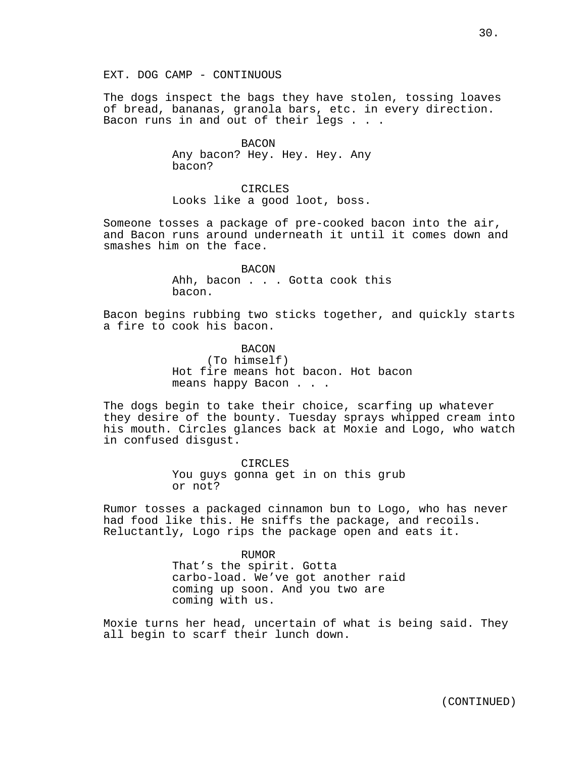EXT. DOG CAMP - CONTINUOUS

The dogs inspect the bags they have stolen, tossing loaves of bread, bananas, granola bars, etc. in every direction. Bacon runs in and out of their legs . . .

BACON
Any bacon? Hey. Hey. Hey. Any bacon?

CIRCLES
Looks like a good loot, boss.

Someone tosses a package of pre-cooked bacon into the air, and Bacon runs around underneath it until it comes down and smashes him on the face.

BACON
Ahh, bacon . . . Gotta cook this bacon.

Bacon begins rubbing two sticks together, and quickly starts a fire to cook his bacon.

BACON
(To himself)
Hot fire means hot bacon. Hot bacon means happy Bacon . . .

The dogs begin to take their choice, scarfing up whatever they desire of the bounty. Tuesday sprays whipped cream into his mouth. Circles glances back at Moxie and Logo, who watch in confused disgust.

CIRCLES
You guys gonna get in on this grub or not?

Rumor tosses a packaged cinnamon bun to Logo, who has never had food like this. He sniffs the package, and recoils. Reluctantly, Logo rips the package open and eats it.

RUMOR
That’s the spirit. Gotta carbo-load. We’ve got another raid coming up soon. And you two are coming with us.

Moxie turns her head, uncertain of what is being said. They all begin to scarf their lunch down.

(CONTINUED)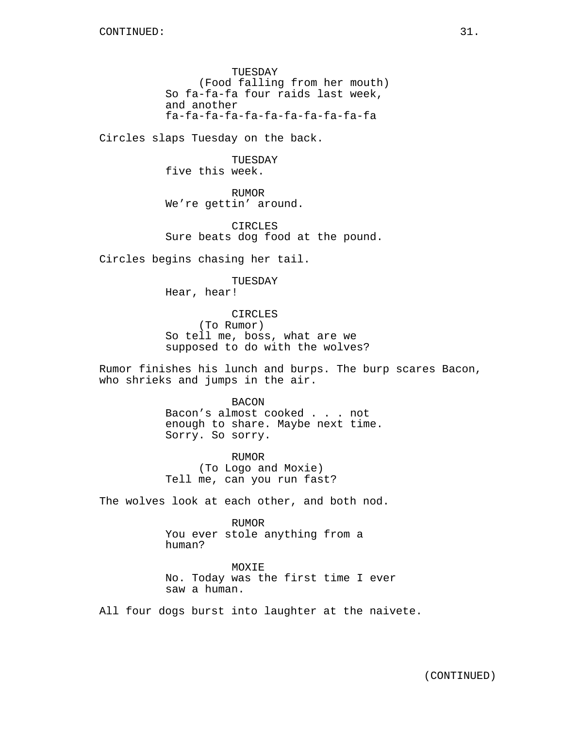TUESDAY
(Food falling from her mouth)
So fa-fa-fa four raids last week, and another fa-fa-fa-fa-fa-fa-fa-fa-fa-fa-fa

Circles slaps Tuesday on the back.

TUESDAY
five this week.

RUMOR
We're gettin' around.

CIRCLES
Sure beats dog food at the pound.

Circles begins chasing her tail.

TUESDAY
Hear, hear!

CIRCLES
(To Rumor)
So tell me, boss, what are we supposed to do with the wolves?

Rumor finishes his lunch and burps. The burp scares Bacon, who shrieks and jumps in the air.

BACON
Bacon's almost cooked . . . not enough to share. Maybe next time. Sorry. So sorry.

RUMOR
(To Logo and Moxie)
Tell me, can you run fast?

The wolves look at each other, and both nod.

RUMOR
You ever stole anything from a human?

MOXIE
No. Today was the first time I ever saw a human.

All four dogs burst into laughter at the naivete.

(CONTINUED)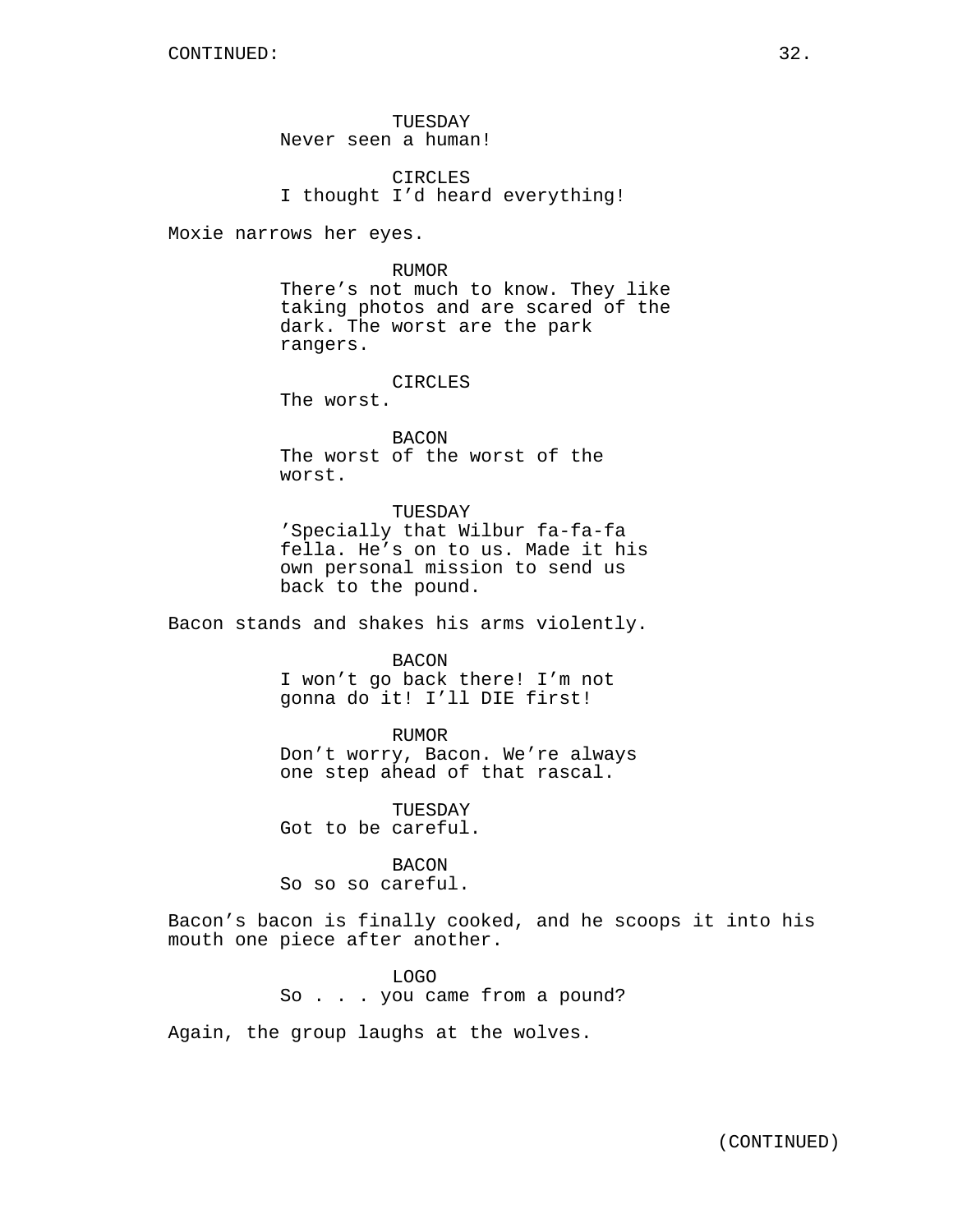TUESDAY
Never seen a human!

CIRCLES
I thought I'd heard everything!

Moxie narrows her eyes.

RUMOR
There's not much to know. They like taking photos and are scared of the dark. The worst are the park rangers.

CIRCLES
The worst.

BACON
The worst of the worst of the worst.

TUESDAY
'Specially that Wilbur fa-fa-fa fella. He's on to us. Made it his own personal mission to send us back to the pound.

Bacon stands and shakes his arms violently.

BACON
I won't go back there! I'm not gonna do it! I'll DIE first!

RUMOR
Don't worry, Bacon. We're always one step ahead of that rascal.

TUESDAY
Got to be careful.

BACON
So so so careful.

Bacon's bacon is finally cooked, and he scoops it into his mouth one piece after another.

LOGO
So . . . you came from a pound?

Again, the group laughs at the wolves.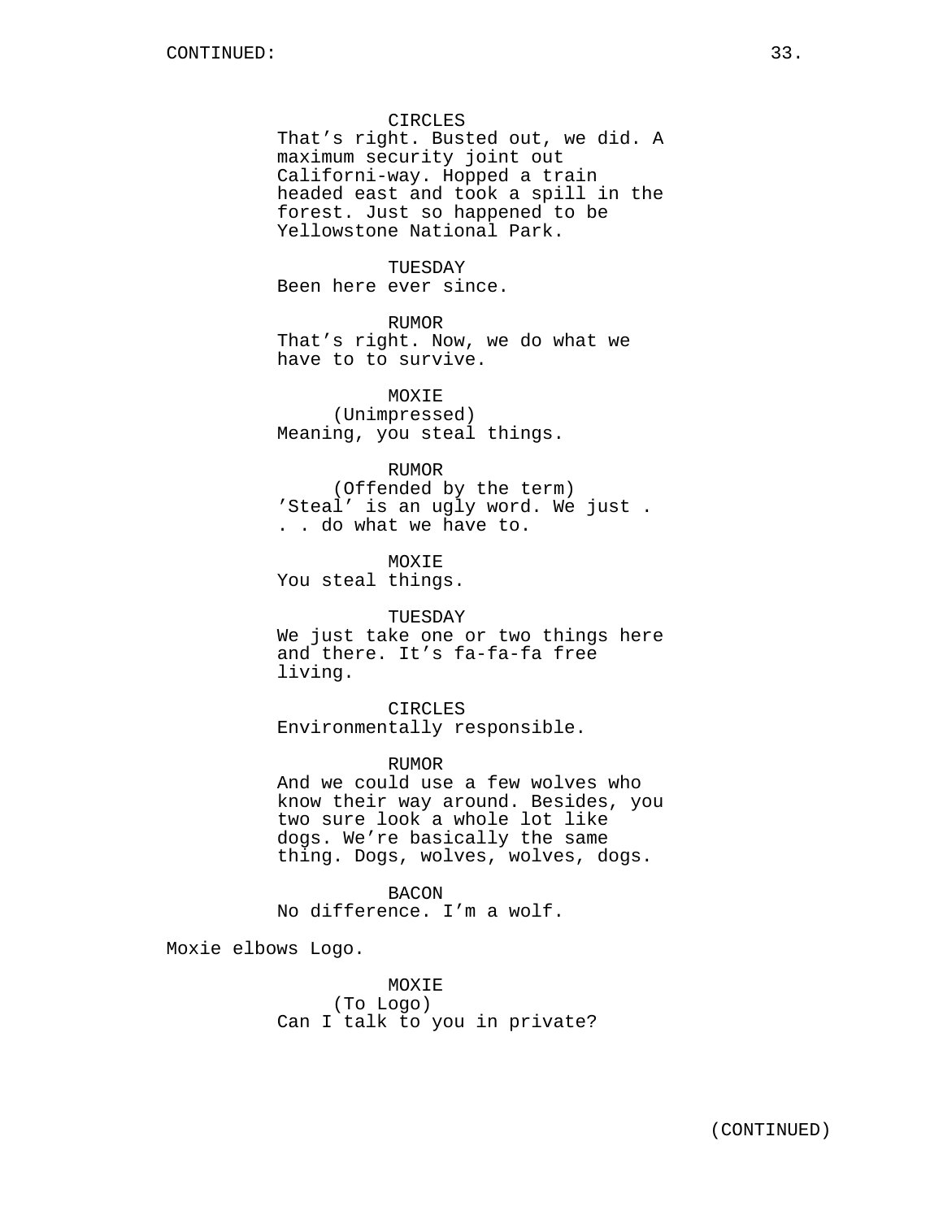CONTINUED:

CIRCLES
That's right. Busted out, we did. A maximum security joint out Californi-way. Hopped a train headed east and took a spill in the forest. Just so happened to be Yellowstone National Park.

TUESDAY
Been here ever since.

RUMOR
That's right. Now, we do what we have to to survive.

MOXIE
(Unimpressed)
Meaning, you steal things.

RUMOR
(Offended by the term)
'Steal' is an ugly word. We just . . . do what we have to.

MOXIE
You steal things.

TUESDAY
We just take one or two things here and there. It's fa-fa-fa free living.

CIRCLES
Environmentally responsible.

RUMOR
And we could use a few wolves who know their way around. Besides, you two sure look a whole lot like dogs. We're basically the same thing. Dogs, wolves, wolves, dogs.

BACON
No difference. I'm a wolf.

Moxie elbows Logo.

MOXIE
(To Logo)
Can I talk to you in private?

(CONTINUED)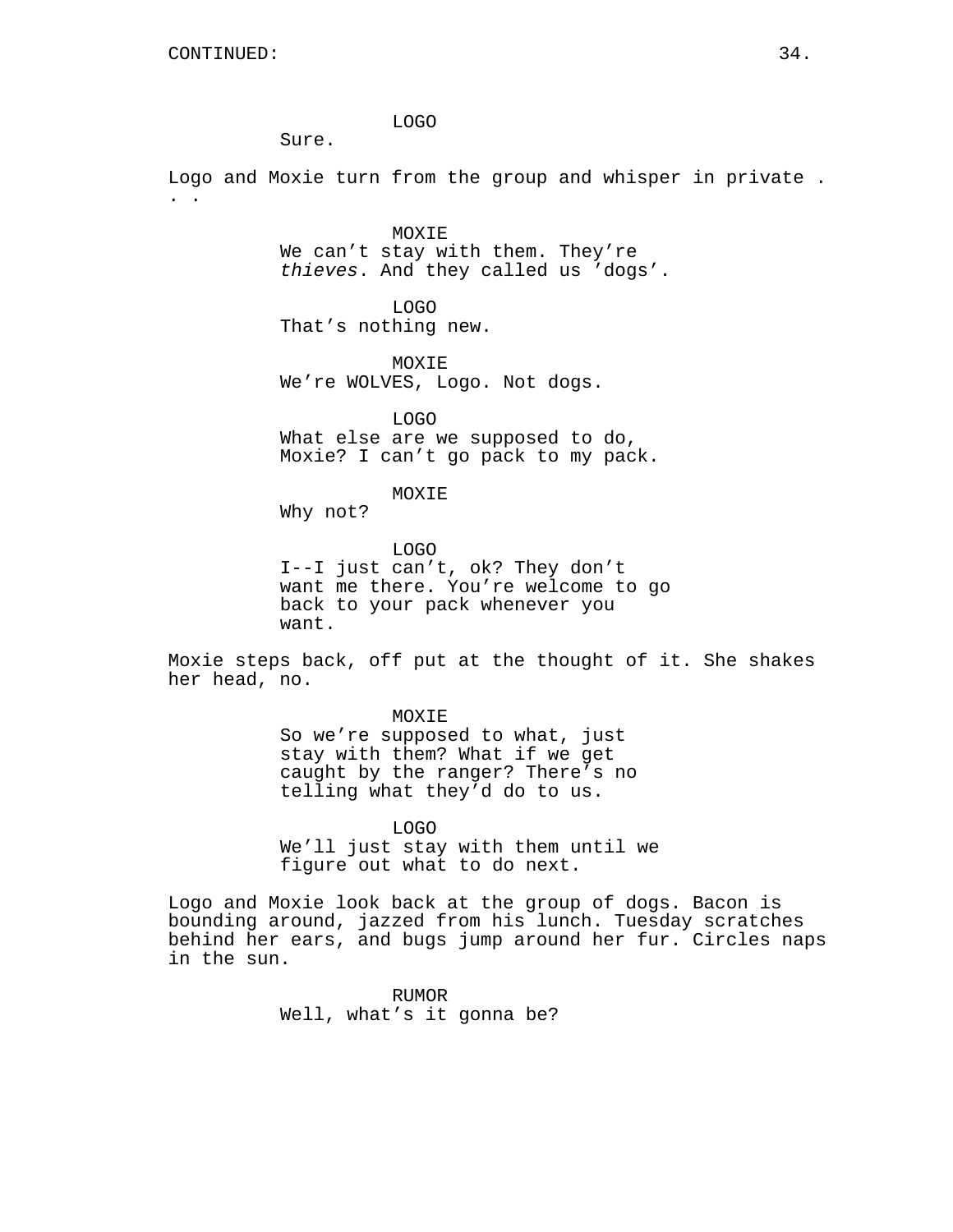LOGO
Sure.

Logo and Moxie turn from the group and whisper in private . . .

MOXIE
We can't stay with them. They're *thieves*. And they called us 'dogs'.

LOGO
That's nothing new.

MOXIE
We're WOLVES, Logo. Not dogs.

LOGO
What else are we supposed to do, Moxie? I can't go pack to my pack.

MOXIE
Why not?

LOGO
I--I just can't, ok? They don't want me there. You're welcome to go back to your pack whenever you want.

Moxie steps back, off put at the thought of it. She shakes her head, no.

MOXIE
So we're supposed to what, just stay with them? What if we get caught by the ranger? There's no telling what they'd do to us.

LOGO
We'll just stay with them until we figure out what to do next.

Logo and Moxie look back at the group of dogs. Bacon is bounding around, jazzed from his lunch. Tuesday scratches behind her ears, and bugs jump around her fur. Circles naps in the sun.

RUMOR
Well, what's it gonna be?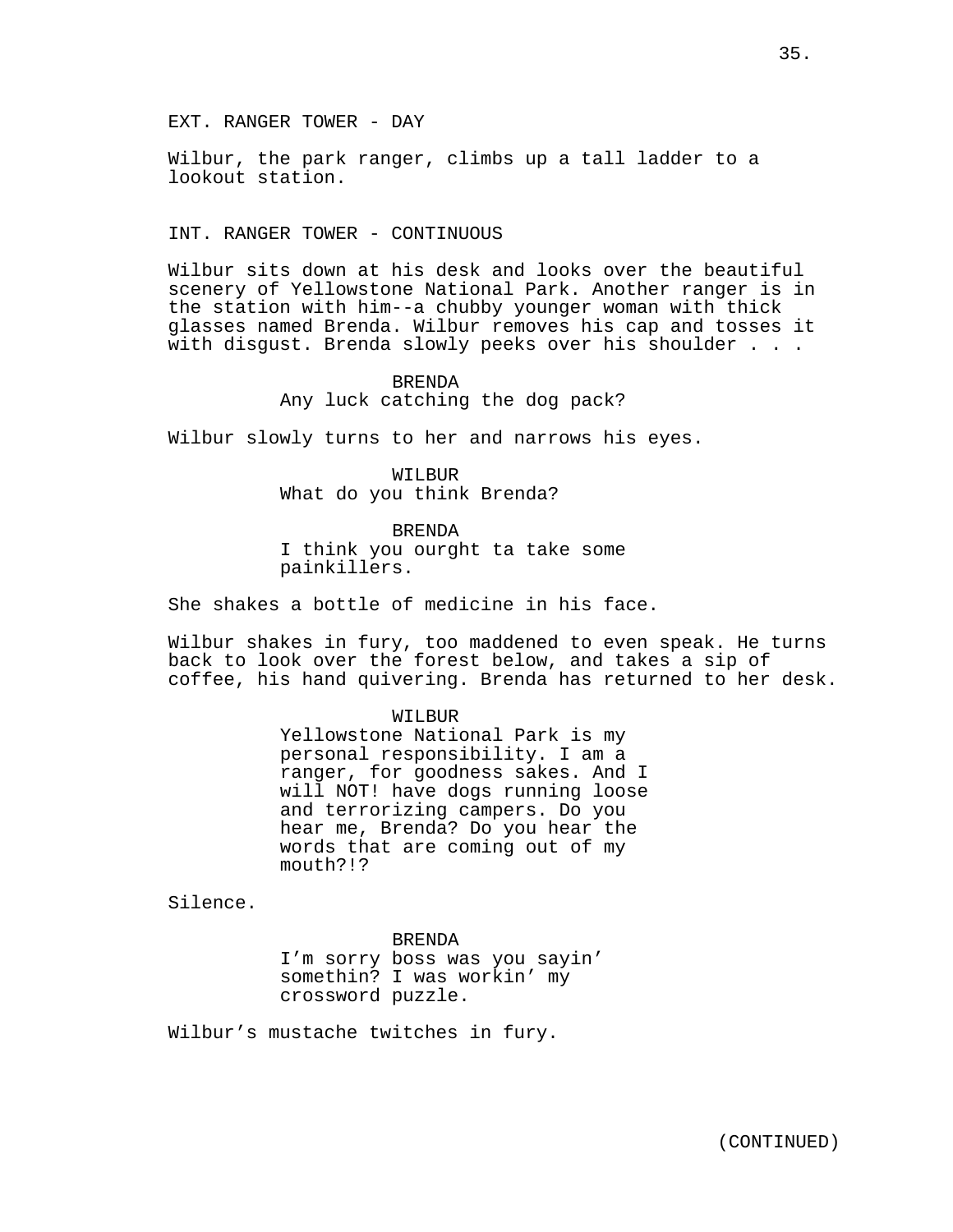EXT. RANGER TOWER - DAY

Wilbur, the park ranger, climbs up a tall ladder to a lookout station.

INT. RANGER TOWER - CONTINUOUS

Wilbur sits down at his desk and looks over the beautiful scenery of Yellowstone National Park. Another ranger is in the station with him--a chubby younger woman with thick glasses named Brenda. Wilbur removes his cap and tosses it with disgust. Brenda slowly peeks over his shoulder . . .

BRENDA
Any luck catching the dog pack?

Wilbur slowly turns to her and narrows his eyes.

WILBUR
What do you think Brenda?

BRENDA
I think you ourght ta take some painkillers.

She shakes a bottle of medicine in his face.

Wilbur shakes in fury, too maddened to even speak. He turns back to look over the forest below, and takes a sip of coffee, his hand quivering. Brenda has returned to her desk.

WILBUR
Yellowstone National Park is my personal responsibility. I am a ranger, for goodness sakes. And I will NOT! have dogs running loose and terrorizing campers. Do you hear me, Brenda? Do you hear the words that are coming out of my mouth?!?

Silence.

BRENDA
I'm sorry boss was you sayin' somethin? I was workin' my crossword puzzle.

Wilbur's mustache twitches in fury.

(CONTINUED)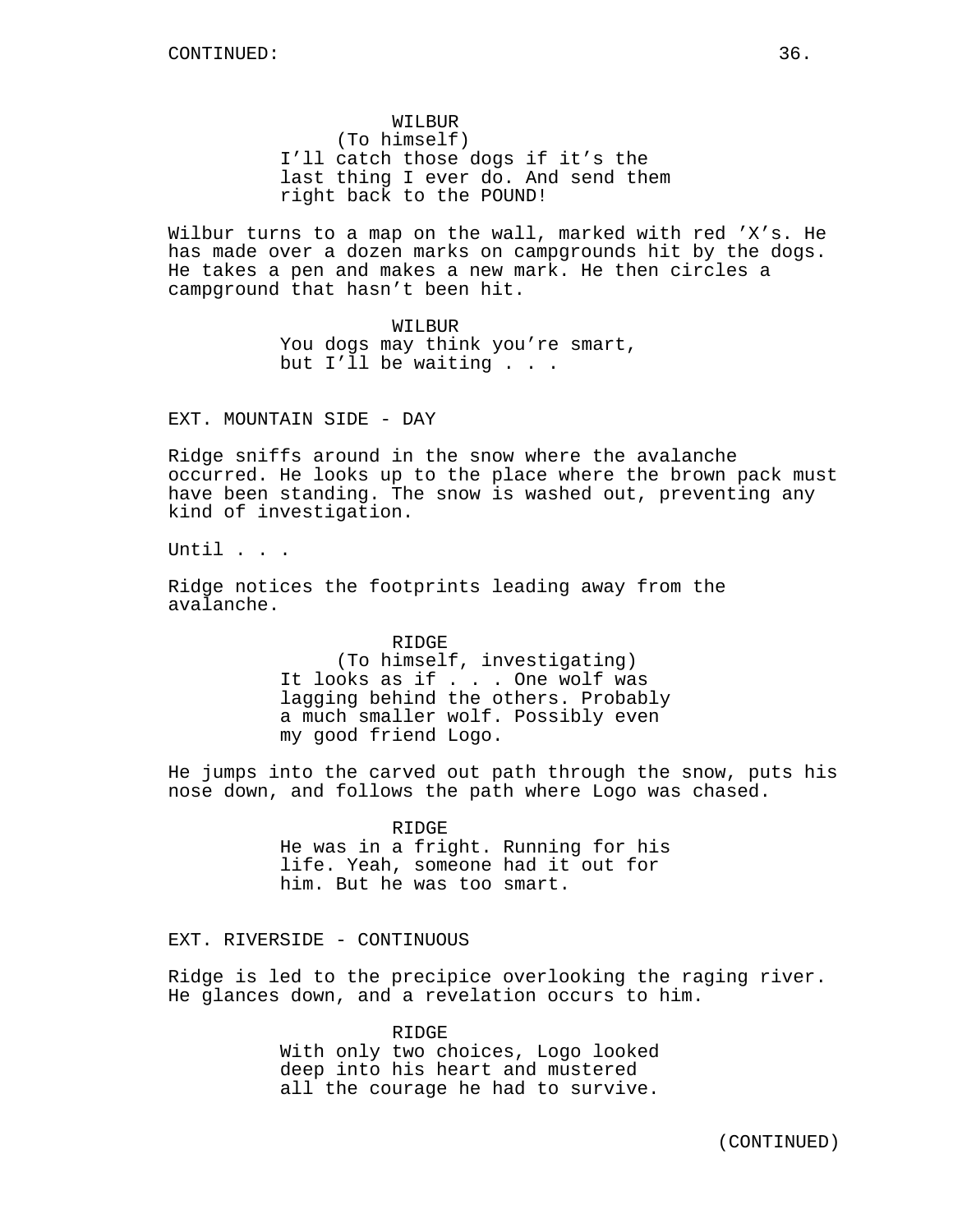WILBUR
(To himself)
I'll catch those dogs if it's the last thing I ever do. And send them right back to the POUND!

Wilbur turns to a map on the wall, marked with red 'X's. He has made over a dozen marks on campgrounds hit by the dogs. He takes a pen and makes a new mark. He then circles a campground that hasn't been hit.

WILBUR
You dogs may think you're smart, but I'll be waiting . . .

EXT. MOUNTAIN SIDE - DAY

Ridge sniffs around in the snow where the avalanche occurred. He looks up to the place where the brown pack must have been standing. The snow is washed out, preventing any kind of investigation.

Until . . .

Ridge notices the footprints leading away from the avalanche.

RIDGE
(To himself, investigating)
It looks as if . . . One wolf was lagging behind the others. Probably a much smaller wolf. Possibly even my good friend Logo.

He jumps into the carved out path through the snow, puts his nose down, and follows the path where Logo was chased.

RIDGE
He was in a fright. Running for his life. Yeah, someone had it out for him. But he was too smart.

EXT. RIVERSIDE - CONTINUOUS

Ridge is led to the precipice overlooking the raging river. He glances down, and a revelation occurs to him.

RIDGE
With only two choices, Logo looked deep into his heart and mustered all the courage he had to survive.

(CONTINUED)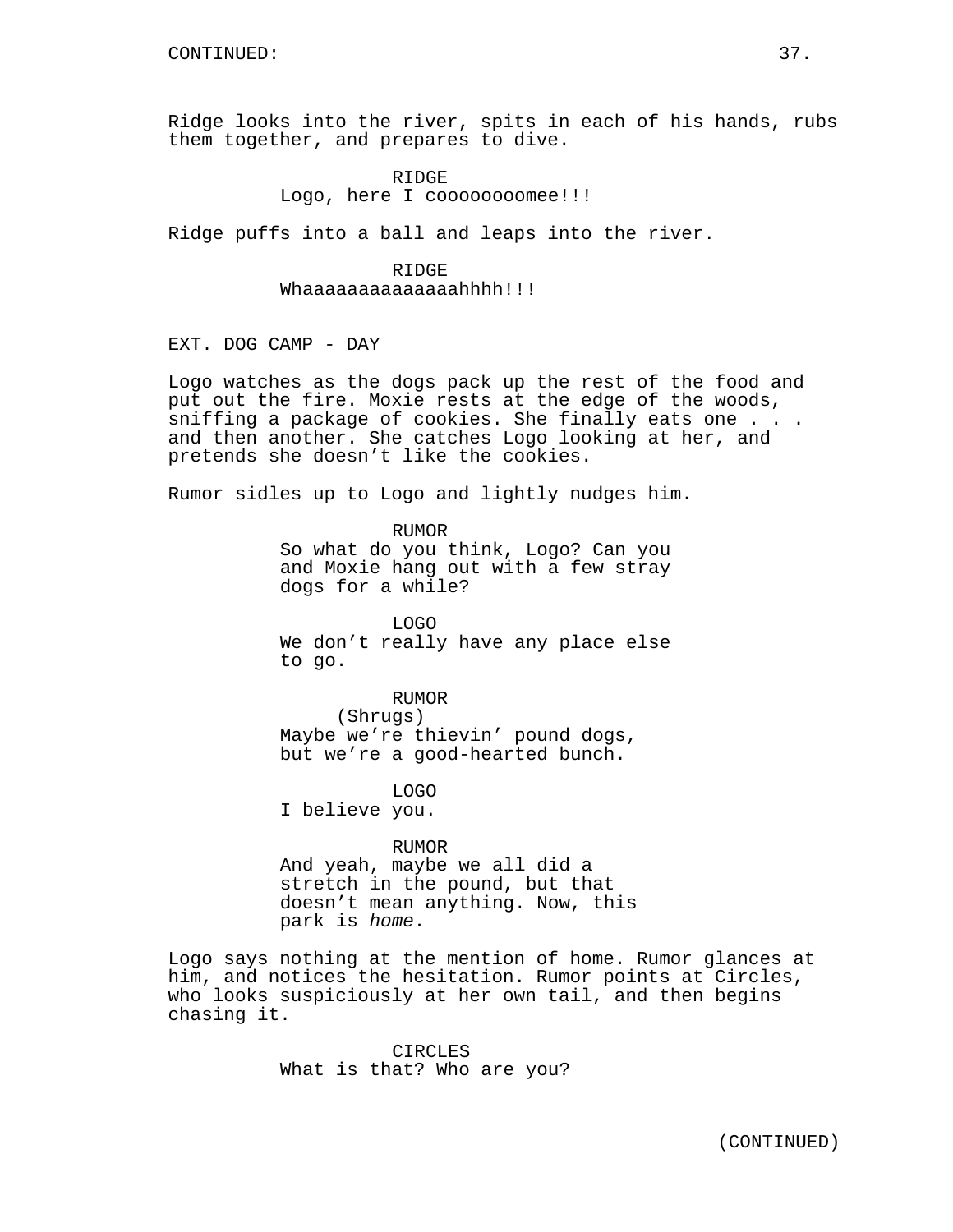Ridge looks into the river, spits in each of his hands, rubs them together, and prepares to dive.

RIDGE
Logo, here I coooooooomee!!!

Ridge puffs into a ball and leaps into the river.

RIDGE
Whaaaaaaaaaaaaaahhhh!!!

EXT. DOG CAMP - DAY

Logo watches as the dogs pack up the rest of the food and put out the fire. Moxie rests at the edge of the woods, sniffing a package of cookies. She finally eats one . . . and then another. She catches Logo looking at her, and pretends she doesn't like the cookies.

Rumor sidles up to Logo and lightly nudges him.

RUMOR
So what do you think, Logo? Can you and Moxie hang out with a few stray dogs for a while?

LOGO
We don't really have any place else to go.

RUMOR
(Shrugs)
Maybe we're thievin' pound dogs, but we're a good-hearted bunch.

LOGO
I believe you.

RUMOR
And yeah, maybe we all did a stretch in the pound, but that doesn't mean anything. Now, this park is *home*.

Logo says nothing at the mention of home. Rumor glances at him, and notices the hesitation. Rumor points at Circles, who looks suspiciously at her own tail, and then begins chasing it.

CIRCLES
What is that? Who are you?

(CONTINUED)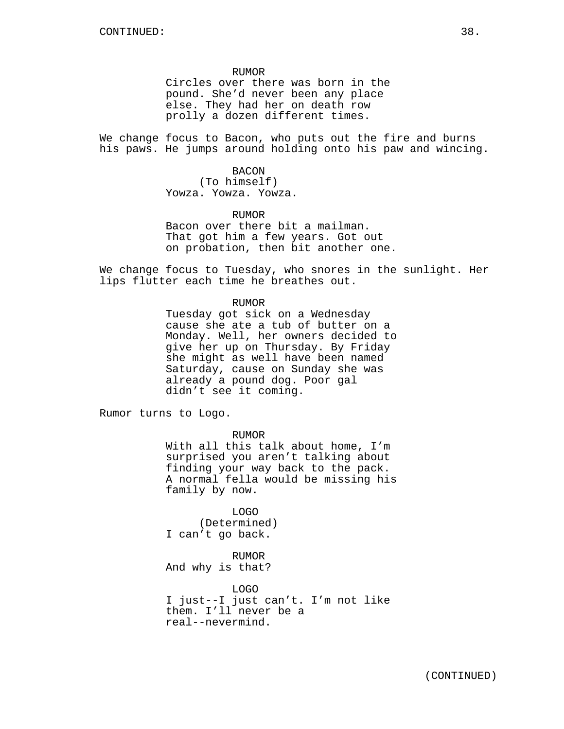RUMOR
Circles over there was born in the pound. She'd never been any place else. They had her on death row prolly a dozen different times.

We change focus to Bacon, who puts out the fire and burns his paws. He jumps around holding onto his paw and wincing.

BACON
(To himself)
Yowza. Yowza. Yowza.

RUMOR
Bacon over there bit a mailman. That got him a few years. Got out on probation, then bit another one.

We change focus to Tuesday, who snores in the sunlight. Her lips flutter each time he breathes out.

RUMOR
Tuesday got sick on a Wednesday cause she ate a tub of butter on a Monday. Well, her owners decided to give her up on Thursday. By Friday she might as well have been named Saturday, cause on Sunday she was already a pound dog. Poor gal didn't see it coming.

Rumor turns to Logo.

RUMOR
With all this talk about home, I'm surprised you aren't talking about finding your way back to the pack. A normal fella would be missing his family by now.

LOGO
(Determined)
I can't go back.

RUMOR
And why is that?

LOGO
I just--I just can't. I'm not like them. I'll never be a real--nevermind.

(CONTINUED)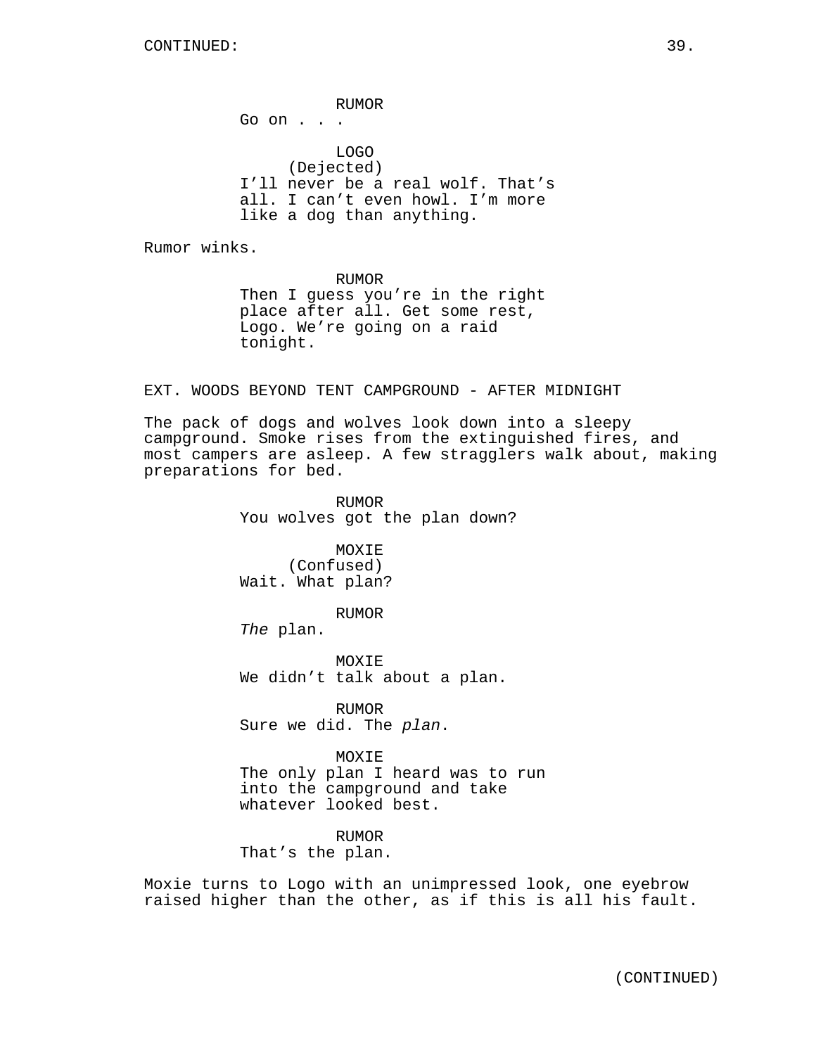RUMOR
Go on . . .

LOGO
(Dejected)
I'll never be a real wolf. That's all. I can't even howl. I'm more like a dog than anything.

Rumor winks.

RUMOR
Then I guess you're in the right place after all. Get some rest, Logo. We're going on a raid tonight.

EXT. WOODS BEYOND TENT CAMPGROUND - AFTER MIDNIGHT

The pack of dogs and wolves look down into a sleepy campground. Smoke rises from the extinguished fires, and most campers are asleep. A few stragglers walk about, making preparations for bed.

RUMOR
You wolves got the plan down?

MOXIE
(Confused)
Wait. What plan?

RUMOR
*The* plan.

MOXIE
We didn't talk about a plan.

RUMOR
Sure we did. The *plan*.

MOXIE
The only plan I heard was to run into the campground and take whatever looked best.

RUMOR
That's the plan.

Moxie turns to Logo with an unimpressed look, one eyebrow raised higher than the other, as if this is all his fault.

(CONTINUED)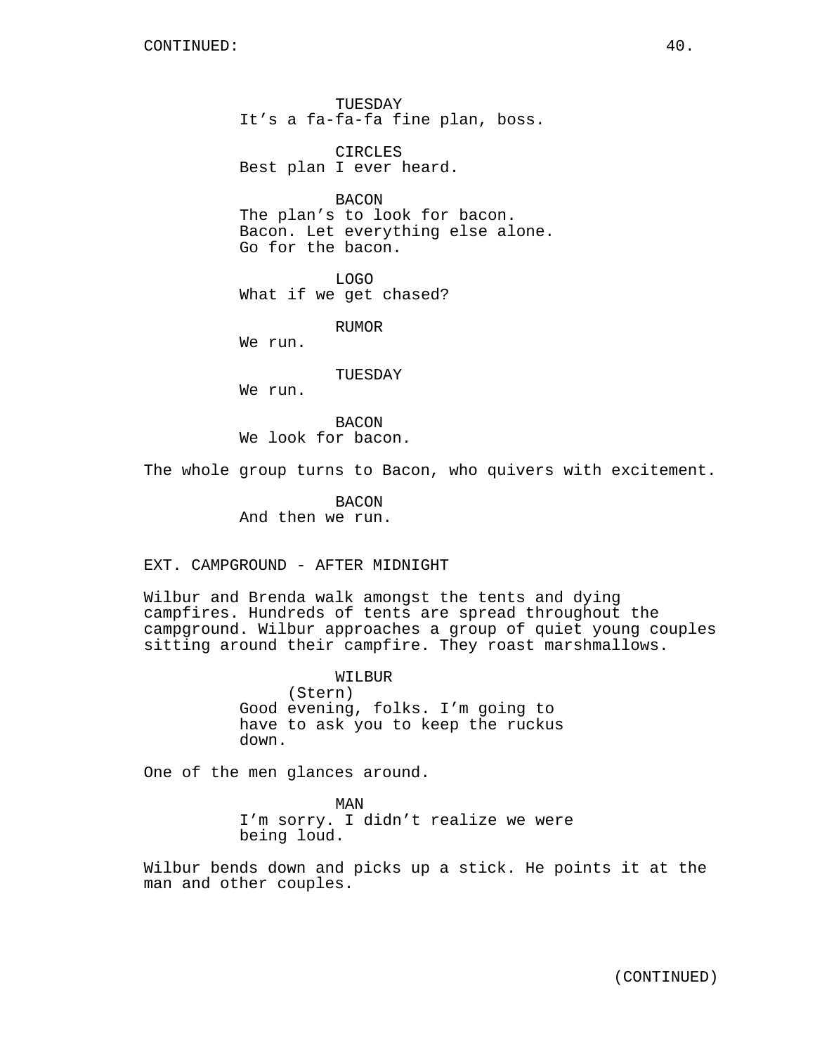TUESDAY
It's a fa-fa-fa fine plan, boss.

CIRCLES
Best plan I ever heard.

BACON
The plan's to look for bacon.
Bacon. Let everything else alone.
Go for the bacon.

LOGO
What if we get chased?

RUMOR
We run.

TUESDAY
We run.

BACON
We look for bacon.

The whole group turns to Bacon, who quivers with excitement.

BACON
And then we run.

EXT. CAMPGROUND - AFTER MIDNIGHT

Wilbur and Brenda walk amongst the tents and dying campfires. Hundreds of tents are spread throughout the campground. Wilbur approaches a group of quiet young couples sitting around their campfire. They roast marshmallows.

WILBUR
(Stern)
Good evening, folks. I'm going to have to ask you to keep the ruckus down.

One of the men glances around.

MAN
I'm sorry. I didn't realize we were being loud.

Wilbur bends down and picks up a stick. He points it at the man and other couples.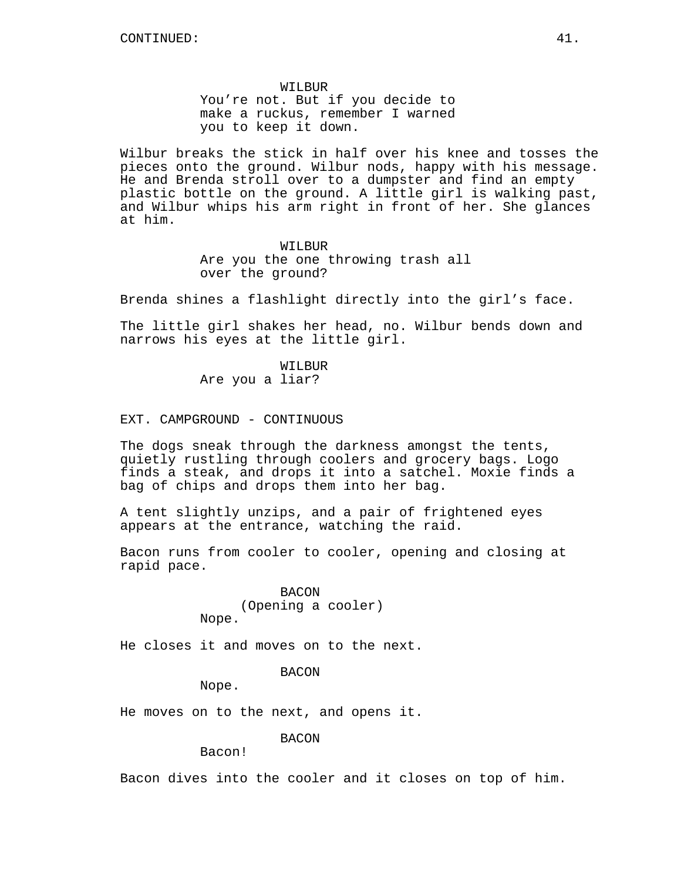CONTINUED:

WILBUR
You're not. But if you decide to make a ruckus, remember I warned you to keep it down.

Wilbur breaks the stick in half over his knee and tosses the pieces onto the ground. Wilbur nods, happy with his message. He and Brenda stroll over to a dumpster and find an empty plastic bottle on the ground. A little girl is walking past, and Wilbur whips his arm right in front of her. She glances at him.

WILBUR
Are you the one throwing trash all over the ground?

Brenda shines a flashlight directly into the girl's face.

The little girl shakes her head, no. Wilbur bends down and narrows his eyes at the little girl.

WILBUR
Are you a liar?

EXT. CAMPGROUND - CONTINUOUS

The dogs sneak through the darkness amongst the tents, quietly rustling through coolers and grocery bags. Logo finds a steak, and drops it into a satchel. Moxie finds a bag of chips and drops them into her bag.

A tent slightly unzips, and a pair of frightened eyes appears at the entrance, watching the raid.

Bacon runs from cooler to cooler, opening and closing at rapid pace.

BACON
(Opening a cooler)
Nope.

He closes it and moves on to the next.

BACON
Nope.

He moves on to the next, and opens it.

BACON
Bacon!

Bacon dives into the cooler and it closes on top of him.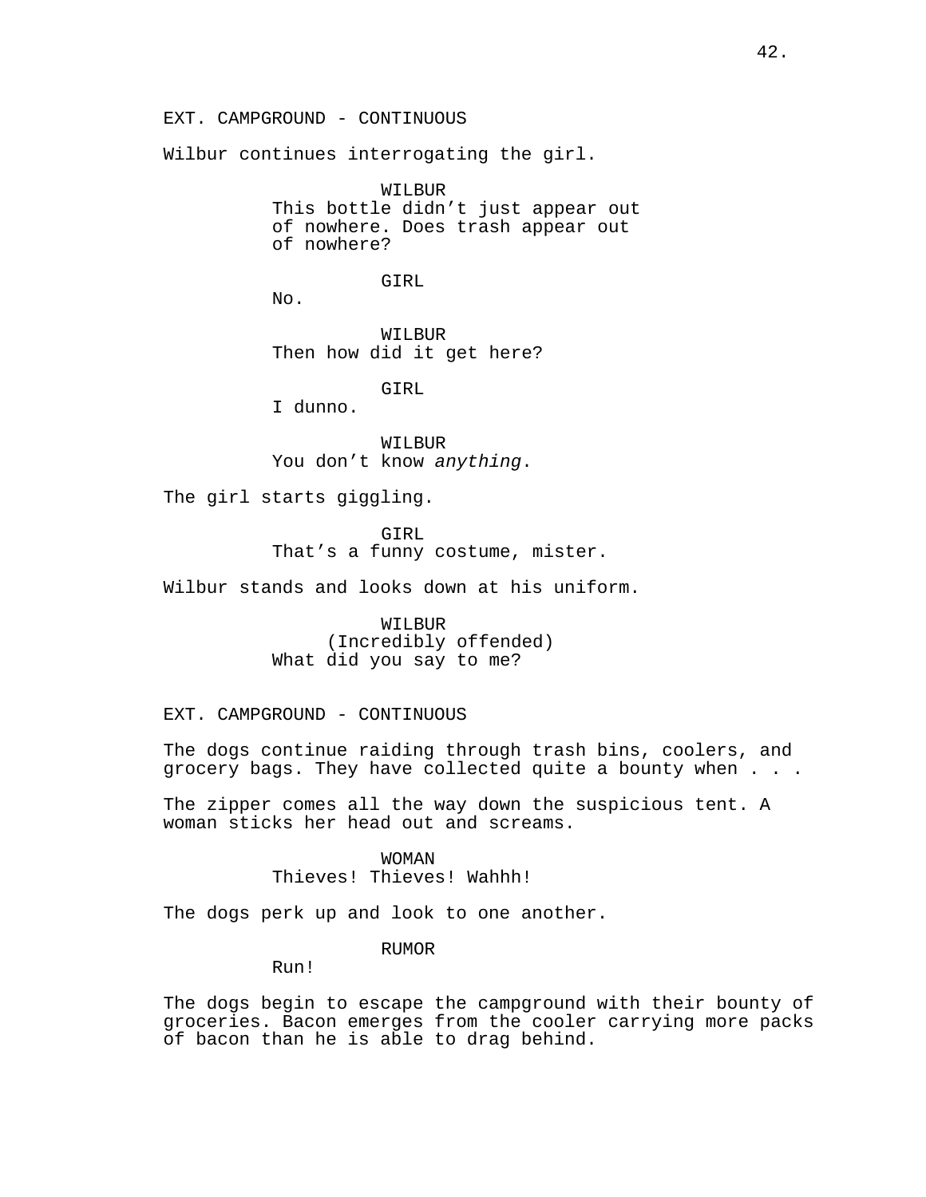EXT. CAMPGROUND - CONTINUOUS

Wilbur continues interrogating the girl.

WILBUR
This bottle didn't just appear out of nowhere. Does trash appear out of nowhere?

GIRL
No.

WILBUR
Then how did it get here?

GIRL
I dunno.

WILBUR
You don't know *anything*.

The girl starts giggling.

GIRL
That's a funny costume, mister.

Wilbur stands and looks down at his uniform.

WILBUR
(Incredibly offended)
What did you say to me?

EXT. CAMPGROUND - CONTINUOUS

The dogs continue raiding through trash bins, coolers, and grocery bags. They have collected quite a bounty when . . .

The zipper comes all the way down the suspicious tent. A woman sticks her head out and screams.

WOMAN
Thieves! Thieves! Wahhh!

The dogs perk up and look to one another.

RUMOR
Run!

The dogs begin to escape the campground with their bounty of groceries. Bacon emerges from the cooler carrying more packs of bacon than he is able to drag behind.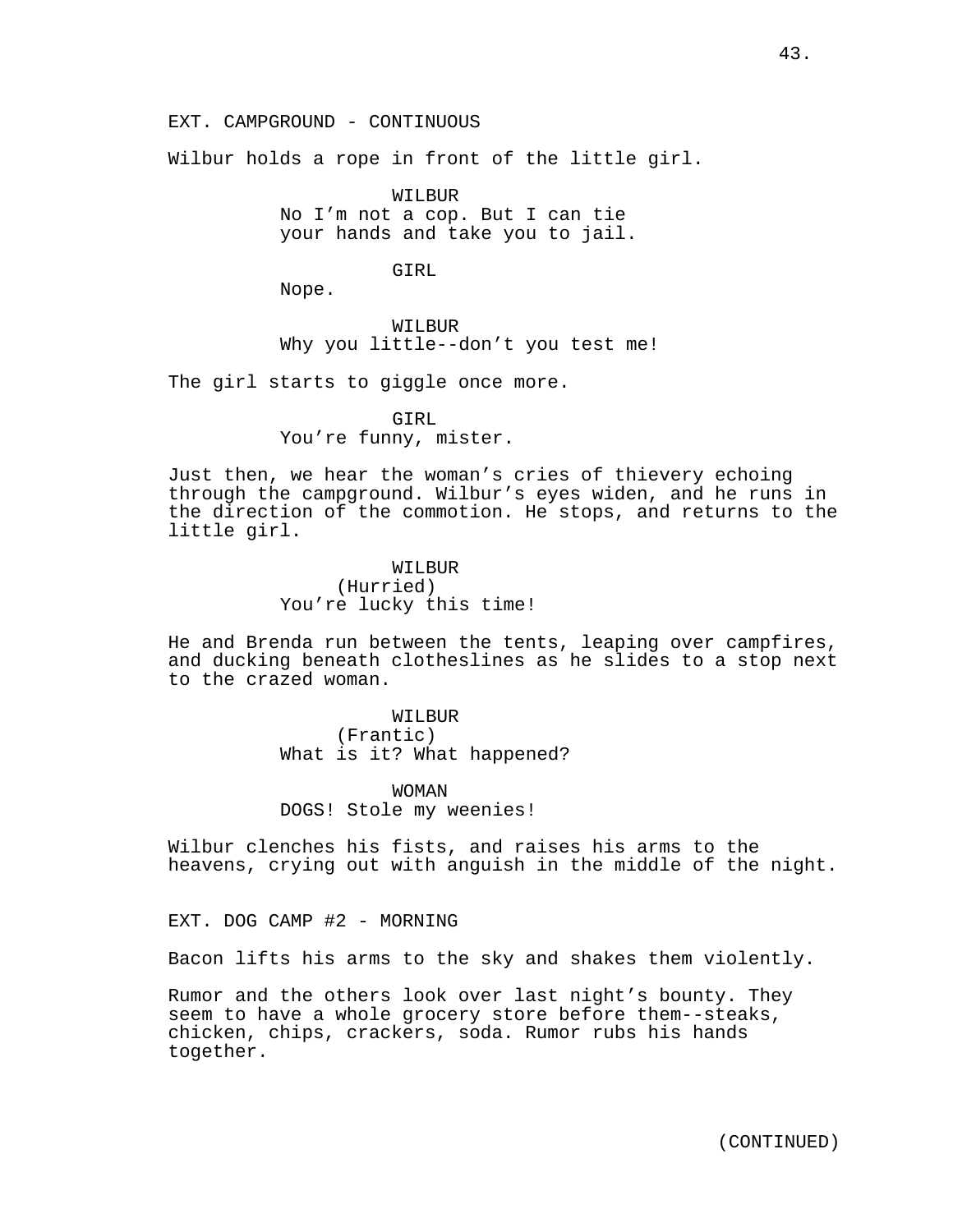EXT. CAMPGROUND - CONTINUOUS

Wilbur holds a rope in front of the little girl.

WILBUR
No I'm not a cop. But I can tie your hands and take you to jail.

GIRL
Nope.

WILBUR
Why you little--don't you test me!

The girl starts to giggle once more.

GIRL
You're funny, mister.

Just then, we hear the woman's cries of thievery echoing through the campground. Wilbur's eyes widen, and he runs in the direction of the commotion. He stops, and returns to the little girl.

WILBUR
(Hurried)
You're lucky this time!

He and Brenda run between the tents, leaping over campfires, and ducking beneath clotheslines as he slides to a stop next to the crazed woman.

WILBUR
(Frantic)
What is it? What happened?

WOMAN
DOGS! Stole my weenies!

Wilbur clenches his fists, and raises his arms to the heavens, crying out with anguish in the middle of the night.

EXT. DOG CAMP #2 - MORNING

Bacon lifts his arms to the sky and shakes them violently.

Rumor and the others look over last night's bounty. They seem to have a whole grocery store before them--steaks, chicken, chips, crackers, soda. Rumor rubs his hands together.

(CONTINUED)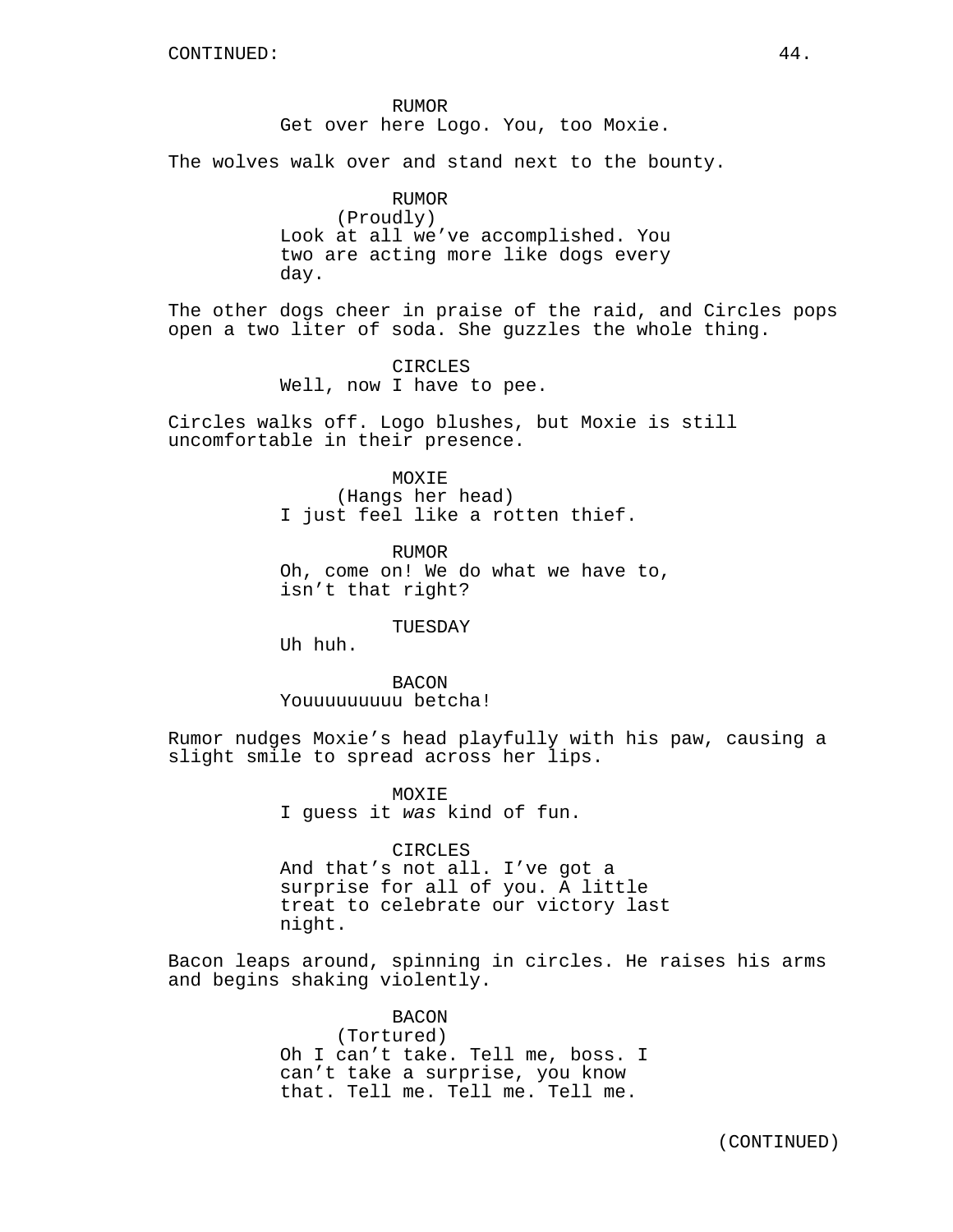RUMOR
Get over here Logo. You, too Moxie.

The wolves walk over and stand next to the bounty.

RUMOR
(Proudly)
Look at all we've accomplished. You two are acting more like dogs every day.

The other dogs cheer in praise of the raid, and Circles pops open a two liter of soda. She guzzles the whole thing.

CIRCLES
Well, now I have to pee.

Circles walks off. Logo blushes, but Moxie is still uncomfortable in their presence.

MOXIE
(Hangs her head)
I just feel like a rotten thief.

RUMOR
Oh, come on! We do what we have to, isn't that right?

TUESDAY
Uh huh.

BACON
Youuuuuuuuuu betcha!

Rumor nudges Moxie's head playfully with his paw, causing a slight smile to spread across her lips.

MOXIE
I guess it *was* kind of fun.

CIRCLES
And that's not all. I've got a surprise for all of you. A little treat to celebrate our victory last night.

Bacon leaps around, spinning in circles. He raises his arms and begins shaking violently.

BACON
(Tortured)
Oh I can't take. Tell me, boss. I can't take a surprise, you know that. Tell me. Tell me. Tell me.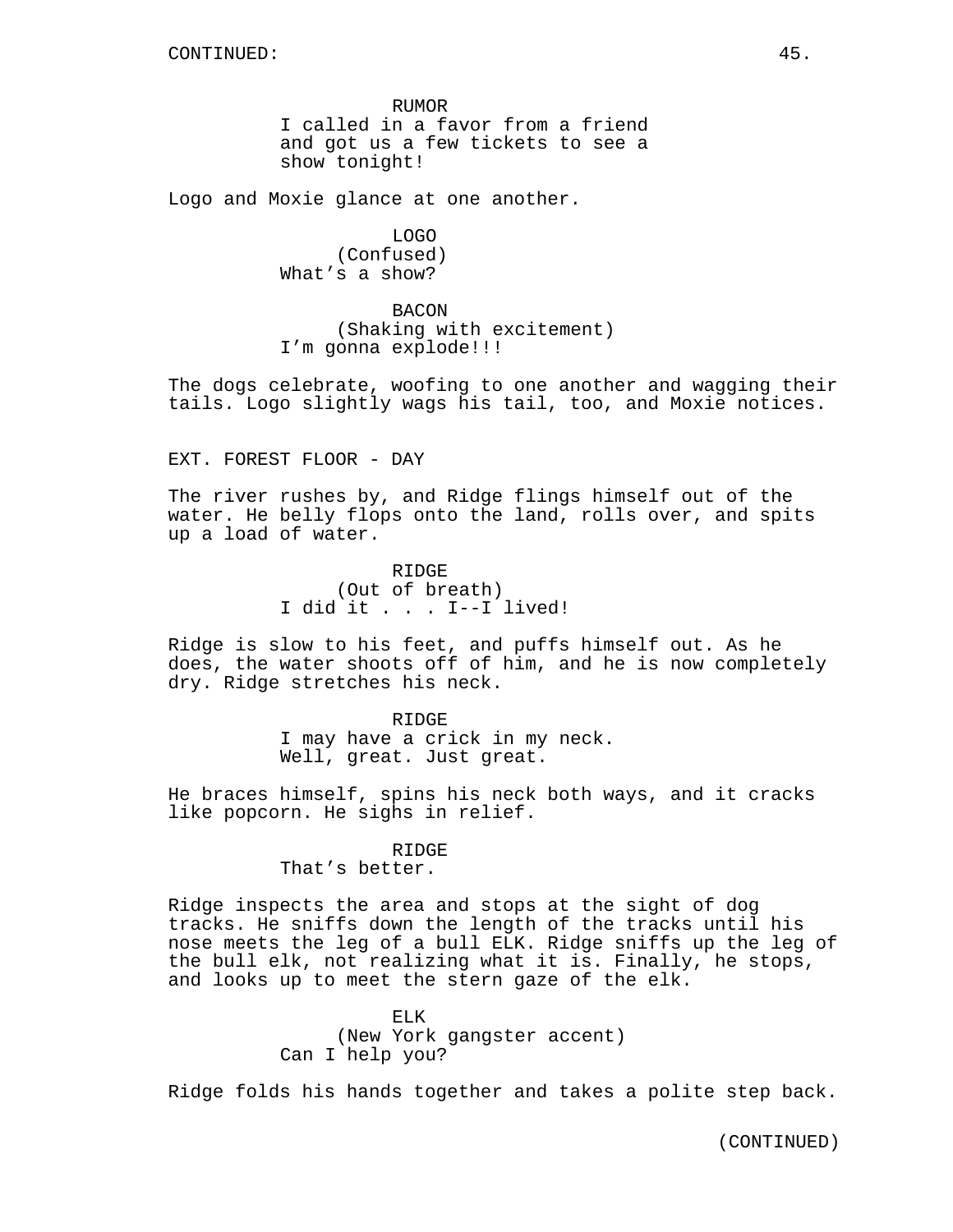CONTINUED:

RUMOR
I called in a favor from a friend and got us a few tickets to see a show tonight!

Logo and Moxie glance at one another.

LOGO
(Confused)
What's a show?

BACON
(Shaking with excitement)
I'm gonna explode!!!

The dogs celebrate, woofing to one another and wagging their tails. Logo slightly wags his tail, too, and Moxie notices.

EXT. FOREST FLOOR - DAY

The river rushes by, and Ridge flings himself out of the water. He belly flops onto the land, rolls over, and spits up a load of water.

RIDGE
(Out of breath)
I did it . . . I--I lived!

Ridge is slow to his feet, and puffs himself out. As he does, the water shoots off of him, and he is now completely dry. Ridge stretches his neck.

RIDGE
I may have a crick in my neck. Well, great. Just great.

He braces himself, spins his neck both ways, and it cracks like popcorn. He sighs in relief.

RIDGE
That's better.

Ridge inspects the area and stops at the sight of dog tracks. He sniffs down the length of the tracks until his nose meets the leg of a bull ELK. Ridge sniffs up the leg of the bull elk, not realizing what it is. Finally, he stops, and looks up to meet the stern gaze of the elk.

ELK
(New York gangster accent)
Can I help you?

Ridge folds his hands together and takes a polite step back.

(CONTINUED)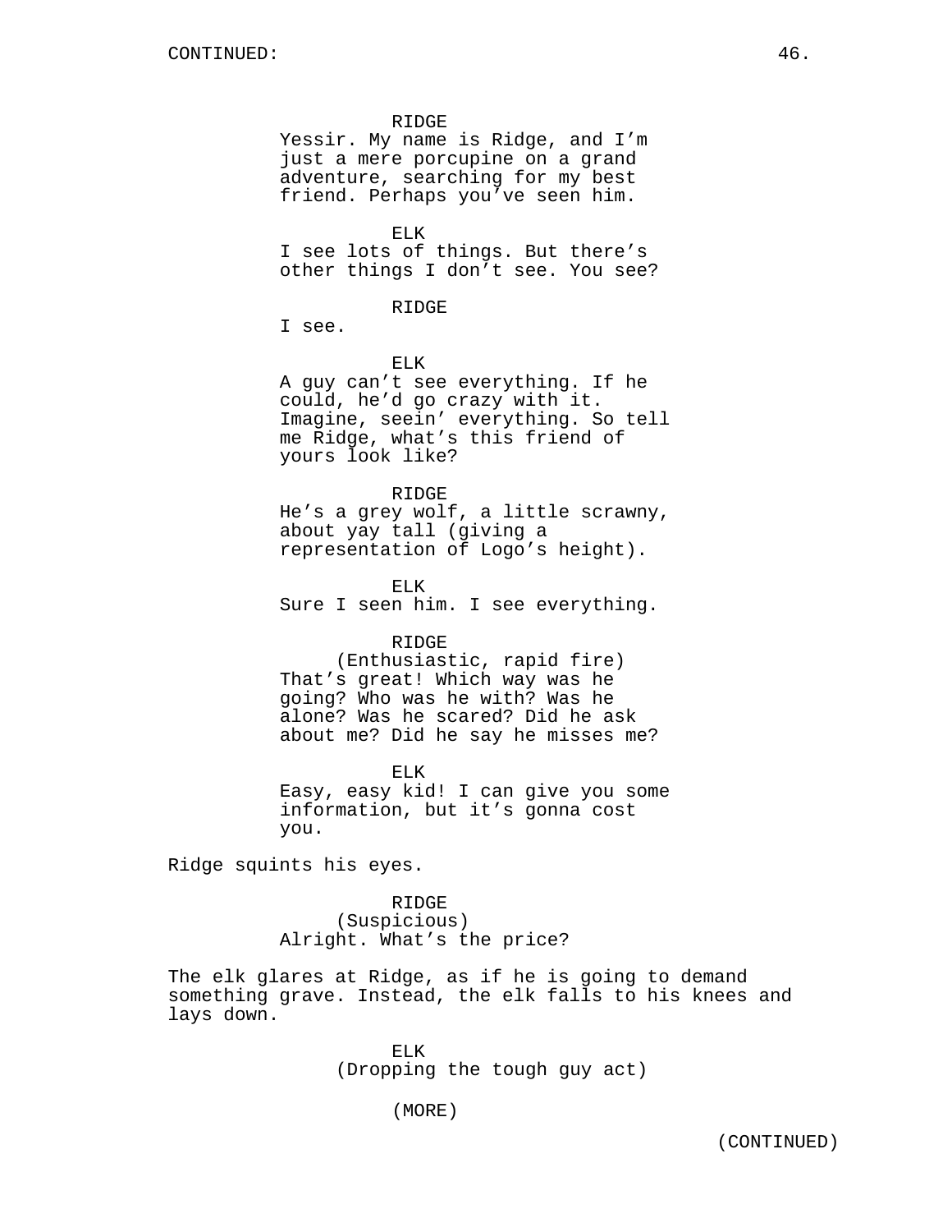RIDGE
Yessir. My name is Ridge, and I'm just a mere porcupine on a grand adventure, searching for my best friend. Perhaps you've seen him.

ELK
I see lots of things. But there's other things I don't see. You see?

RIDGE
I see.

ELK
A guy can't see everything. If he could, he'd go crazy with it. Imagine, seein' everything. So tell me Ridge, what's this friend of yours look like?

RIDGE
He's a grey wolf, a little scrawny, about yay tall (giving a representation of Logo's height).

ELK
Sure I seen him. I see everything.

RIDGE
(Enthusiastic, rapid fire)
That's great! Which way was he going? Who was he with? Was he alone? Was he scared? Did he ask about me? Did he say he misses me?

ELK
Easy, easy kid! I can give you some information, but it's gonna cost you.

Ridge squints his eyes.

RIDGE
(Suspicious)
Alright. What's the price?

The elk glares at Ridge, as if he is going to demand something grave. Instead, the elk falls to his knees and lays down.

ELK
(Dropping the tough guy act)

(MORE)

(CONTINUED)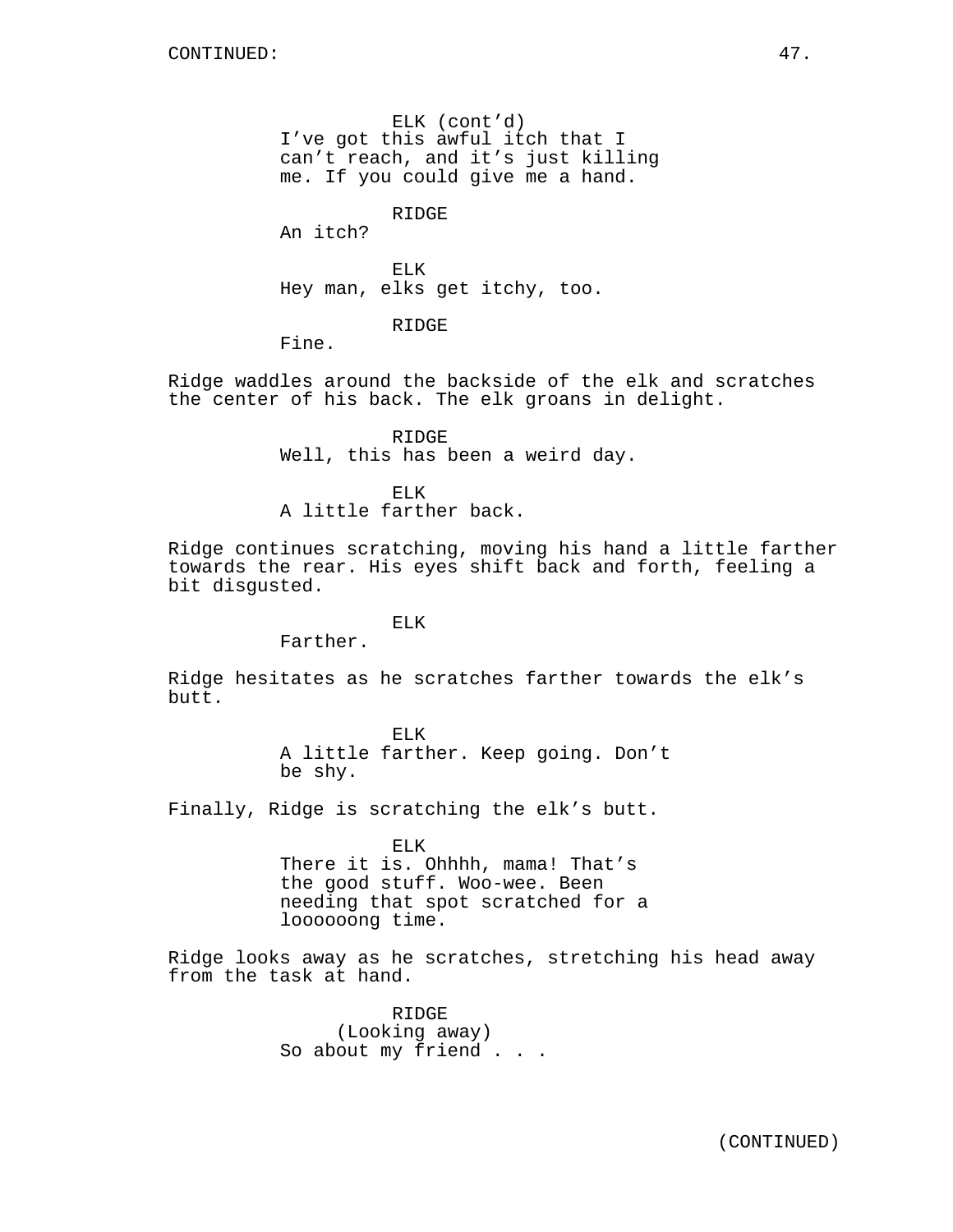ELK (cont'd)
I've got this awful itch that I can't reach, and it's just killing me. If you could give me a hand.

RIDGE
An itch?

ELK
Hey man, elks get itchy, too.

RIDGE
Fine.

Ridge waddles around the backside of the elk and scratches the center of his back. The elk groans in delight.

RIDGE
Well, this has been a weird day.

ELK
A little farther back.

Ridge continues scratching, moving his hand a little farther towards the rear. His eyes shift back and forth, feeling a bit disgusted.

ELK
Farther.

Ridge hesitates as he scratches farther towards the elk's butt.

ELK
A little farther. Keep going. Don't be shy.

Finally, Ridge is scratching the elk's butt.

ELK
There it is. Ohhhh, mama! That's the good stuff. Woo-wee. Been needing that spot scratched for a loooooong time.

Ridge looks away as he scratches, stretching his head away from the task at hand.

RIDGE
(Looking away)
So about my friend . . .

(CONTINUED)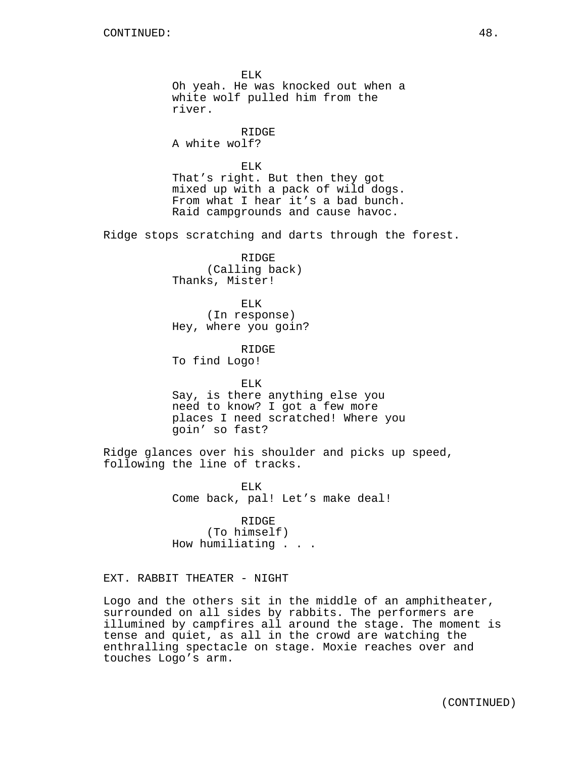ELK
Oh yeah. He was knocked out when a white wolf pulled him from the river.

RIDGE
A white wolf?

ELK
That's right. But then they got mixed up with a pack of wild dogs. From what I hear it's a bad bunch. Raid campgrounds and cause havoc.

Ridge stops scratching and darts through the forest.

RIDGE
(Calling back)
Thanks, Mister!

ELK
(In response)
Hey, where you goin?

RIDGE
To find Logo!

ELK
Say, is there anything else you need to know? I got a few more places I need scratched! Where you goin' so fast?

Ridge glances over his shoulder and picks up speed, following the line of tracks.

ELK
Come back, pal! Let's make deal!

RIDGE
(To himself)
How humiliating . . .

EXT. RABBIT THEATER - NIGHT

Logo and the others sit in the middle of an amphitheater, surrounded on all sides by rabbits. The performers are illumined by campfires all around the stage. The moment is tense and quiet, as all in the crowd are watching the enthralling spectacle on stage. Moxie reaches over and touches Logo's arm.

(CONTINUED)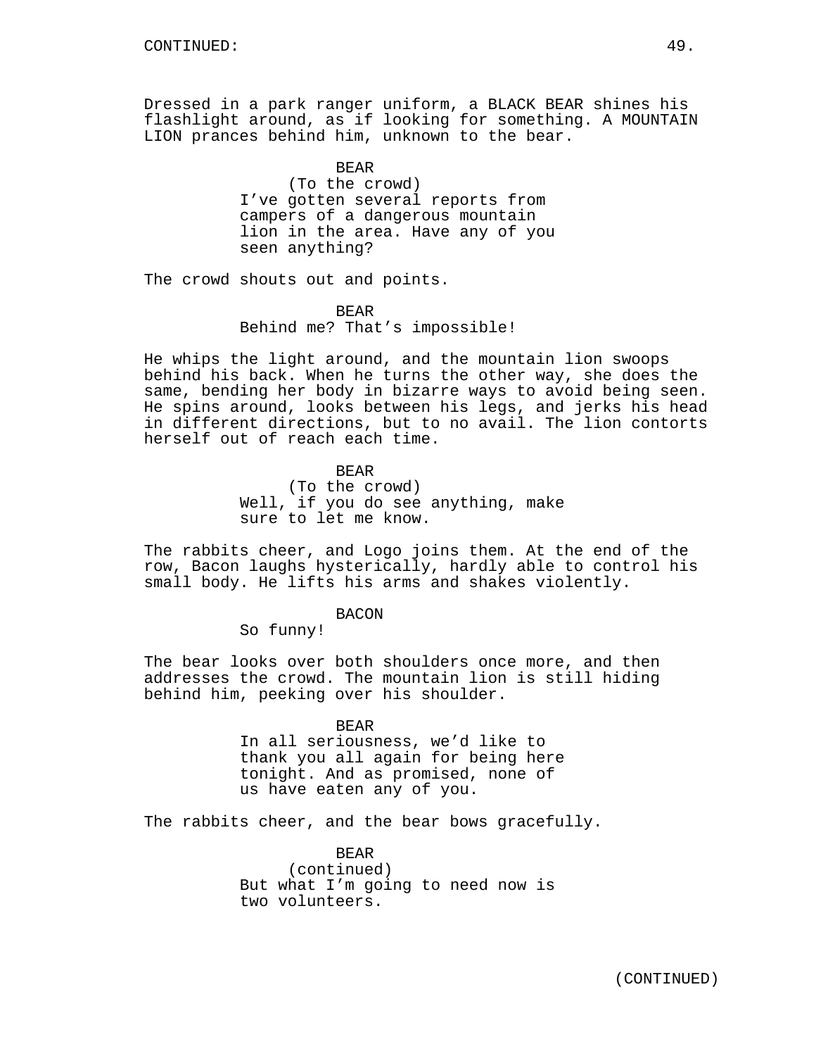CONTINUED:

Dressed in a park ranger uniform, a BLACK BEAR shines his flashlight around, as if looking for something. A MOUNTAIN LION prances behind him, unknown to the bear.

BEAR
(To the crowd)
I've gotten several reports from campers of a dangerous mountain lion in the area. Have any of you seen anything?

The crowd shouts out and points.

BEAR
Behind me? That's impossible!

He whips the light around, and the mountain lion swoops behind his back. When he turns the other way, she does the same, bending her body in bizarre ways to avoid being seen. He spins around, looks between his legs, and jerks his head in different directions, but to no avail. The lion contorts herself out of reach each time.

BEAR
(To the crowd)
Well, if you do see anything, make sure to let me know.

The rabbits cheer, and Logo joins them. At the end of the row, Bacon laughs hysterically, hardly able to control his small body. He lifts his arms and shakes violently.

BACON
So funny!

The bear looks over both shoulders once more, and then addresses the crowd. The mountain lion is still hiding behind him, peeking over his shoulder.

BEAR
In all seriousness, we'd like to thank you all again for being here tonight. And as promised, none of us have eaten any of you.

The rabbits cheer, and the bear bows gracefully.

BEAR
(continued)
But what I'm going to need now is two volunteers.

(CONTINUED)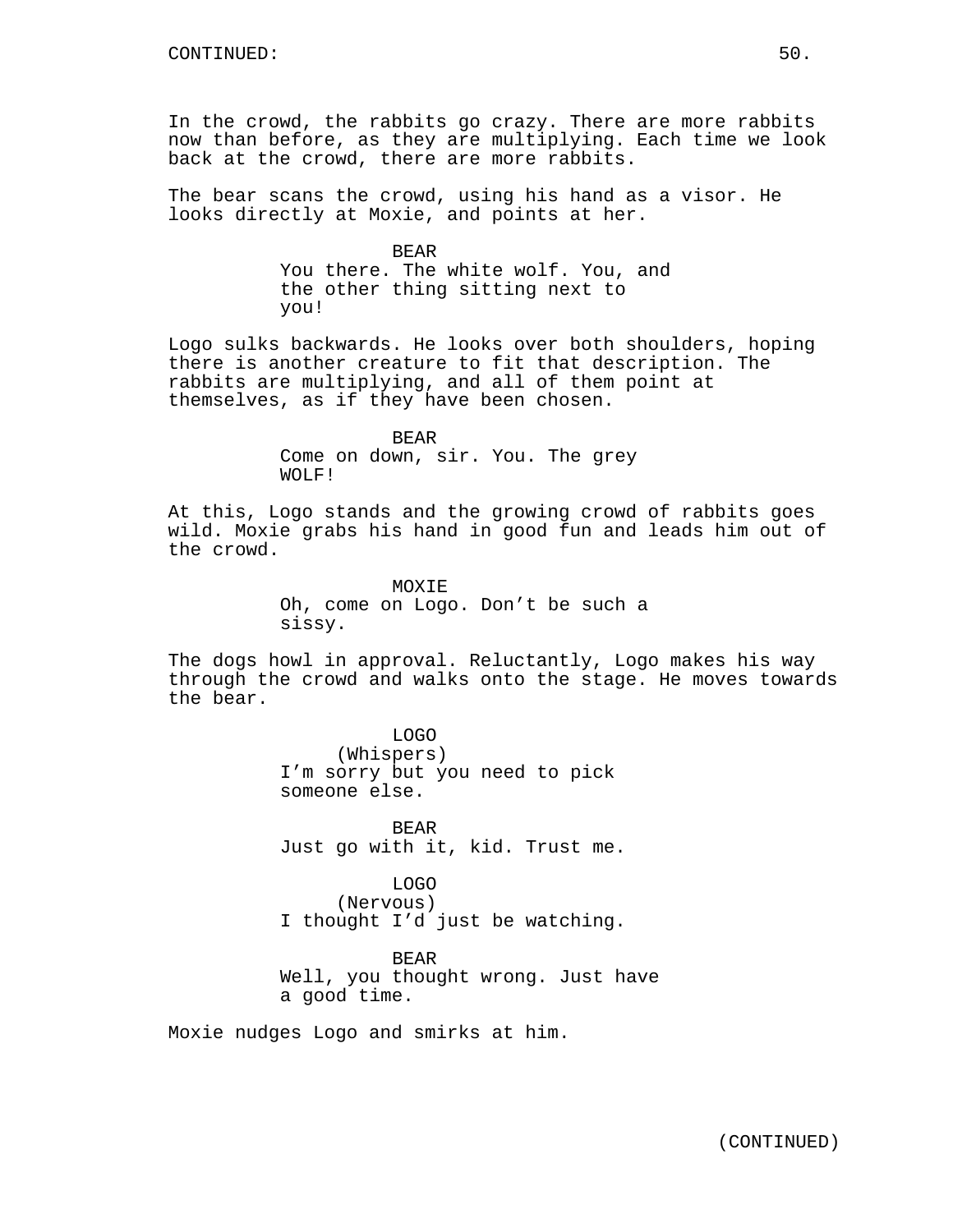In the crowd, the rabbits go crazy. There are more rabbits now than before, as they are multiplying. Each time we look back at the crowd, there are more rabbits.

The bear scans the crowd, using his hand as a visor. He looks directly at Moxie, and points at her.

BEAR
You there. The white wolf. You, and the other thing sitting next to you!

Logo sulks backwards. He looks over both shoulders, hoping there is another creature to fit that description. The rabbits are multiplying, and all of them point at themselves, as if they have been chosen.

BEAR
Come on down, sir. You. The grey WOLF!

At this, Logo stands and the growing crowd of rabbits goes wild. Moxie grabs his hand in good fun and leads him out of the crowd.

MOXIE
Oh, come on Logo. Don't be such a sissy.

The dogs howl in approval. Reluctantly, Logo makes his way through the crowd and walks onto the stage. He moves towards the bear.

LOGO
(Whispers)
I'm sorry but you need to pick someone else.

BEAR
Just go with it, kid. Trust me.

LOGO
(Nervous)
I thought I'd just be watching.

BEAR
Well, you thought wrong. Just have a good time.

Moxie nudges Logo and smirks at him.

(CONTINUED)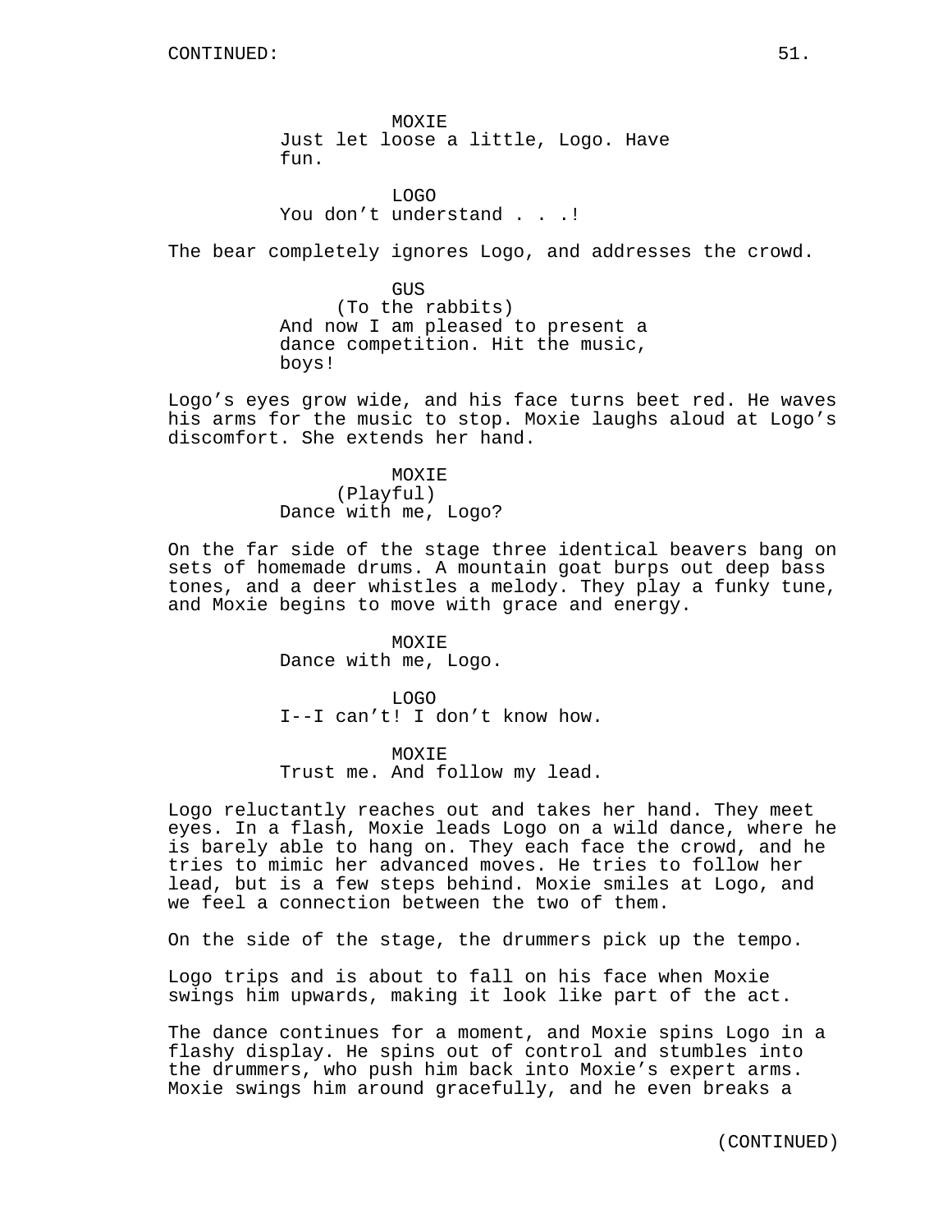MOXIE
Just let loose a little, Logo. Have fun.

LOGO
You don't understand . . .!

The bear completely ignores Logo, and addresses the crowd.

GUS
(To the rabbits)
And now I am pleased to present a dance competition. Hit the music, boys!

Logo's eyes grow wide, and his face turns beet red. He waves his arms for the music to stop. Moxie laughs aloud at Logo's discomfort. She extends her hand.

MOXIE
(Playful)
Dance with me, Logo?

On the far side of the stage three identical beavers bang on sets of homemade drums. A mountain goat burps out deep bass tones, and a deer whistles a melody. They play a funky tune, and Moxie begins to move with grace and energy.

MOXIE
Dance with me, Logo.

LOGO
I--I can't! I don't know how.

MOXIE
Trust me. And follow my lead.

Logo reluctantly reaches out and takes her hand. They meet eyes. In a flash, Moxie leads Logo on a wild dance, where he is barely able to hang on. They each face the crowd, and he tries to mimic her advanced moves. He tries to follow her lead, but is a few steps behind. Moxie smiles at Logo, and we feel a connection between the two of them.

On the side of the stage, the drummers pick up the tempo.

Logo trips and is about to fall on his face when Moxie swings him upwards, making it look like part of the act.

The dance continues for a moment, and Moxie spins Logo in a flashy display. He spins out of control and stumbles into the drummers, who push him back into Moxie's expert arms. Moxie swings him around gracefully, and he even breaks a

(CONTINUED)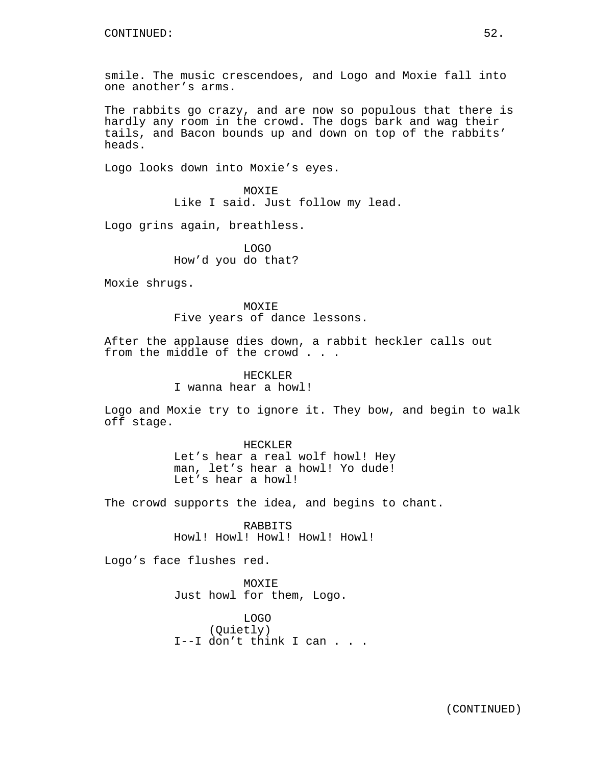smile. The music crescendoes, and Logo and Moxie fall into one another's arms.

The rabbits go crazy, and are now so populous that there is hardly any room in the crowd. The dogs bark and wag their tails, and Bacon bounds up and down on top of the rabbits' heads.

Logo looks down into Moxie's eyes.

MOXIE
Like I said. Just follow my lead.

Logo grins again, breathless.

LOGO
How'd you do that?

Moxie shrugs.

MOXIE
Five years of dance lessons.

After the applause dies down, a rabbit heckler calls out from the middle of the crowd . . .

HECKLER
I wanna hear a howl!

Logo and Moxie try to ignore it. They bow, and begin to walk off stage.

HECKLER
Let's hear a real wolf howl! Hey man, let's hear a howl! Yo dude! Let's hear a howl!

The crowd supports the idea, and begins to chant.

RABBITS
Howl! Howl! Howl! Howl! Howl!

Logo's face flushes red.

MOXIE
Just howl for them, Logo.

LOGO
(Quietly)
I--I don't think I can . . .

(CONTINUED)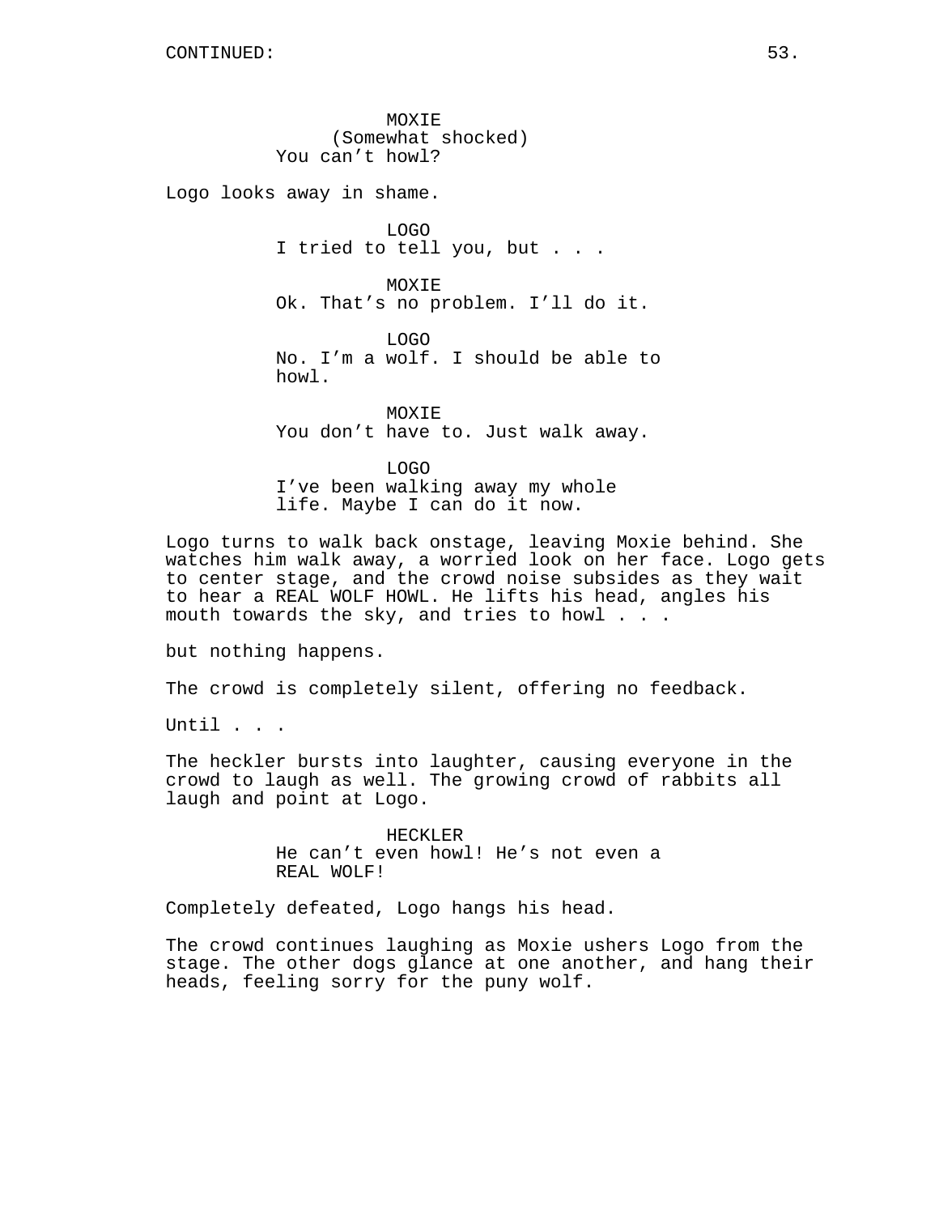CONTINUED:

MOXIE
(Somewhat shocked)
You can't howl?

Logo looks away in shame.

LOGO
I tried to tell you, but . . .

MOXIE
Ok. That's no problem. I'll do it.

LOGO
No. I'm a wolf. I should be able to howl.

MOXIE
You don't have to. Just walk away.

LOGO
I've been walking away my whole life. Maybe I can do it now.

Logo turns to walk back onstage, leaving Moxie behind. She watches him walk away, a worried look on her face. Logo gets to center stage, and the crowd noise subsides as they wait to hear a REAL WOLF HOWL. He lifts his head, angles his mouth towards the sky, and tries to howl . . .

but nothing happens.

The crowd is completely silent, offering no feedback.

Until . . .

The heckler bursts into laughter, causing everyone in the crowd to laugh as well. The growing crowd of rabbits all laugh and point at Logo.

HECKLER
He can't even howl! He's not even a REAL WOLF!

Completely defeated, Logo hangs his head.

The crowd continues laughing as Moxie ushers Logo from the stage. The other dogs glance at one another, and hang their heads, feeling sorry for the puny wolf.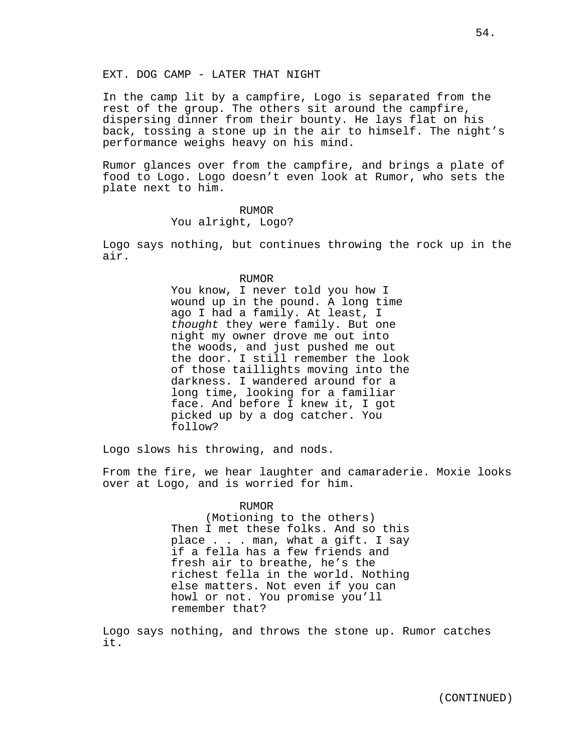EXT. DOG CAMP - LATER THAT NIGHT

In the camp lit by a campfire, Logo is separated from the rest of the group. The others sit around the campfire, dispersing dinner from their bounty. He lays flat on his back, tossing a stone up in the air to himself. The night's performance weighs heavy on his mind.

Rumor glances over from the campfire, and brings a plate of food to Logo. Logo doesn't even look at Rumor, who sets the plate next to him.

RUMOR
You alright, Logo?

Logo says nothing, but continues throwing the rock up in the air.

RUMOR
You know, I never told you how I wound up in the pound. A long time ago I had a family. At least, I *thought* they were family. But one night my owner drove me out into the woods, and just pushed me out the door. I still remember the look of those taillights moving into the darkness. I wandered around for a long time, looking for a familiar face. And before I knew it, I got picked up by a dog catcher. You follow?

Logo slows his throwing, and nods.

From the fire, we hear laughter and camaraderie. Moxie looks over at Logo, and is worried for him.

RUMOR
(Motioning to the others)
Then I met these folks. And so this place . . . man, what a gift. I say if a fella has a few friends and fresh air to breathe, he's the richest fella in the world. Nothing else matters. Not even if you can howl or not. You promise you'll remember that?

Logo says nothing, and throws the stone up. Rumor catches it.

(CONTINUED)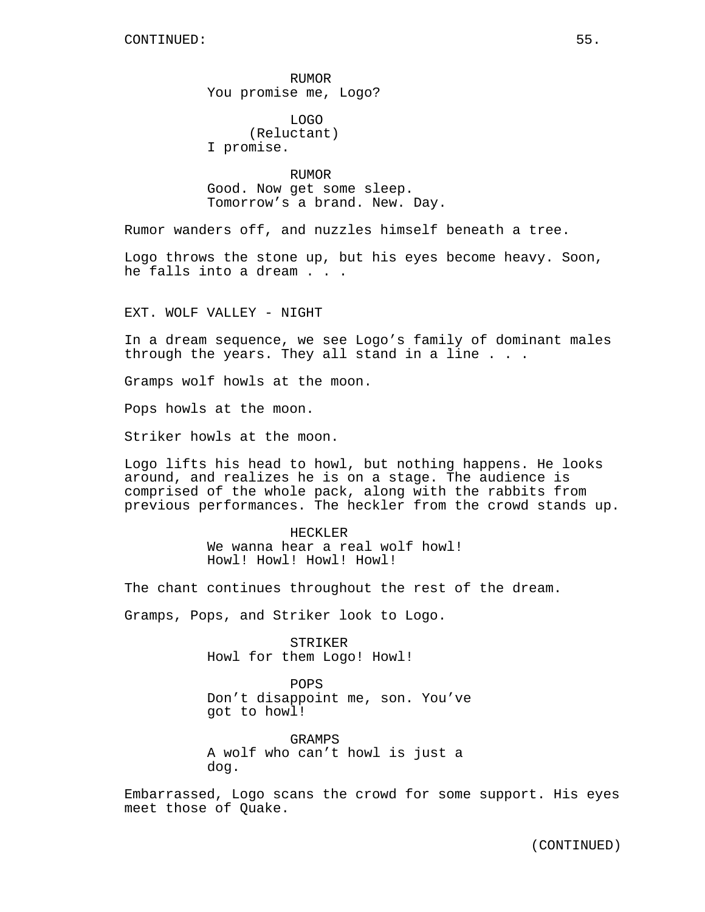RUMOR
You promise me, Logo?

LOGO
(Reluctant)
I promise.

RUMOR
Good. Now get some sleep.
Tomorrow's a brand. New. Day.

Rumor wanders off, and nuzzles himself beneath a tree.

Logo throws the stone up, but his eyes become heavy. Soon, he falls into a dream . . .

EXT. WOLF VALLEY - NIGHT

In a dream sequence, we see Logo's family of dominant males through the years. They all stand in a line . . .

Gramps wolf howls at the moon.

Pops howls at the moon.

Striker howls at the moon.

Logo lifts his head to howl, but nothing happens. He looks around, and realizes he is on a stage. The audience is comprised of the whole pack, along with the rabbits from previous performances. The heckler from the crowd stands up.

HECKLER
We wanna hear a real wolf howl!
Howl! Howl! Howl! Howl!

The chant continues throughout the rest of the dream.

Gramps, Pops, and Striker look to Logo.

STRIKER
Howl for them Logo! Howl!

POPS
Don't disappoint me, son. You've got to howl!

GRAMPS
A wolf who can't howl is just a dog.

Embarrassed, Logo scans the crowd for some support. His eyes meet those of Quake.

(CONTINUED)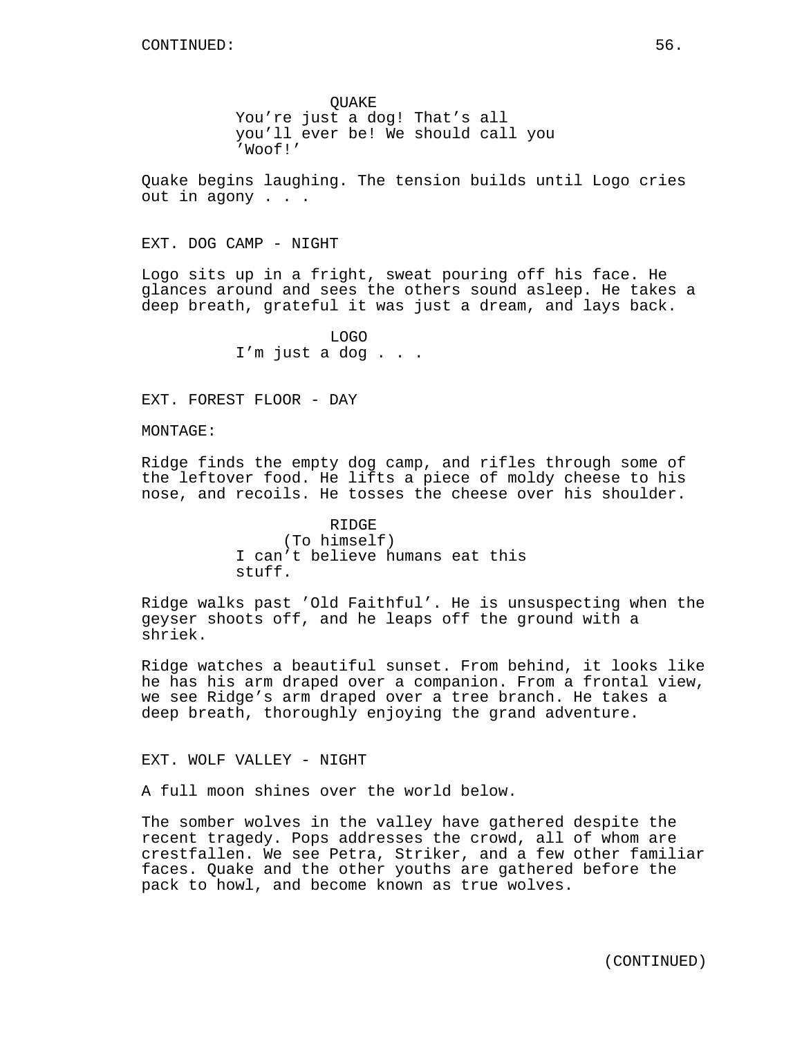QUAKE
You're just a dog! That's all you'll ever be! We should call you 'Woof!'

Quake begins laughing. The tension builds until Logo cries out in agony . . .

EXT. DOG CAMP - NIGHT

Logo sits up in a fright, sweat pouring off his face. He glances around and sees the others sound asleep. He takes a deep breath, grateful it was just a dream, and lays back.

LOGO
I'm just a dog . . .

EXT. FOREST FLOOR - DAY

MONTAGE:

Ridge finds the empty dog camp, and rifles through some of the leftover food. He lifts a piece of moldy cheese to his nose, and recoils. He tosses the cheese over his shoulder.

RIDGE
(To himself)
I can't believe humans eat this stuff.

Ridge walks past 'Old Faithful'. He is unsuspecting when the geyser shoots off, and he leaps off the ground with a shriek.

Ridge watches a beautiful sunset. From behind, it looks like he has his arm draped over a companion. From a frontal view, we see Ridge's arm draped over a tree branch. He takes a deep breath, thoroughly enjoying the grand adventure.

EXT. WOLF VALLEY - NIGHT

A full moon shines over the world below.

The somber wolves in the valley have gathered despite the recent tragedy. Pops addresses the crowd, all of whom are crestfallen. We see Petra, Striker, and a few other familiar faces. Quake and the other youths are gathered before the pack to howl, and become known as true wolves.

(CONTINUED)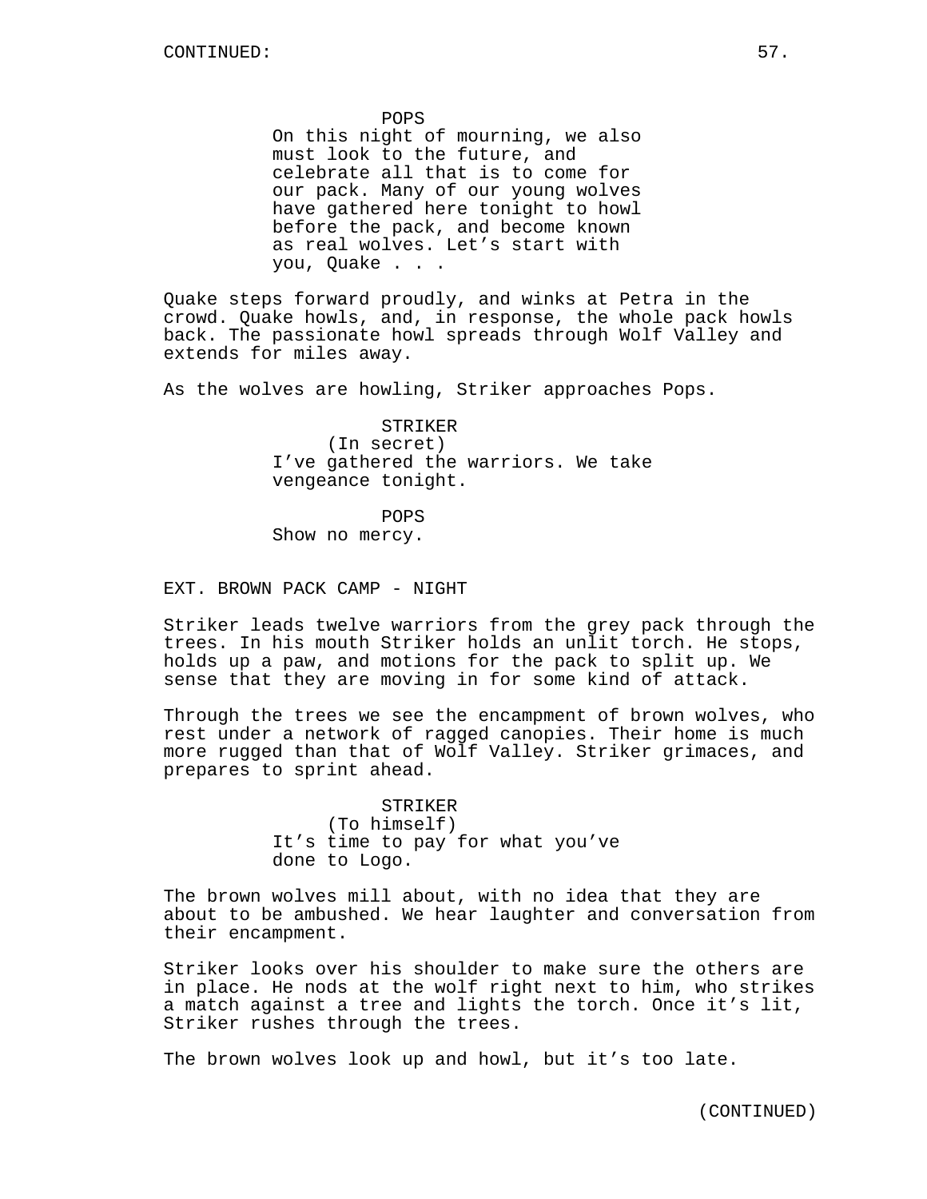POPS
On this night of mourning, we also must look to the future, and celebrate all that is to come for our pack. Many of our young wolves have gathered here tonight to howl before the pack, and become known as real wolves. Let's start with you, Quake . . .

Quake steps forward proudly, and winks at Petra in the crowd. Quake howls, and, in response, the whole pack howls back. The passionate howl spreads through Wolf Valley and extends for miles away.

As the wolves are howling, Striker approaches Pops.

STRIKER
(In secret)
I've gathered the warriors. We take vengeance tonight.

POPS
Show no mercy.

EXT. BROWN PACK CAMP - NIGHT

Striker leads twelve warriors from the grey pack through the trees. In his mouth Striker holds an unlit torch. He stops, holds up a paw, and motions for the pack to split up. We sense that they are moving in for some kind of attack.

Through the trees we see the encampment of brown wolves, who rest under a network of ragged canopies. Their home is much more rugged than that of Wolf Valley. Striker grimaces, and prepares to sprint ahead.

STRIKER
(To himself)
It's time to pay for what you've done to Logo.

The brown wolves mill about, with no idea that they are about to be ambushed. We hear laughter and conversation from their encampment.

Striker looks over his shoulder to make sure the others are in place. He nods at the wolf right next to him, who strikes a match against a tree and lights the torch. Once it's lit, Striker rushes through the trees.

The brown wolves look up and howl, but it's too late.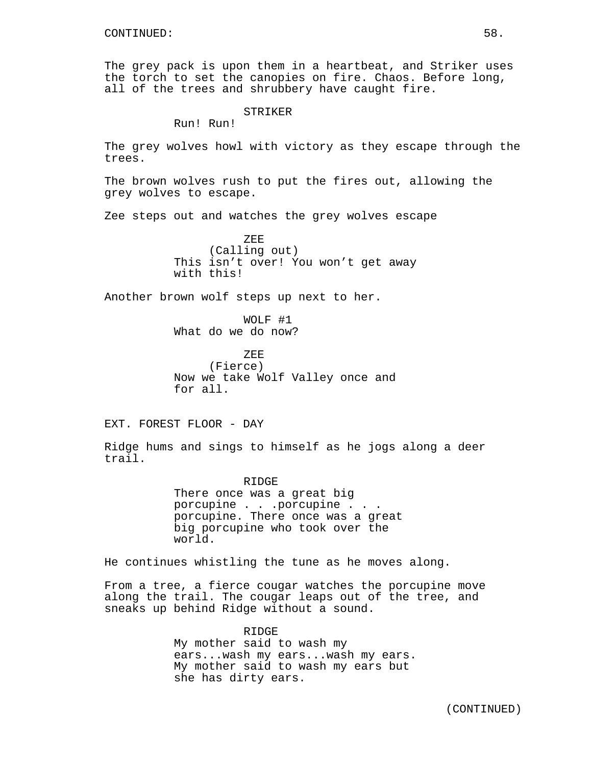The grey pack is upon them in a heartbeat, and Striker uses the torch to set the canopies on fire. Chaos. Before long, all of the trees and shrubbery have caught fire.

STRIKER
Run! Run!

The grey wolves howl with victory as they escape through the trees.

The brown wolves rush to put the fires out, allowing the grey wolves to escape.

Zee steps out and watches the grey wolves escape

ZEE
(Calling out)
This isn't over! You won't get away with this!

Another brown wolf steps up next to her.

WOLF #1
What do we do now?

ZEE
(Fierce)
Now we take Wolf Valley once and for all.

EXT. FOREST FLOOR - DAY

Ridge hums and sings to himself as he jogs along a deer trail.

RIDGE
There once was a great big porcupine . . .porcupine . . . porcupine. There once was a great big porcupine who took over the world.

He continues whistling the tune as he moves along.

From a tree, a fierce cougar watches the porcupine move along the trail. The cougar leaps out of the tree, and sneaks up behind Ridge without a sound.

RIDGE
My mother said to wash my ears...wash my ears...wash my ears. My mother said to wash my ears but she has dirty ears.

(CONTINUED)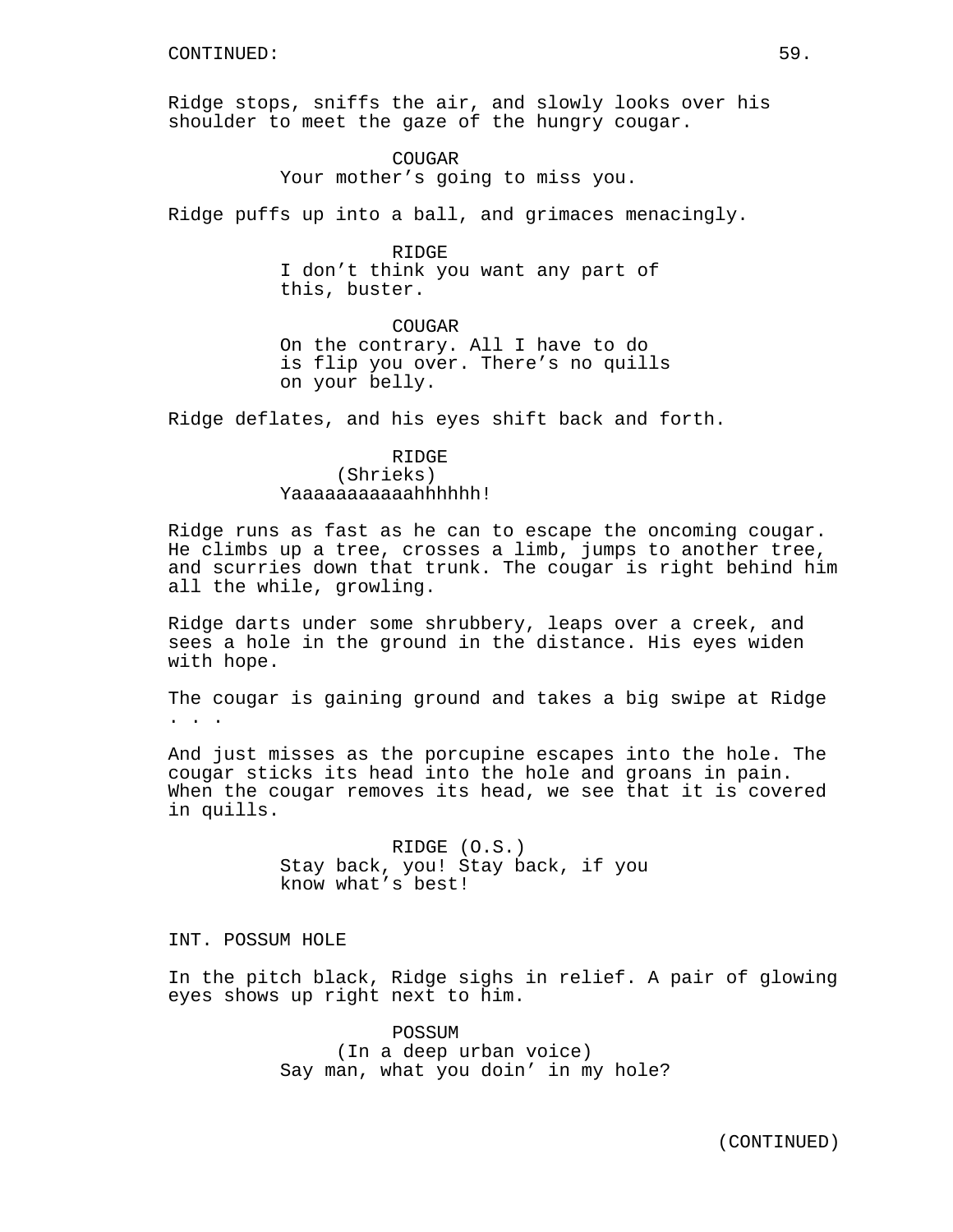CONTINUED:

Ridge stops, sniffs the air, and slowly looks over his shoulder to meet the gaze of the hungry cougar.

COUGAR
Your mother's going to miss you.

Ridge puffs up into a ball, and grimaces menacingly.

RIDGE
I don't think you want any part of this, buster.

COUGAR
On the contrary. All I have to do is flip you over. There's no quills on your belly.

Ridge deflates, and his eyes shift back and forth.

RIDGE
(Shrieks)
Yaaaaaaaaaaaahhhhhh!

Ridge runs as fast as he can to escape the oncoming cougar. He climbs up a tree, crosses a limb, jumps to another tree, and scurries down that trunk. The cougar is right behind him all the while, growling.

Ridge darts under some shrubbery, leaps over a creek, and sees a hole in the ground in the distance. His eyes widen with hope.

The cougar is gaining ground and takes a big swipe at Ridge . . .

And just misses as the porcupine escapes into the hole. The cougar sticks its head into the hole and groans in pain. When the cougar removes its head, we see that it is covered in quills.

RIDGE (O.S.)
Stay back, you! Stay back, if you know what's best!

INT. POSSUM HOLE

In the pitch black, Ridge sighs in relief. A pair of glowing eyes shows up right next to him.

POSSUM
(In a deep urban voice)
Say man, what you doin' in my hole?

(CONTINUED)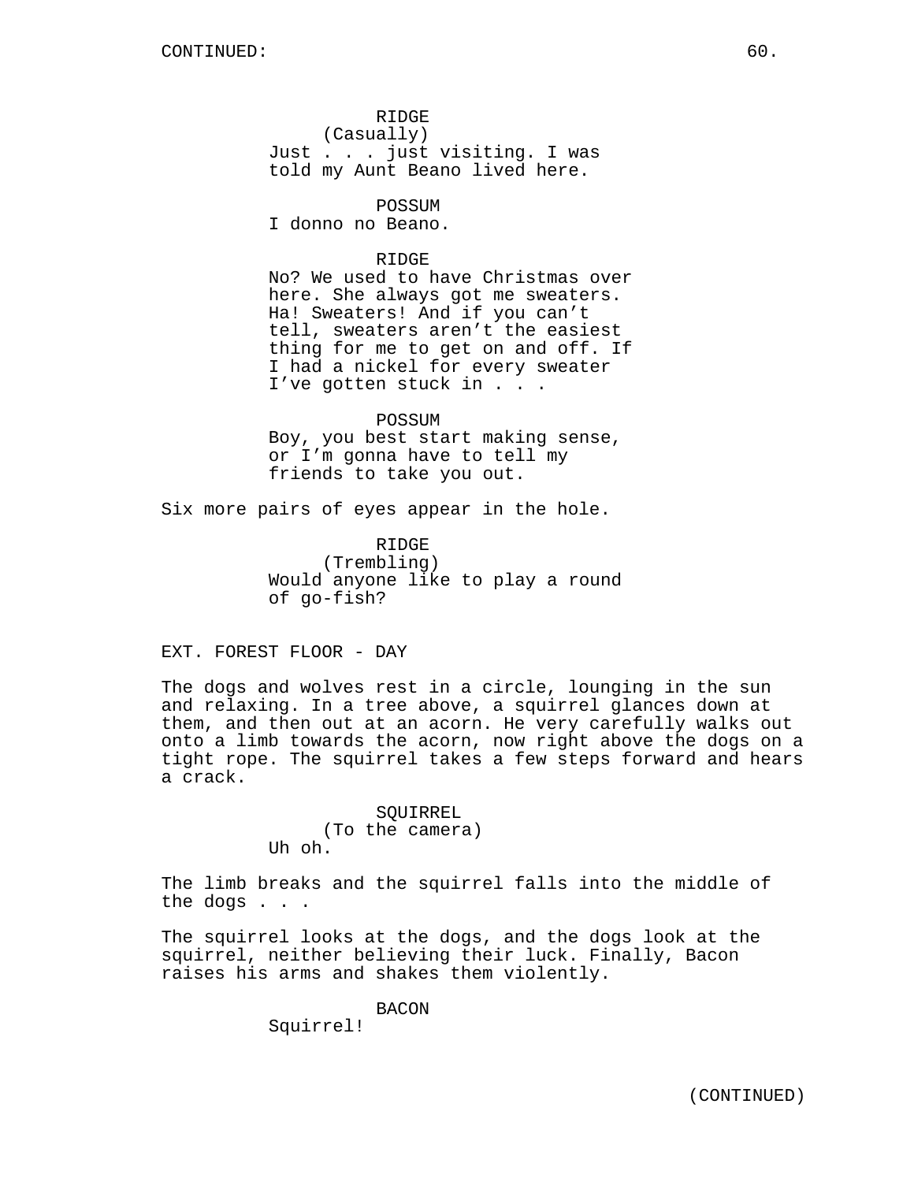RIDGE
(Casually)
Just . . . just visiting. I was told my Aunt Beano lived here.

POSSUM
I donno no Beano.

RIDGE
No? We used to have Christmas over here. She always got me sweaters. Ha! Sweaters! And if you can't tell, sweaters aren't the easiest thing for me to get on and off. If I had a nickel for every sweater I've gotten stuck in . . .

POSSUM
Boy, you best start making sense, or I'm gonna have to tell my friends to take you out.

Six more pairs of eyes appear in the hole.

RIDGE
(Trembling)
Would anyone like to play a round of go-fish?

EXT. FOREST FLOOR - DAY

The dogs and wolves rest in a circle, lounging in the sun and relaxing. In a tree above, a squirrel glances down at them, and then out at an acorn. He very carefully walks out onto a limb towards the acorn, now right above the dogs on a tight rope. The squirrel takes a few steps forward and hears a crack.

SQUIRREL
(To the camera)
Uh oh.

The limb breaks and the squirrel falls into the middle of the dogs . . .

The squirrel looks at the dogs, and the dogs look at the squirrel, neither believing their luck. Finally, Bacon raises his arms and shakes them violently.

BACON
Squirrel!

(CONTINUED)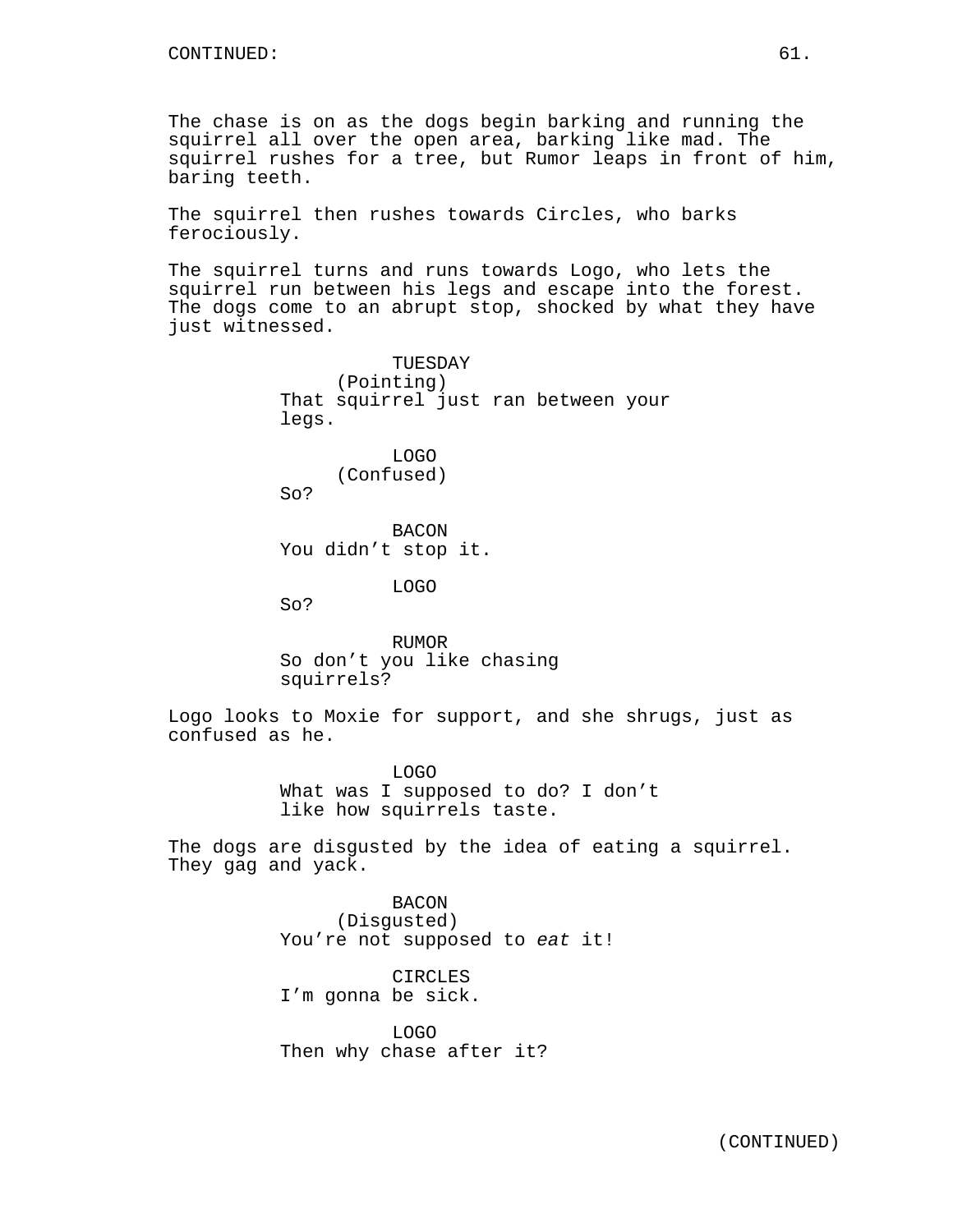The chase is on as the dogs begin barking and running the squirrel all over the open area, barking like mad. The squirrel rushes for a tree, but Rumor leaps in front of him, baring teeth.

The squirrel then rushes towards Circles, who barks ferociously.

The squirrel turns and runs towards Logo, who lets the squirrel run between his legs and escape into the forest. The dogs come to an abrupt stop, shocked by what they have just witnessed.

TUESDAY
(Pointing)
That squirrel just ran between your legs.

LOGO
(Confused)
So?

BACON
You didn’t stop it.

LOGO
So?

RUMOR
So don’t you like chasing squirrels?

Logo looks to Moxie for support, and she shrugs, just as confused as he.

LOGO
What was I supposed to do? I don’t like how squirrels taste.

The dogs are disgusted by the idea of eating a squirrel. They gag and yack.

BACON
(Disgusted)
You’re not supposed to *eat* it!

CIRCLES
I’m gonna be sick.

LOGO
Then why chase after it?

(CONTINUED)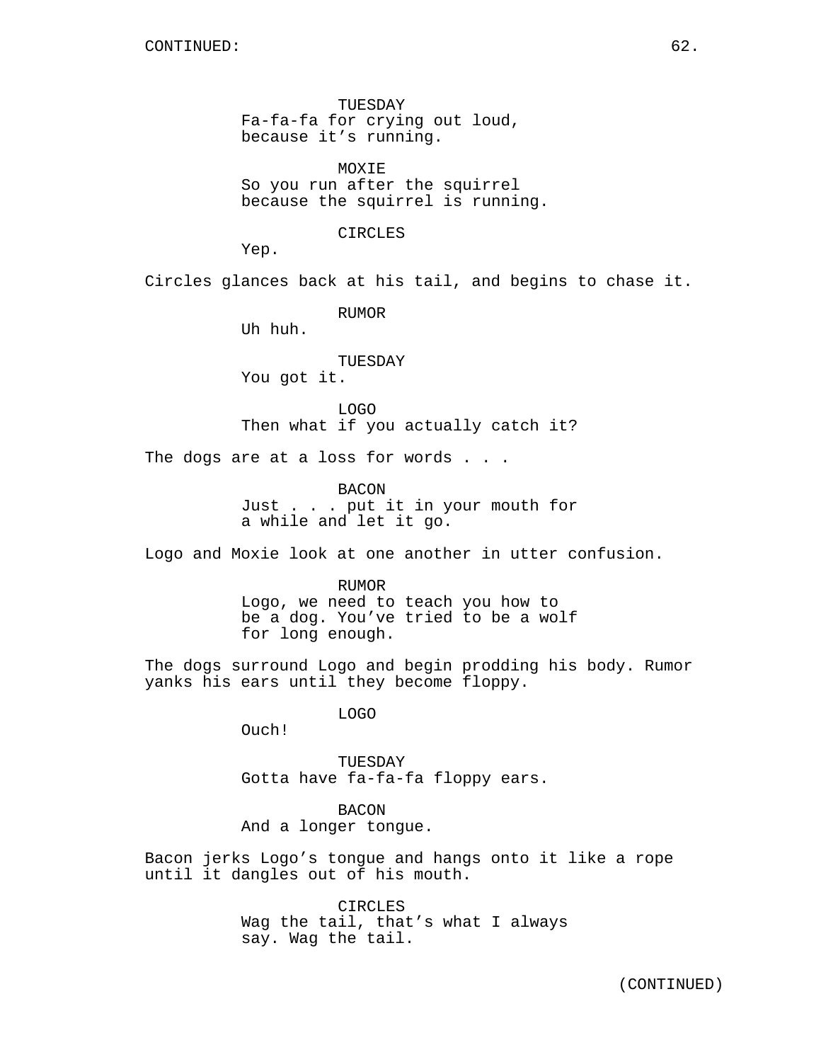CONTINUED:

TUESDAY
Fa-fa-fa for crying out loud, because it's running.

MOXIE
So you run after the squirrel because the squirrel is running.

CIRCLES
Yep.

Circles glances back at his tail, and begins to chase it.

RUMOR
Uh huh.

TUESDAY
You got it.

LOGO
Then what if you actually catch it?

The dogs are at a loss for words . . .

BACON
Just . . . put it in your mouth for a while and let it go.

Logo and Moxie look at one another in utter confusion.

RUMOR
Logo, we need to teach you how to be a dog. You've tried to be a wolf for long enough.

The dogs surround Logo and begin prodding his body. Rumor yanks his ears until they become floppy.

LOGO
Ouch!

TUESDAY
Gotta have fa-fa-fa floppy ears.

BACON
And a longer tongue.

Bacon jerks Logo's tongue and hangs onto it like a rope until it dangles out of his mouth.

CIRCLES
Wag the tail, that's what I always say. Wag the tail.

(CONTINUED)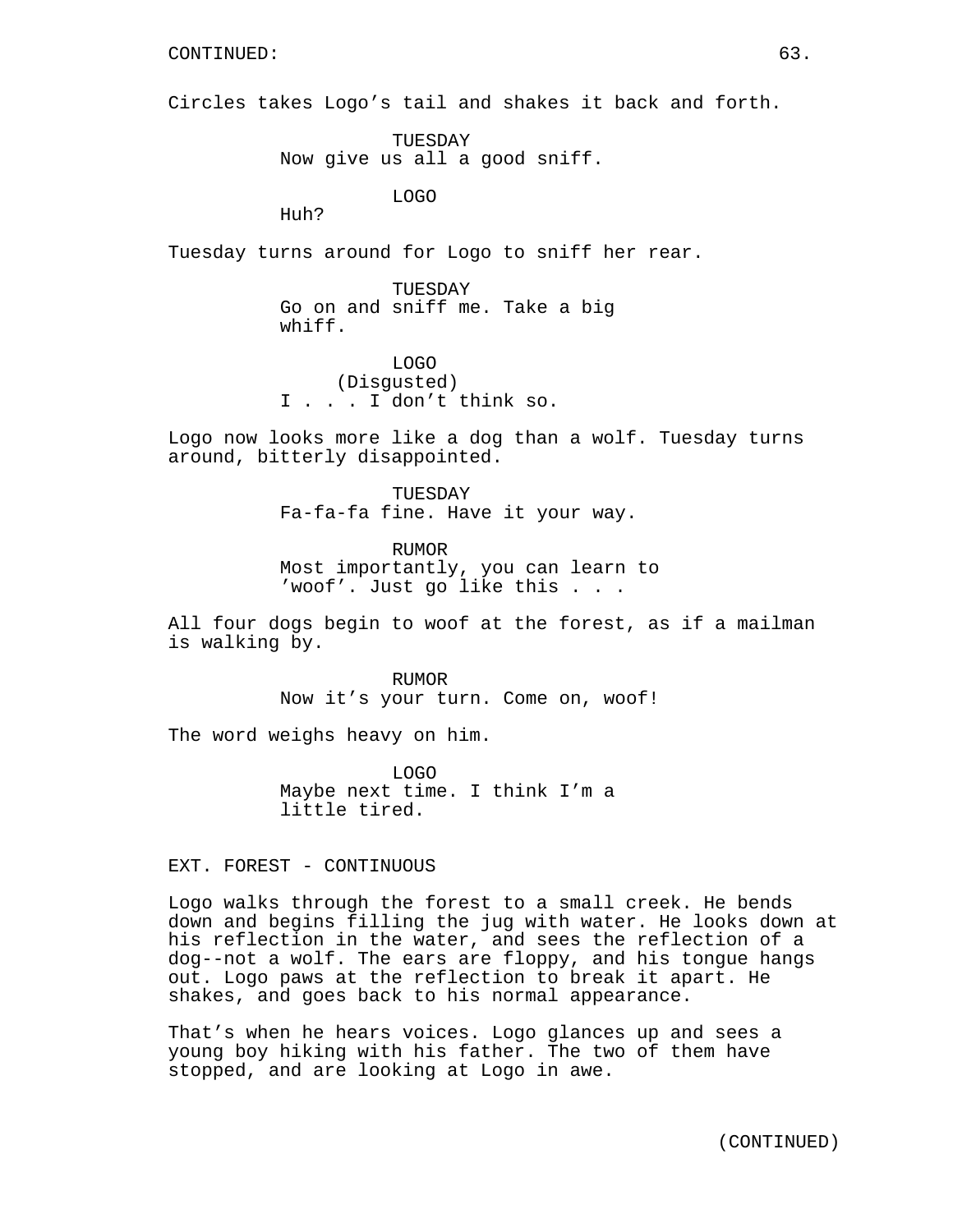Circles takes Logo's tail and shakes it back and forth.

TUESDAY
Now give us all a good sniff.

LOGO
Huh?

Tuesday turns around for Logo to sniff her rear.

TUESDAY
Go on and sniff me. Take a big whiff.

LOGO
(Disgusted)
I . . . I don't think so.

Logo now looks more like a dog than a wolf. Tuesday turns around, bitterly disappointed.

TUESDAY
Fa-fa-fa fine. Have it your way.

RUMOR
Most importantly, you can learn to 'woof'. Just go like this . . .

All four dogs begin to woof at the forest, as if a mailman is walking by.

RUMOR
Now it's your turn. Come on, woof!

The word weighs heavy on him.

LOGO
Maybe next time. I think I'm a little tired.

EXT. FOREST - CONTINUOUS

Logo walks through the forest to a small creek. He bends down and begins filling the jug with water. He looks down at his reflection in the water, and sees the reflection of a dog--not a wolf. The ears are floppy, and his tongue hangs out. Logo paws at the reflection to break it apart. He shakes, and goes back to his normal appearance.

That's when he hears voices. Logo glances up and sees a young boy hiking with his father. The two of them have stopped, and are looking at Logo in awe.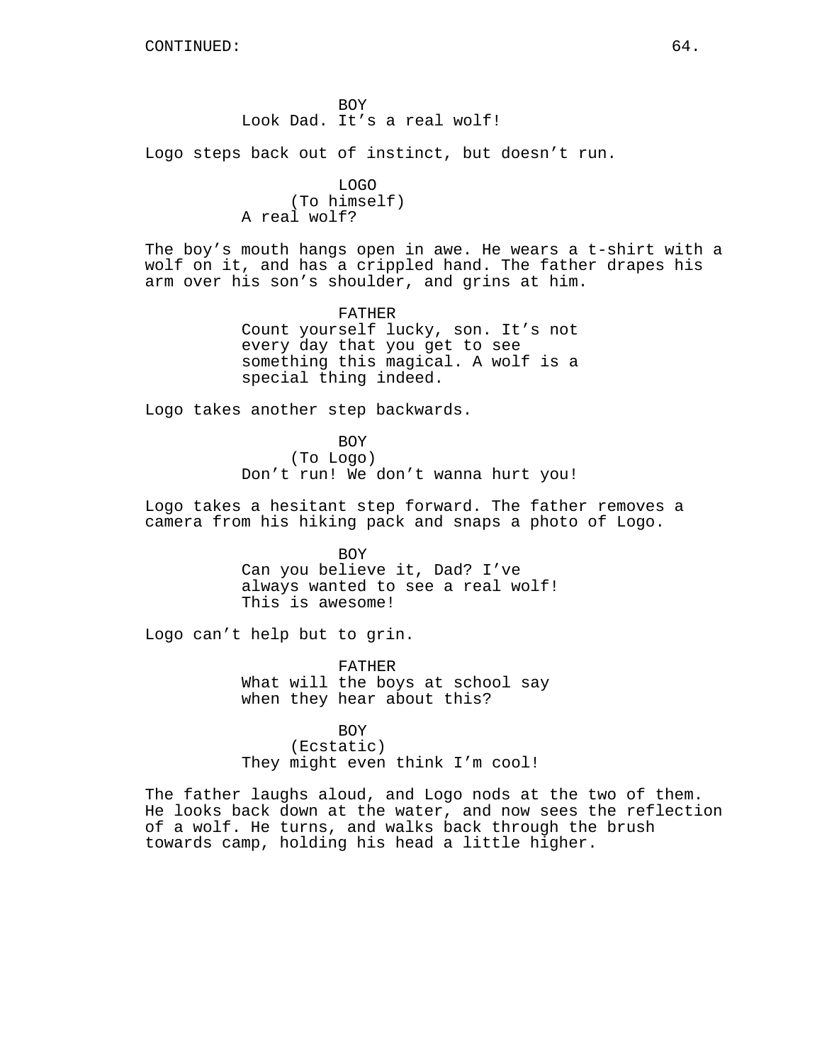CONTINUED:

BOY
Look Dad. It’s a real wolf!

Logo steps back out of instinct, but doesn’t run.

LOGO
(To himself)
A real wolf?

The boy’s mouth hangs open in awe. He wears a t-shirt with a wolf on it, and has a crippled hand. The father drapes his arm over his son’s shoulder, and grins at him.

FATHER
Count yourself lucky, son. It’s not every day that you get to see something this magical. A wolf is a special thing indeed.

Logo takes another step backwards.

BOY
(To Logo)
Don’t run! We don’t wanna hurt you!

Logo takes a hesitant step forward. The father removes a camera from his hiking pack and snaps a photo of Logo.

BOY
Can you believe it, Dad? I’ve always wanted to see a real wolf! This is awesome!

Logo can’t help but to grin.

FATHER
What will the boys at school say when they hear about this?

BOY
(Ecstatic)
They might even think I’m cool!

The father laughs aloud, and Logo nods at the two of them. He looks back down at the water, and now sees the reflection of a wolf. He turns, and walks back through the brush towards camp, holding his head a little higher.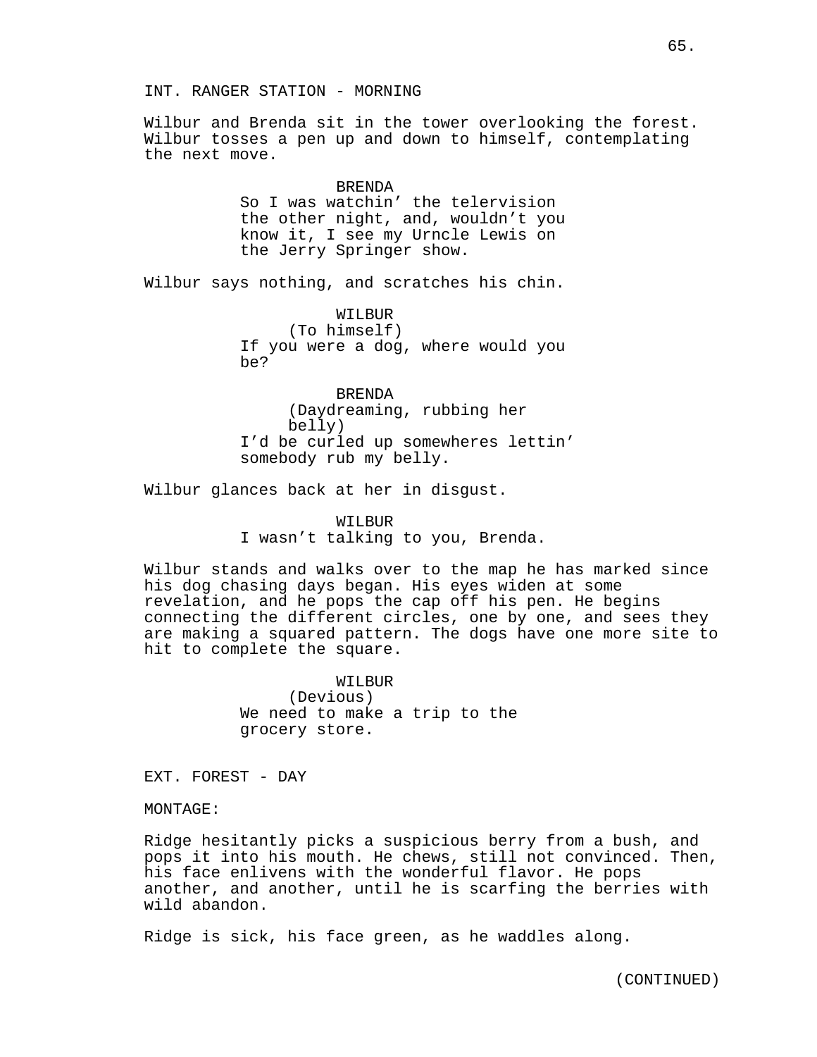INT. RANGER STATION - MORNING

Wilbur and Brenda sit in the tower overlooking the forest. Wilbur tosses a pen up and down to himself, contemplating the next move.

BRENDA
So I was watchin' the telervision the other night, and, wouldn't you know it, I see my Urncle Lewis on the Jerry Springer show.

Wilbur says nothing, and scratches his chin.

WILBUR
(To himself)
If you were a dog, where would you be?

BRENDA
(Daydreaming, rubbing her belly)
I'd be curled up somewheres lettin' somebody rub my belly.

Wilbur glances back at her in disgust.

WILBUR
I wasn't talking to you, Brenda.

Wilbur stands and walks over to the map he has marked since his dog chasing days began. His eyes widen at some revelation, and he pops the cap off his pen. He begins connecting the different circles, one by one, and sees they are making a squared pattern. The dogs have one more site to hit to complete the square.

WILBUR
(Devious)
We need to make a trip to the grocery store.

EXT. FOREST - DAY

MONTAGE:

Ridge hesitantly picks a suspicious berry from a bush, and pops it into his mouth. He chews, still not convinced. Then, his face enlivens with the wonderful flavor. He pops another, and another, until he is scarfing the berries with wild abandon.

Ridge is sick, his face green, as he waddles along.

(CONTINUED)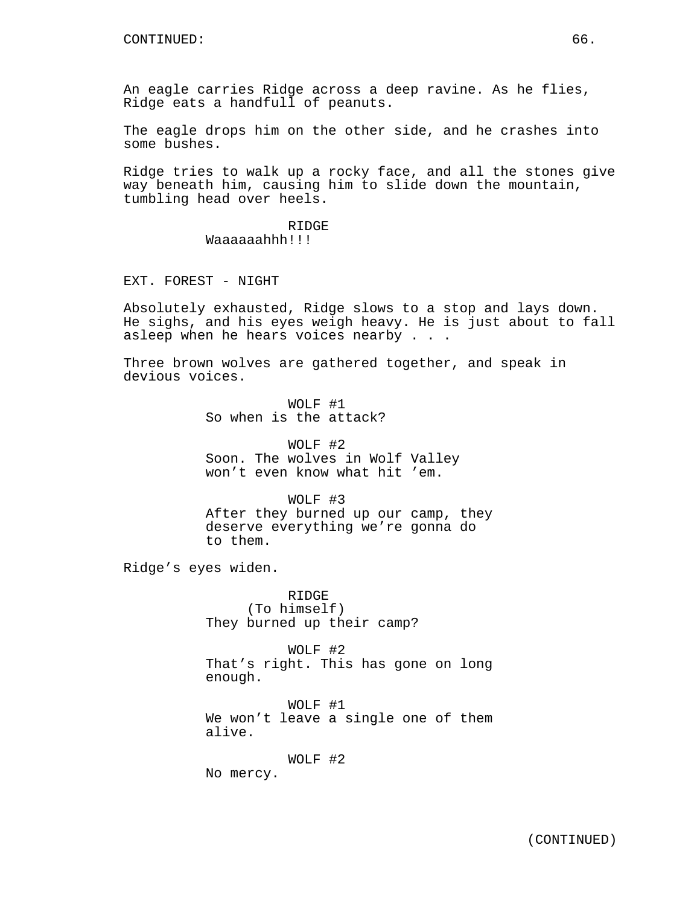An eagle carries Ridge across a deep ravine. As he flies, Ridge eats a handfull of peanuts.

The eagle drops him on the other side, and he crashes into some bushes.

Ridge tries to walk up a rocky face, and all the stones give way beneath him, causing him to slide down the mountain, tumbling head over heels.

RIDGE
Waaaaaahhh!!!

EXT. FOREST - NIGHT

Absolutely exhausted, Ridge slows to a stop and lays down. He sighs, and his eyes weigh heavy. He is just about to fall asleep when he hears voices nearby . . .

Three brown wolves are gathered together, and speak in devious voices.

WOLF #1
So when is the attack?

WOLF #2
Soon. The wolves in Wolf Valley won't even know what hit 'em.

WOLF #3
After they burned up our camp, they deserve everything we're gonna do to them.

Ridge's eyes widen.

RIDGE
(To himself)
They burned up their camp?

WOLF #2
That's right. This has gone on long enough.

WOLF #1
We won't leave a single one of them alive.

WOLF #2
No mercy.

(CONTINUED)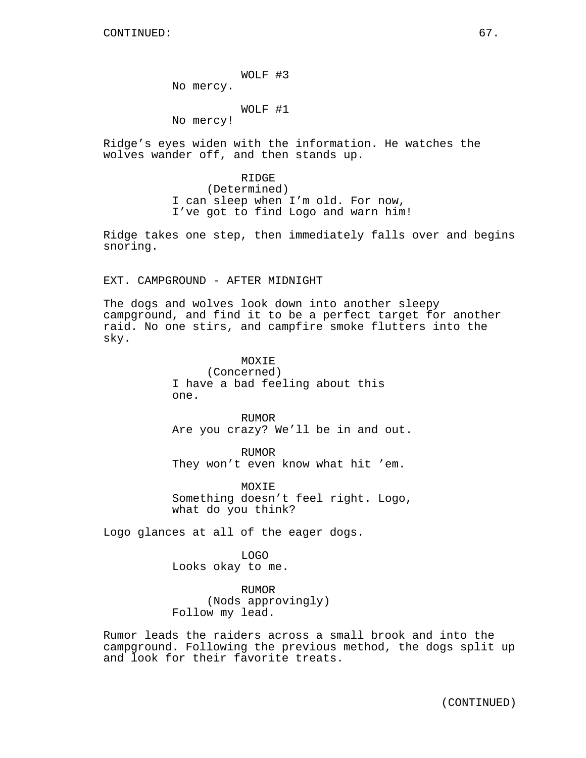WOLF #3
No mercy.

WOLF #1
No mercy!

Ridge's eyes widen with the information. He watches the wolves wander off, and then stands up.

RIDGE
(Determined)
I can sleep when I'm old. For now, I've got to find Logo and warn him!

Ridge takes one step, then immediately falls over and begins snoring.

EXT. CAMPGROUND - AFTER MIDNIGHT

The dogs and wolves look down into another sleepy campground, and find it to be a perfect target for another raid. No one stirs, and campfire smoke flutters into the sky.

MOXIE
(Concerned)
I have a bad feeling about this one.

RUMOR
Are you crazy? We'll be in and out.

RUMOR
They won't even know what hit 'em.

MOXIE
Something doesn't feel right. Logo, what do you think?

Logo glances at all of the eager dogs.

LOGO
Looks okay to me.

RUMOR
(Nods approvingly)
Follow my lead.

Rumor leads the raiders across a small brook and into the campground. Following the previous method, the dogs split up and look for their favorite treats.

(CONTINUED)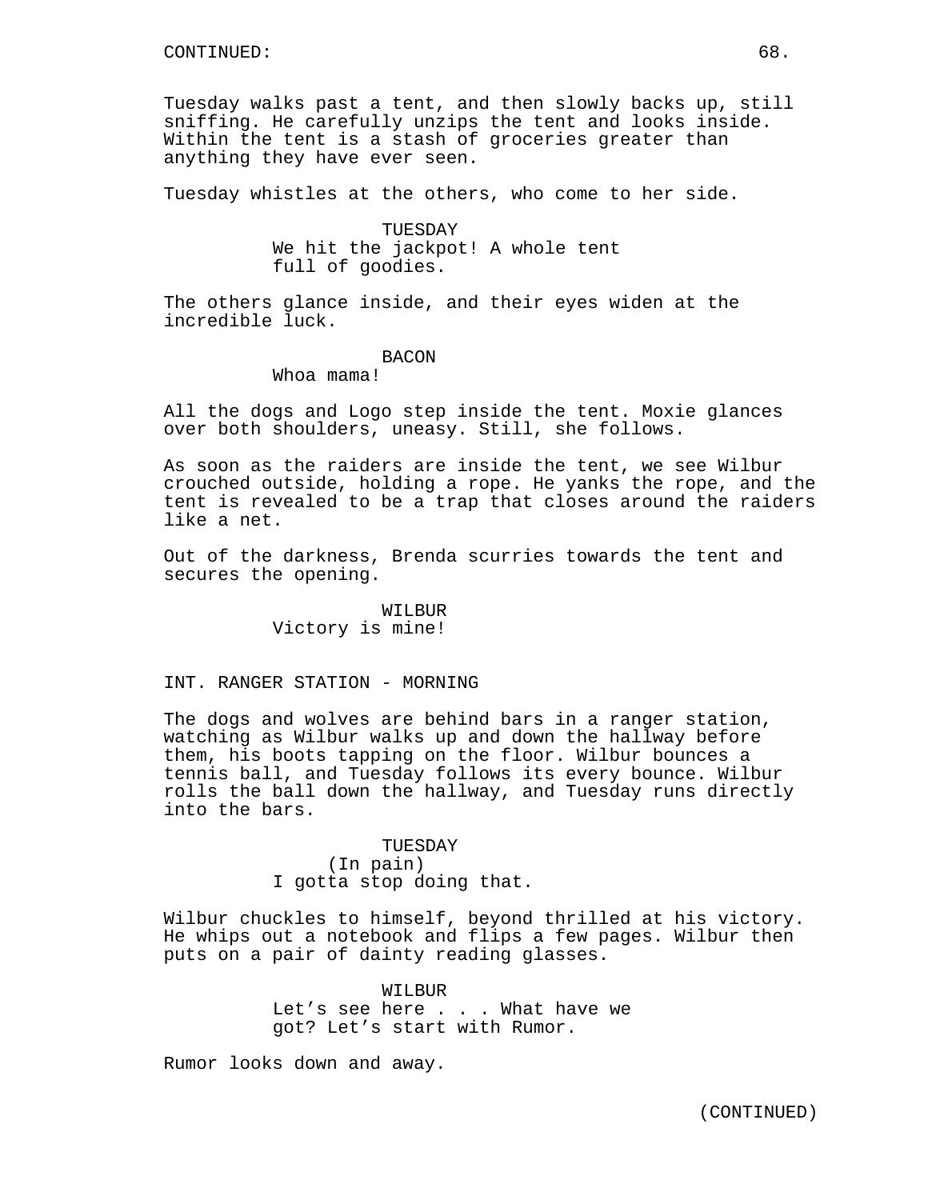Tuesday walks past a tent, and then slowly backs up, still sniffing. He carefully unzips the tent and looks inside. Within the tent is a stash of groceries greater than anything they have ever seen.

Tuesday whistles at the others, who come to her side.

TUESDAY
We hit the jackpot! A whole tent full of goodies.

The others glance inside, and their eyes widen at the incredible luck.

BACON
Whoa mama!

All the dogs and Logo step inside the tent. Moxie glances over both shoulders, uneasy. Still, she follows.

As soon as the raiders are inside the tent, we see Wilbur crouched outside, holding a rope. He yanks the rope, and the tent is revealed to be a trap that closes around the raiders like a net.

Out of the darkness, Brenda scurries towards the tent and secures the opening.

WILBUR
Victory is mine!

INT. RANGER STATION - MORNING

The dogs and wolves are behind bars in a ranger station, watching as Wilbur walks up and down the hallway before them, his boots tapping on the floor. Wilbur bounces a tennis ball, and Tuesday follows its every bounce. Wilbur rolls the ball down the hallway, and Tuesday runs directly into the bars.

TUESDAY
(In pain)
I gotta stop doing that.

Wilbur chuckles to himself, beyond thrilled at his victory. He whips out a notebook and flips a few pages. Wilbur then puts on a pair of dainty reading glasses.

WILBUR
Let’s see here . . . What have we got? Let’s start with Rumor.

Rumor looks down and away.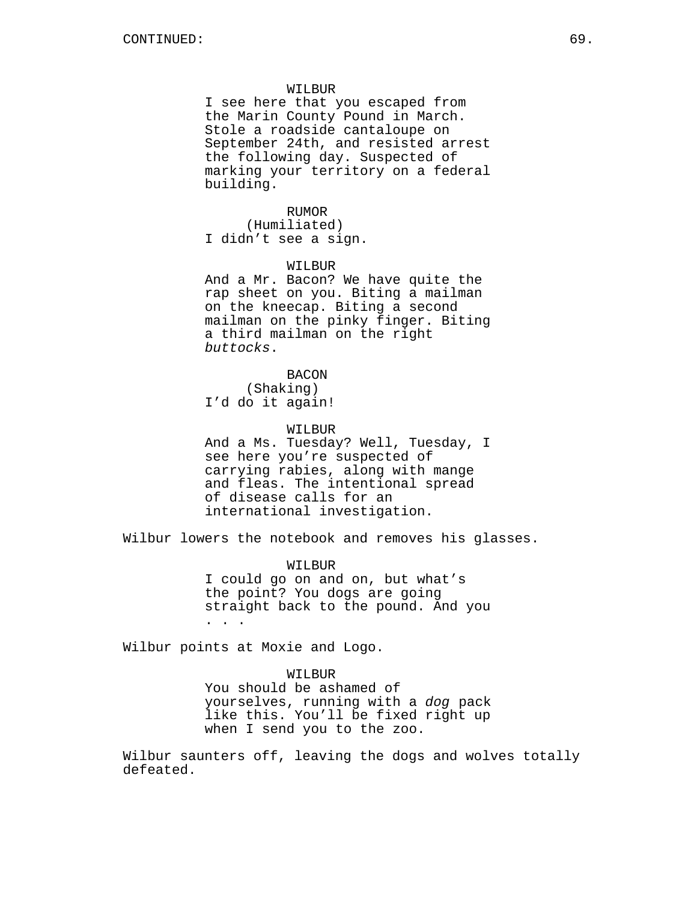WILBUR
I see here that you escaped from the Marin County Pound in March. Stole a roadside cantaloupe on September 24th, and resisted arrest the following day. Suspected of marking your territory on a federal building.

RUMOR
(Humiliated)
I didn't see a sign.

WILBUR
And a Mr. Bacon? We have quite the rap sheet on you. Biting a mailman on the kneecap. Biting a second mailman on the pinky finger. Biting a third mailman on the right *buttocks*.

BACON
(Shaking)
I'd do it again!

WILBUR
And a Ms. Tuesday? Well, Tuesday, I see here you're suspected of carrying rabies, along with mange and fleas. The intentional spread of disease calls for an international investigation.

Wilbur lowers the notebook and removes his glasses.

WILBUR
I could go on and on, but what's the point? You dogs are going straight back to the pound. And you . . .

Wilbur points at Moxie and Logo.

WILBUR
You should be ashamed of yourselves, running with a *dog* pack like this. You'll be fixed right up when I send you to the zoo.

Wilbur saunters off, leaving the dogs and wolves totally defeated.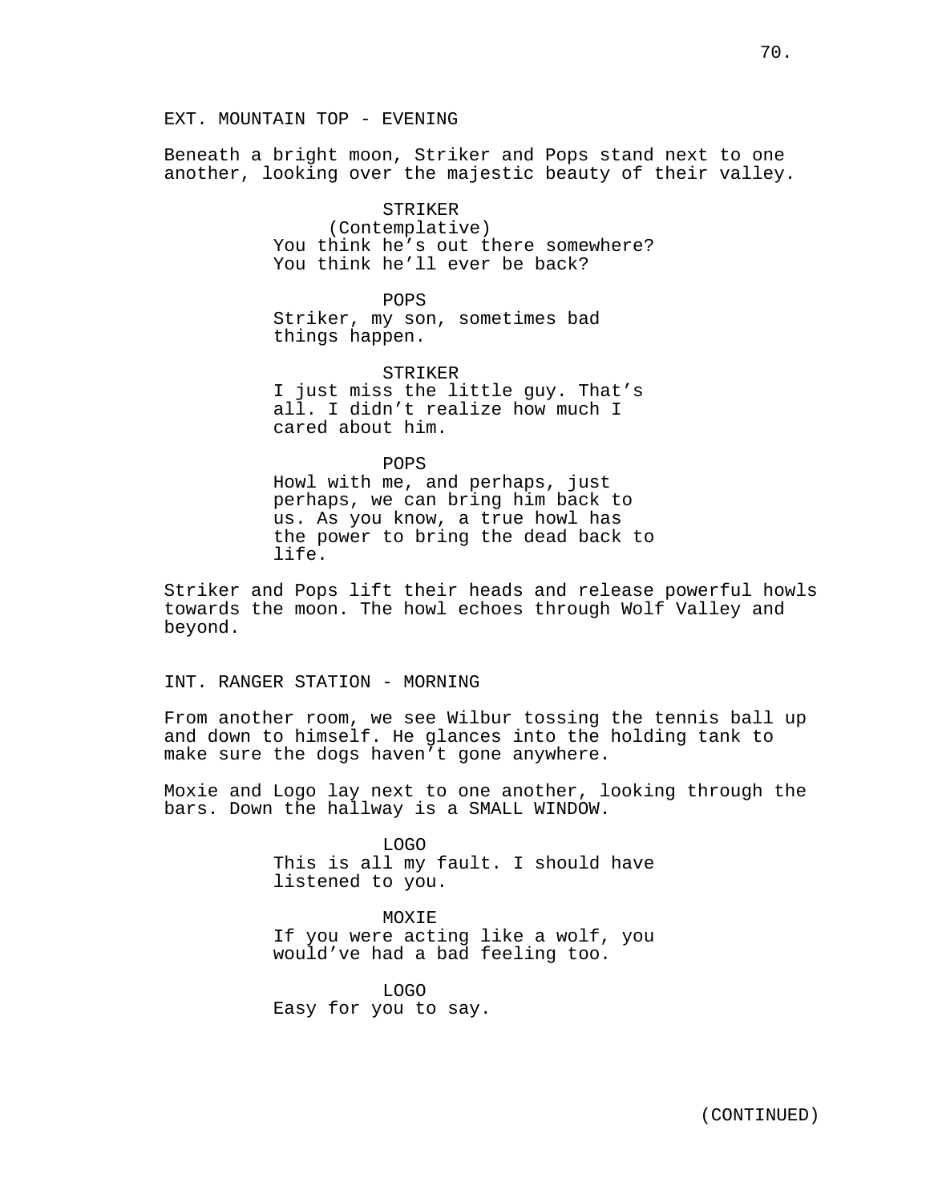EXT. MOUNTAIN TOP - EVENING

Beneath a bright moon, Striker and Pops stand next to one another, looking over the majestic beauty of their valley.

STRIKER
(Contemplative)
You think he's out there somewhere? You think he'll ever be back?

POPS
Striker, my son, sometimes bad things happen.

STRIKER
I just miss the little guy. That's all. I didn't realize how much I cared about him.

POPS
Howl with me, and perhaps, just perhaps, we can bring him back to us. As you know, a true howl has the power to bring the dead back to life.

Striker and Pops lift their heads and release powerful howls towards the moon. The howl echoes through Wolf Valley and beyond.

INT. RANGER STATION - MORNING

From another room, we see Wilbur tossing the tennis ball up and down to himself. He glances into the holding tank to make sure the dogs haven't gone anywhere.

Moxie and Logo lay next to one another, looking through the bars. Down the hallway is a SMALL WINDOW.

LOGO
This is all my fault. I should have listened to you.

MOXIE
If you were acting like a wolf, you would've had a bad feeling too.

LOGO
Easy for you to say.

(CONTINUED)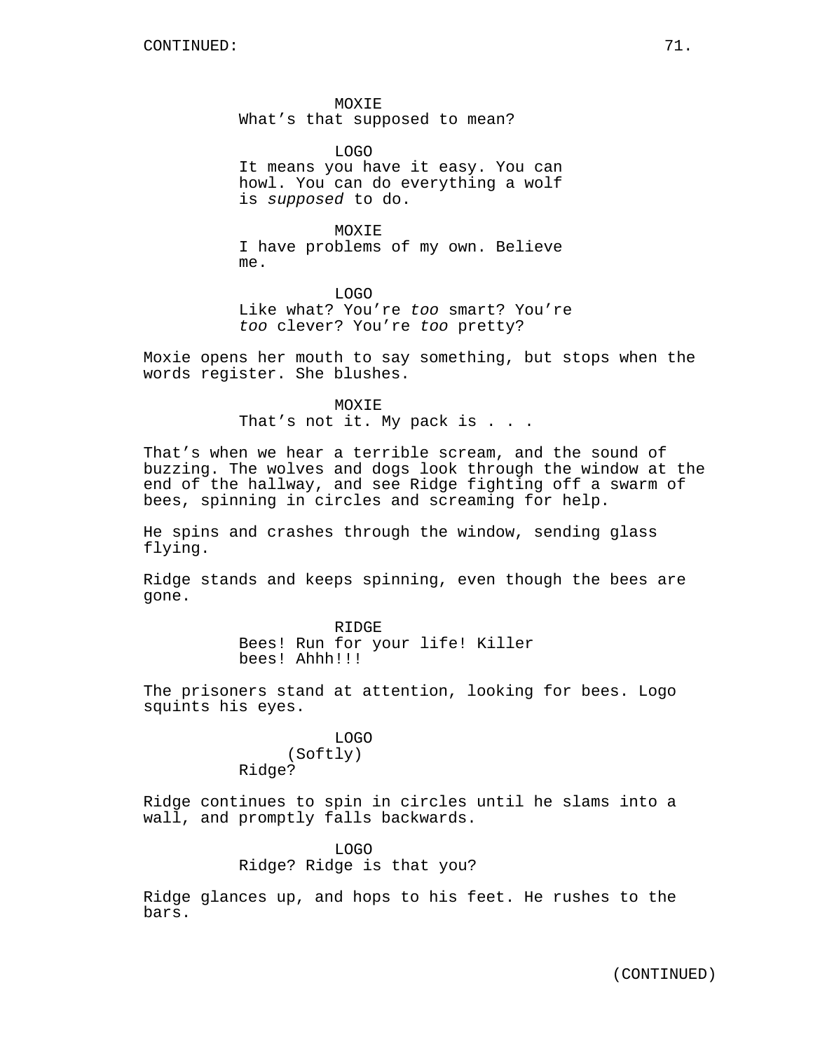MOXIE
What's that supposed to mean?

LOGO
It means you have it easy. You can howl. You can do everything a wolf is *supposed* to do.

MOXIE
I have problems of my own. Believe me.

LOGO
Like what? You're *too* smart? You're *too* clever? You're *too* pretty?

Moxie opens her mouth to say something, but stops when the words register. She blushes.

MOXIE
That's not it. My pack is . . .

That's when we hear a terrible scream, and the sound of buzzing. The wolves and dogs look through the window at the end of the hallway, and see Ridge fighting off a swarm of bees, spinning in circles and screaming for help.

He spins and crashes through the window, sending glass flying.

Ridge stands and keeps spinning, even though the bees are gone.

RIDGE
Bees! Run for your life! Killer bees! Ahhh!!!

The prisoners stand at attention, looking for bees. Logo squints his eyes.

LOGO
(Softly)
Ridge?

Ridge continues to spin in circles until he slams into a wall, and promptly falls backwards.

LOGO
Ridge? Ridge is that you?

Ridge glances up, and hops to his feet. He rushes to the bars.

(CONTINUED)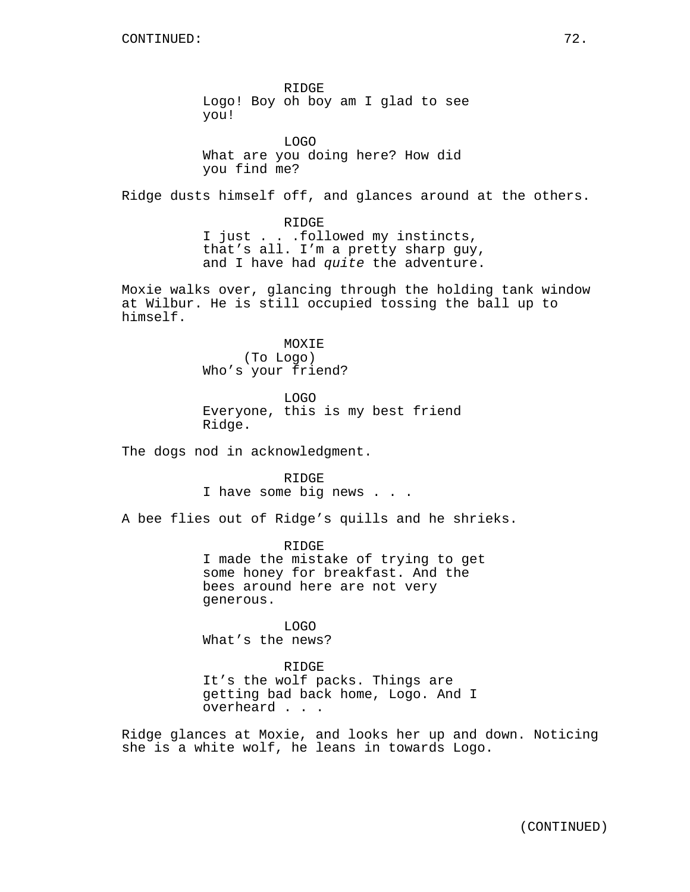RIDGE
Logo! Boy oh boy am I glad to see you!

LOGO
What are you doing here? How did you find me?

Ridge dusts himself off, and glances around at the others.

RIDGE
I just . . .followed my instincts, that's all. I'm a pretty sharp guy, and I have had *quite* the adventure.

Moxie walks over, glancing through the holding tank window at Wilbur. He is still occupied tossing the ball up to himself.

MOXIE
(To Logo)
Who's your friend?

LOGO
Everyone, this is my best friend Ridge.

The dogs nod in acknowledgment.

RIDGE
I have some big news . . .

A bee flies out of Ridge's quills and he shrieks.

RIDGE
I made the mistake of trying to get some honey for breakfast. And the bees around here are not very generous.

LOGO
What's the news?

RIDGE
It's the wolf packs. Things are getting bad back home, Logo. And I overheard . . .

Ridge glances at Moxie, and looks her up and down. Noticing she is a white wolf, he leans in towards Logo.

(CONTINUED)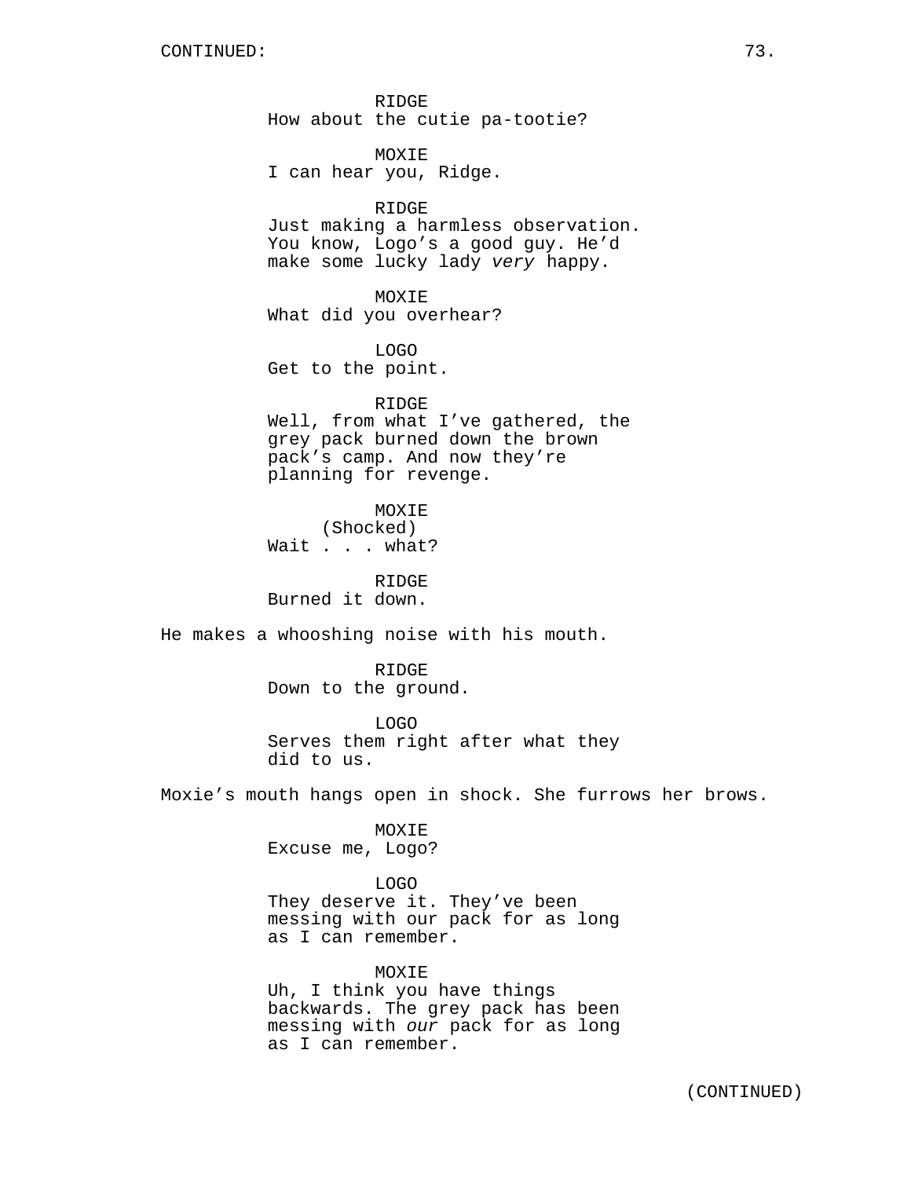RIDGE
How about the cutie pa-tootie?

MOXIE
I can hear you, Ridge.

RIDGE
Just making a harmless observation. You know, Logo's a good guy. He'd make some lucky lady *very* happy.

MOXIE
What did you overhear?

LOGO
Get to the point.

RIDGE
Well, from what I've gathered, the grey pack burned down the brown pack's camp. And now they're planning for revenge.

MOXIE
(Shocked)
Wait . . . what?

RIDGE
Burned it down.

He makes a whooshing noise with his mouth.

RIDGE
Down to the ground.

LOGO
Serves them right after what they did to us.

Moxie's mouth hangs open in shock. She furrows her brows.

MOXIE
Excuse me, Logo?

LOGO
They deserve it. They've been messing with our pack for as long as I can remember.

MOXIE
Uh, I think you have things backwards. The grey pack has been messing with *our* pack for as long as I can remember.

(CONTINUED)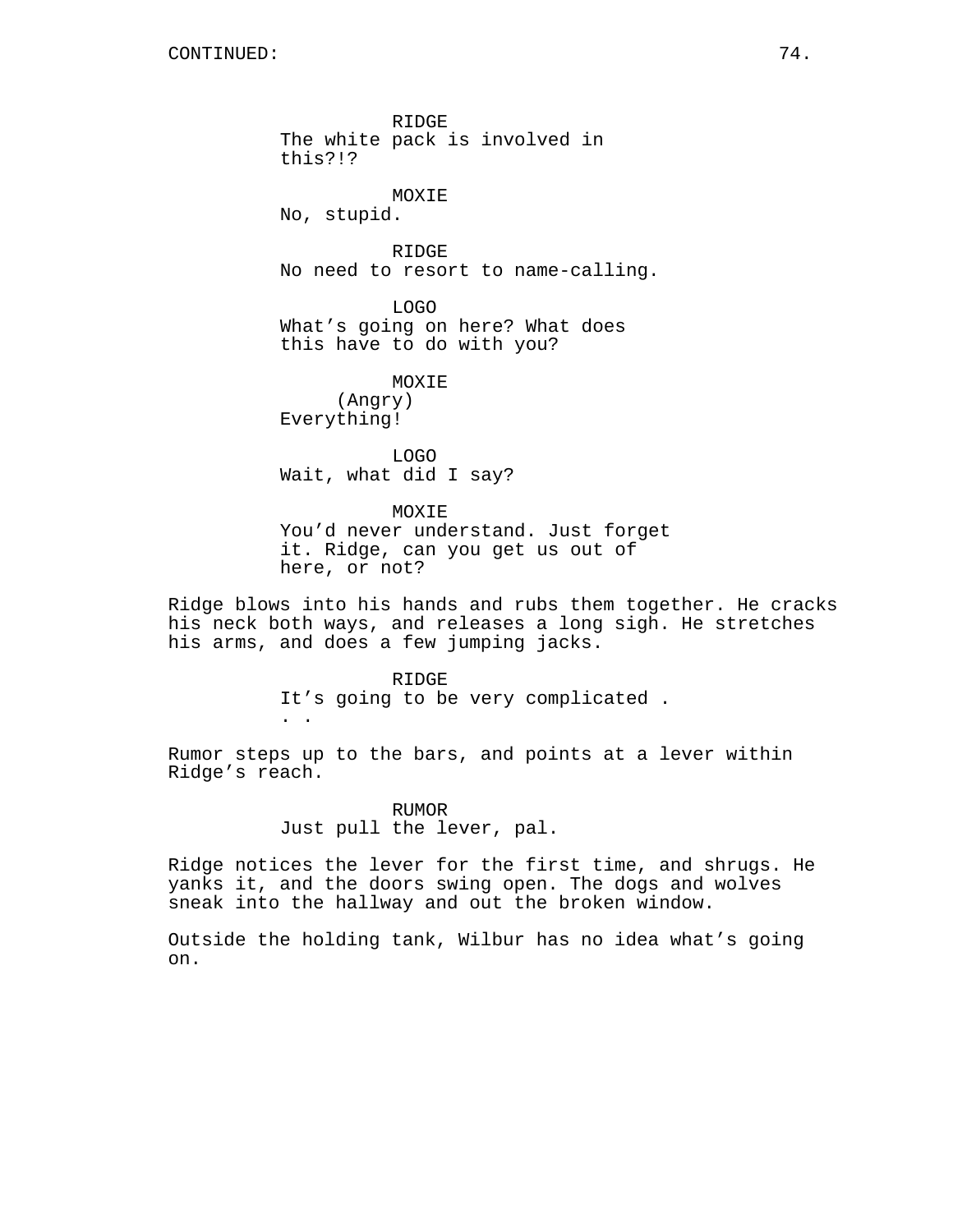CONTINUED:

RIDGE
The white pack is involved in this?!?

MOXIE
No, stupid.

RIDGE
No need to resort to name-calling.

LOGO
What's going on here? What does this have to do with you?

MOXIE
(Angry)
Everything!

LOGO
Wait, what did I say?

MOXIE
You'd never understand. Just forget it. Ridge, can you get us out of here, or not?

Ridge blows into his hands and rubs them together. He cracks his neck both ways, and releases a long sigh. He stretches his arms, and does a few jumping jacks.

RIDGE
It's going to be very complicated . . .

Rumor steps up to the bars, and points at a lever within Ridge's reach.

RUMOR
Just pull the lever, pal.

Ridge notices the lever for the first time, and shrugs. He yanks it, and the doors swing open. The dogs and wolves sneak into the hallway and out the broken window.

Outside the holding tank, Wilbur has no idea what's going on.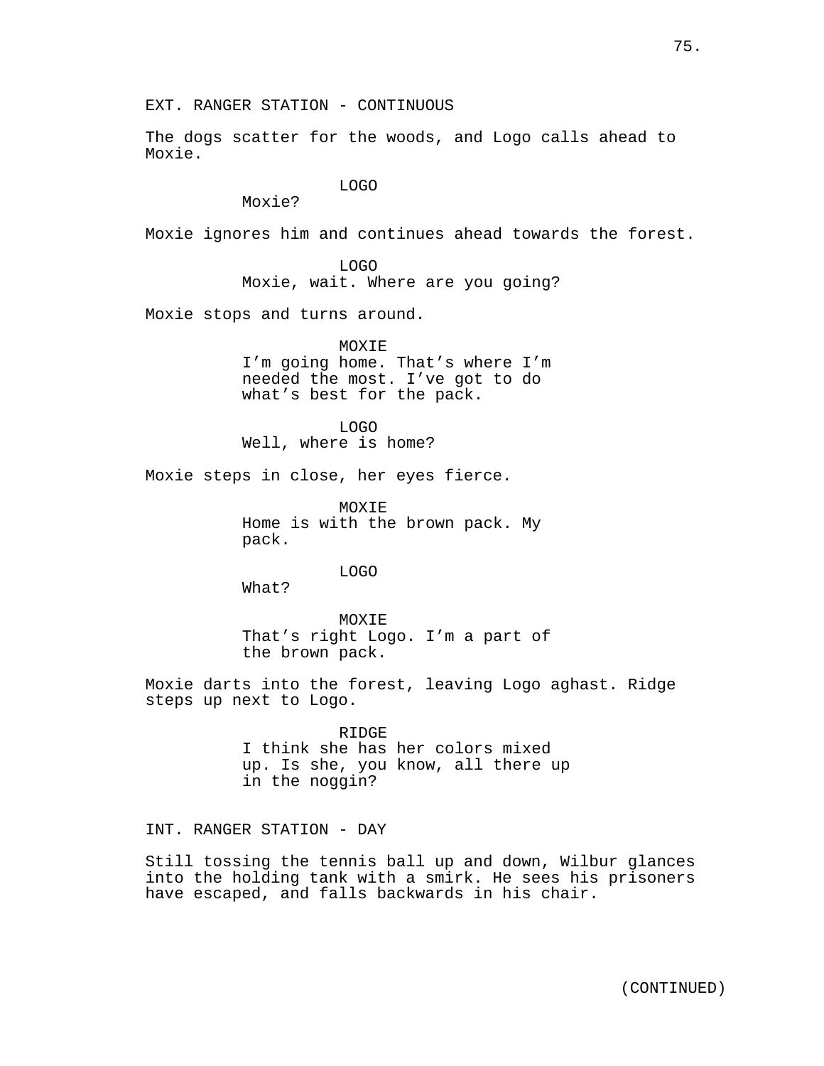EXT. RANGER STATION - CONTINUOUS

The dogs scatter for the woods, and Logo calls ahead to Moxie.

LOGO
Moxie?

Moxie ignores him and continues ahead towards the forest.

LOGO
Moxie, wait. Where are you going?

Moxie stops and turns around.

MOXIE
I'm going home. That's where I'm needed the most. I've got to do what's best for the pack.

LOGO
Well, where is home?

Moxie steps in close, her eyes fierce.

MOXIE
Home is with the brown pack. My pack.

LOGO
What?

MOXIE
That's right Logo. I'm a part of the brown pack.

Moxie darts into the forest, leaving Logo aghast. Ridge steps up next to Logo.

RIDGE
I think she has her colors mixed up. Is she, you know, all there up in the noggin?

INT. RANGER STATION - DAY

Still tossing the tennis ball up and down, Wilbur glances into the holding tank with a smirk. He sees his prisoners have escaped, and falls backwards in his chair.

(CONTINUED)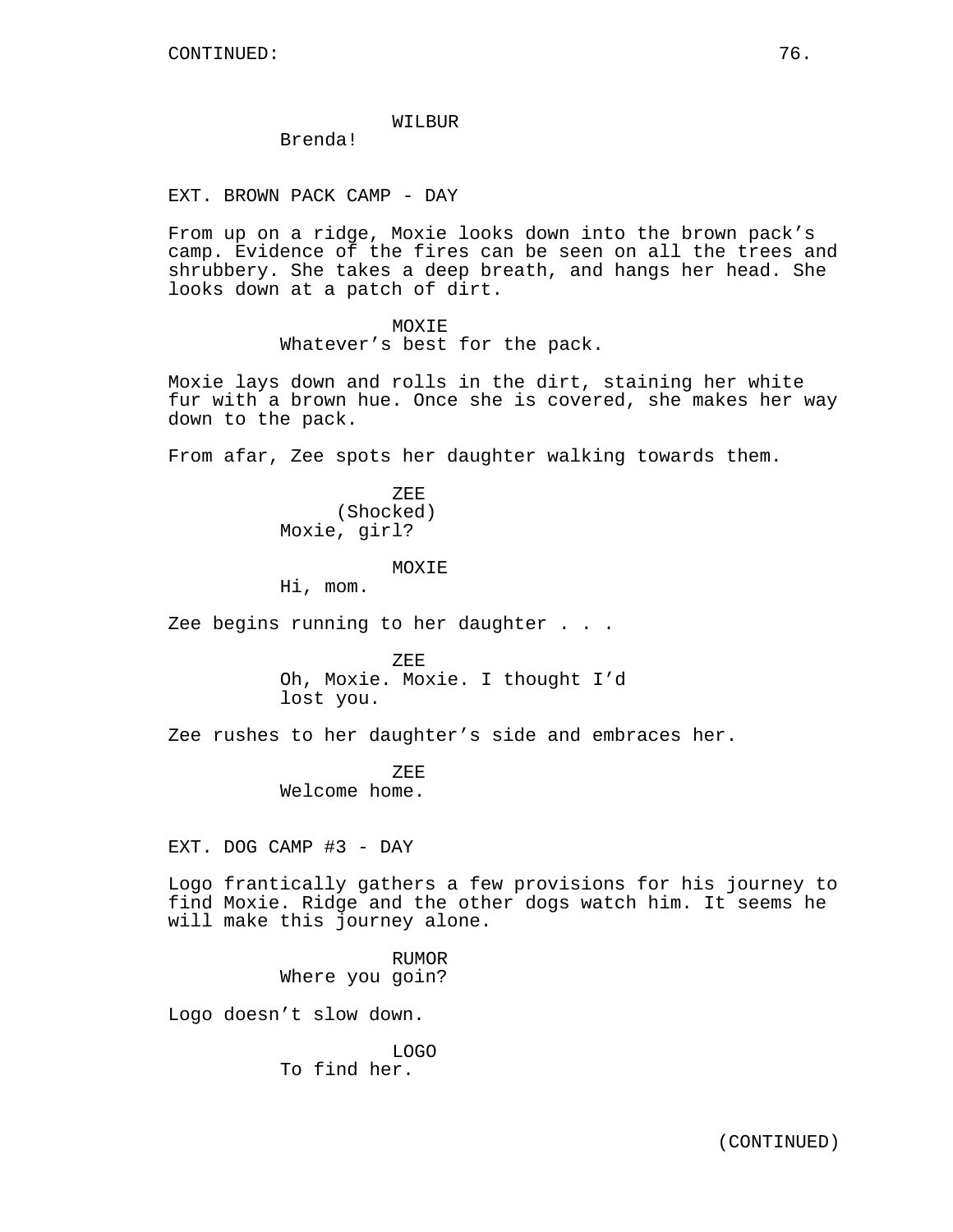WILBUR
Brenda!

EXT. BROWN PACK CAMP - DAY

From up on a ridge, Moxie looks down into the brown pack's camp. Evidence of the fires can be seen on all the trees and shrubbery. She takes a deep breath, and hangs her head. She looks down at a patch of dirt.

MOXIE
Whatever's best for the pack.

Moxie lays down and rolls in the dirt, staining her white fur with a brown hue. Once she is covered, she makes her way down to the pack.

From afar, Zee spots her daughter walking towards them.

ZEE
(Shocked)
Moxie, girl?

MOXIE
Hi, mom.

Zee begins running to her daughter . . .

ZEE
Oh, Moxie. Moxie. I thought I'd lost you.

Zee rushes to her daughter's side and embraces her.

ZEE
Welcome home.

EXT. DOG CAMP #3 - DAY

Logo frantically gathers a few provisions for his journey to find Moxie. Ridge and the other dogs watch him. It seems he will make this journey alone.

RUMOR
Where you goin?

Logo doesn't slow down.

LOGO
To find her.

(CONTINUED)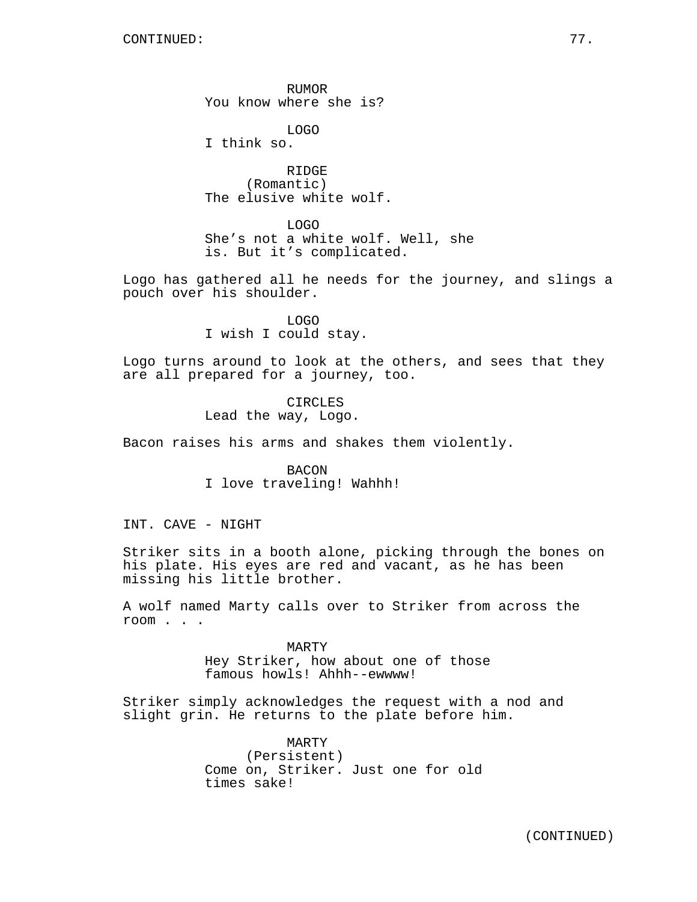RUMOR
You know where she is?

LOGO
I think so.

RIDGE
(Romantic)
The elusive white wolf.

LOGO
She's not a white wolf. Well, she is. But it's complicated.

Logo has gathered all he needs for the journey, and slings a pouch over his shoulder.

LOGO
I wish I could stay.

Logo turns around to look at the others, and sees that they are all prepared for a journey, too.

CIRCLES
Lead the way, Logo.

Bacon raises his arms and shakes them violently.

BACON
I love traveling! Wahhh!

INT. CAVE - NIGHT

Striker sits in a booth alone, picking through the bones on his plate. His eyes are red and vacant, as he has been missing his little brother.

A wolf named Marty calls over to Striker from across the room . . .

MARTY
Hey Striker, how about one of those famous howls! Ahhh--ewwww!

Striker simply acknowledges the request with a nod and slight grin. He returns to the plate before him.

MARTY
(Persistent)
Come on, Striker. Just one for old times sake!

(CONTINUED)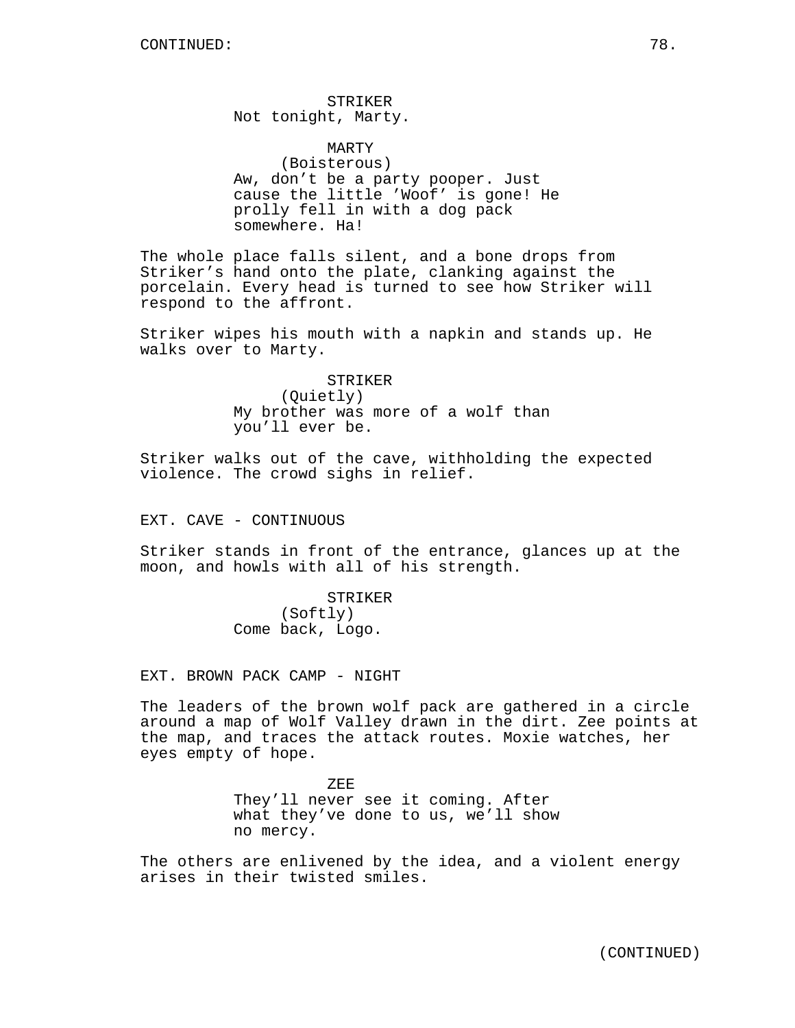STRIKER
Not tonight, Marty.

MARTY
(Boisterous)
Aw, don't be a party pooper. Just cause the little 'Woof' is gone! He prolly fell in with a dog pack somewhere. Ha!

The whole place falls silent, and a bone drops from Striker's hand onto the plate, clanking against the porcelain. Every head is turned to see how Striker will respond to the affront.

Striker wipes his mouth with a napkin and stands up. He walks over to Marty.

STRIKER
(Quietly)
My brother was more of a wolf than you'll ever be.

Striker walks out of the cave, withholding the expected violence. The crowd sighs in relief.

EXT. CAVE - CONTINUOUS

Striker stands in front of the entrance, glances up at the moon, and howls with all of his strength.

STRIKER
(Softly)
Come back, Logo.

EXT. BROWN PACK CAMP - NIGHT

The leaders of the brown wolf pack are gathered in a circle around a map of Wolf Valley drawn in the dirt. Zee points at the map, and traces the attack routes. Moxie watches, her eyes empty of hope.

ZEE
They'll never see it coming. After what they've done to us, we'll show no mercy.

The others are enlivened by the idea, and a violent energy arises in their twisted smiles.

(CONTINUED)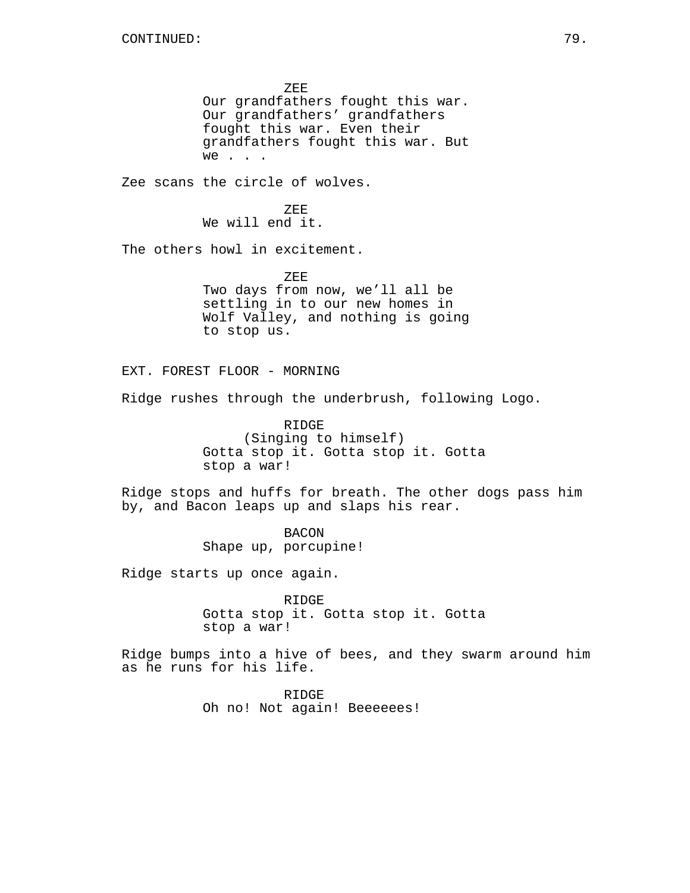ZEE
Our grandfathers fought this war. Our grandfathers’ grandfathers fought this war. Even their grandfathers fought this war. But we . . .

Zee scans the circle of wolves.

ZEE
We will end it.

The others howl in excitement.

ZEE
Two days from now, we’ll all be settling in to our new homes in Wolf Valley, and nothing is going to stop us.

EXT. FOREST FLOOR - MORNING

Ridge rushes through the underbrush, following Logo.

RIDGE
(Singing to himself)
Gotta stop it. Gotta stop it. Gotta stop a war!

Ridge stops and huffs for breath. The other dogs pass him by, and Bacon leaps up and slaps his rear.

BACON
Shape up, porcupine!

Ridge starts up once again.

RIDGE
Gotta stop it. Gotta stop it. Gotta stop a war!

Ridge bumps into a hive of bees, and they swarm around him as he runs for his life.

RIDGE
Oh no! Not again! Beeeeees!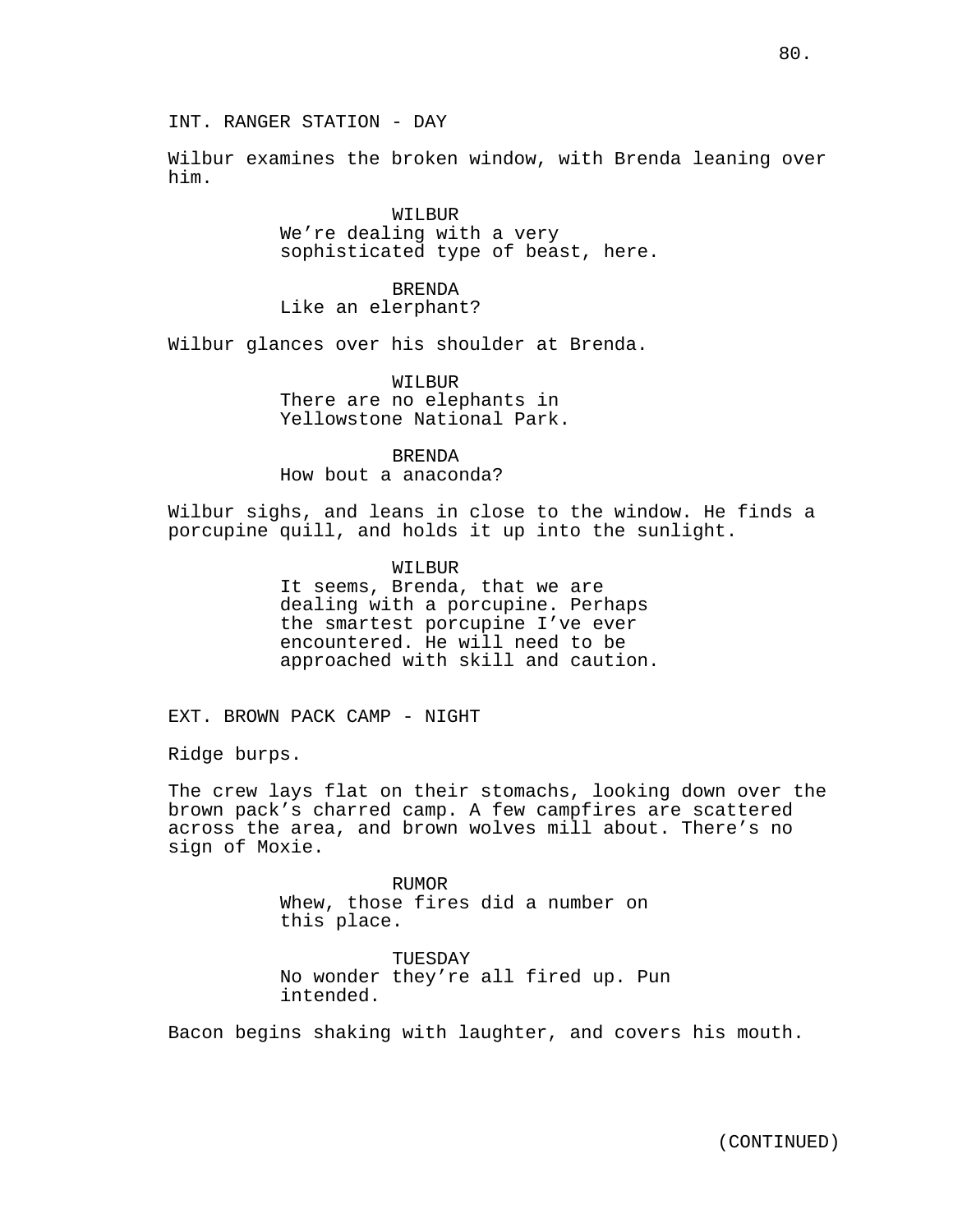INT. RANGER STATION - DAY

Wilbur examines the broken window, with Brenda leaning over him.

WILBUR
We're dealing with a very sophisticated type of beast, here.

BRENDA
Like an elerphant?

Wilbur glances over his shoulder at Brenda.

WILBUR
There are no elephants in Yellowstone National Park.

BRENDA
How bout a anaconda?

Wilbur sighs, and leans in close to the window. He finds a porcupine quill, and holds it up into the sunlight.

WILBUR
It seems, Brenda, that we are dealing with a porcupine. Perhaps the smartest porcupine I've ever encountered. He will need to be approached with skill and caution.

EXT. BROWN PACK CAMP - NIGHT

Ridge burps.

The crew lays flat on their stomachs, looking down over the brown pack's charred camp. A few campfires are scattered across the area, and brown wolves mill about. There's no sign of Moxie.

RUMOR
Whew, those fires did a number on this place.

TUESDAY
No wonder they're all fired up. Pun intended.

Bacon begins shaking with laughter, and covers his mouth.

(CONTINUED)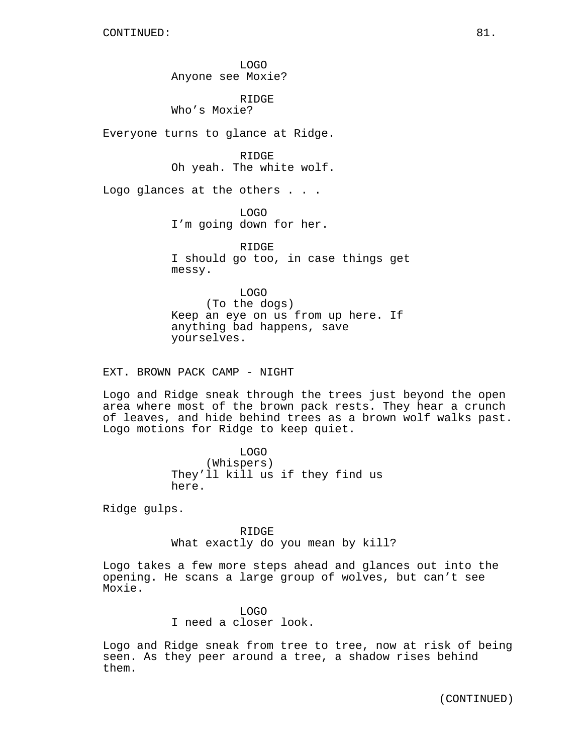CONTINUED:

LOGO
Anyone see Moxie?

RIDGE
Who’s Moxie?

Everyone turns to glance at Ridge.

RIDGE
Oh yeah. The white wolf.

Logo glances at the others . . .

LOGO
I’m going down for her.

RIDGE
I should go too, in case things get messy.

LOGO
(To the dogs)
Keep an eye on us from up here. If anything bad happens, save yourselves.

EXT. BROWN PACK CAMP - NIGHT

Logo and Ridge sneak through the trees just beyond the open area where most of the brown pack rests. They hear a crunch of leaves, and hide behind trees as a brown wolf walks past. Logo motions for Ridge to keep quiet.

LOGO
(Whispers)
They’ll kill us if they find us here.

Ridge gulps.

RIDGE
What exactly do you mean by kill?

Logo takes a few more steps ahead and glances out into the opening. He scans a large group of wolves, but can’t see Moxie.

LOGO
I need a closer look.

Logo and Ridge sneak from tree to tree, now at risk of being seen. As they peer around a tree, a shadow rises behind them.

(CONTINUED)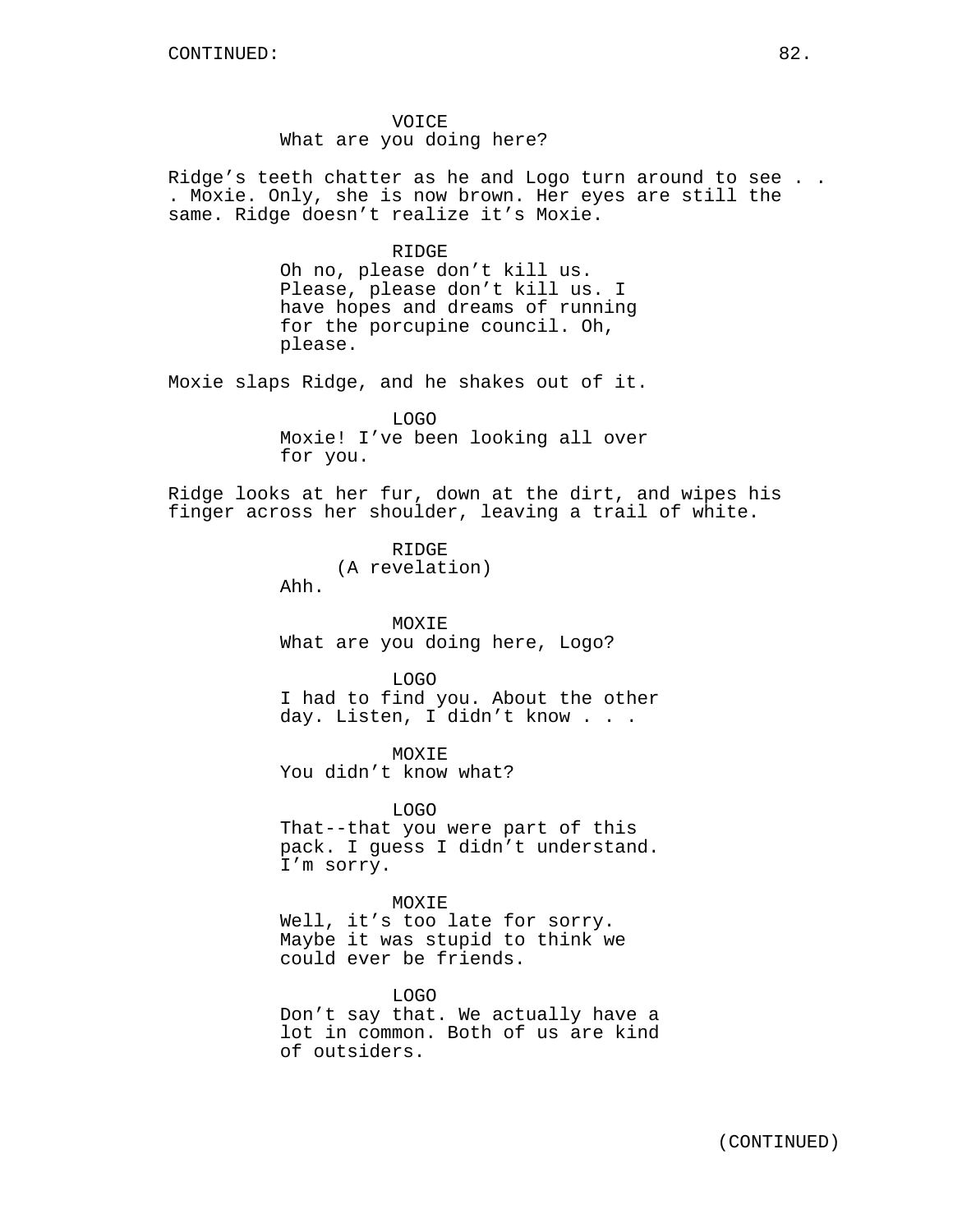VOICE
What are you doing here?

Ridge's teeth chatter as he and Logo turn around to see . . . Moxie. Only, she is now brown. Her eyes are still the same. Ridge doesn't realize it's Moxie.

RIDGE
Oh no, please don't kill us. Please, please don't kill us. I have hopes and dreams of running for the porcupine council. Oh, please.

Moxie slaps Ridge, and he shakes out of it.

LOGO
Moxie! I've been looking all over for you.

Ridge looks at her fur, down at the dirt, and wipes his finger across her shoulder, leaving a trail of white.

RIDGE
(A revelation)
Ahh.

MOXIE
What are you doing here, Logo?

LOGO
I had to find you. About the other day. Listen, I didn't know . . .

MOXIE
You didn't know what?

LOGO
That--that you were part of this pack. I guess I didn't understand. I'm sorry.

MOXIE
Well, it's too late for sorry. Maybe it was stupid to think we could ever be friends.

LOGO
Don't say that. We actually have a lot in common. Both of us are kind of outsiders.

(CONTINUED)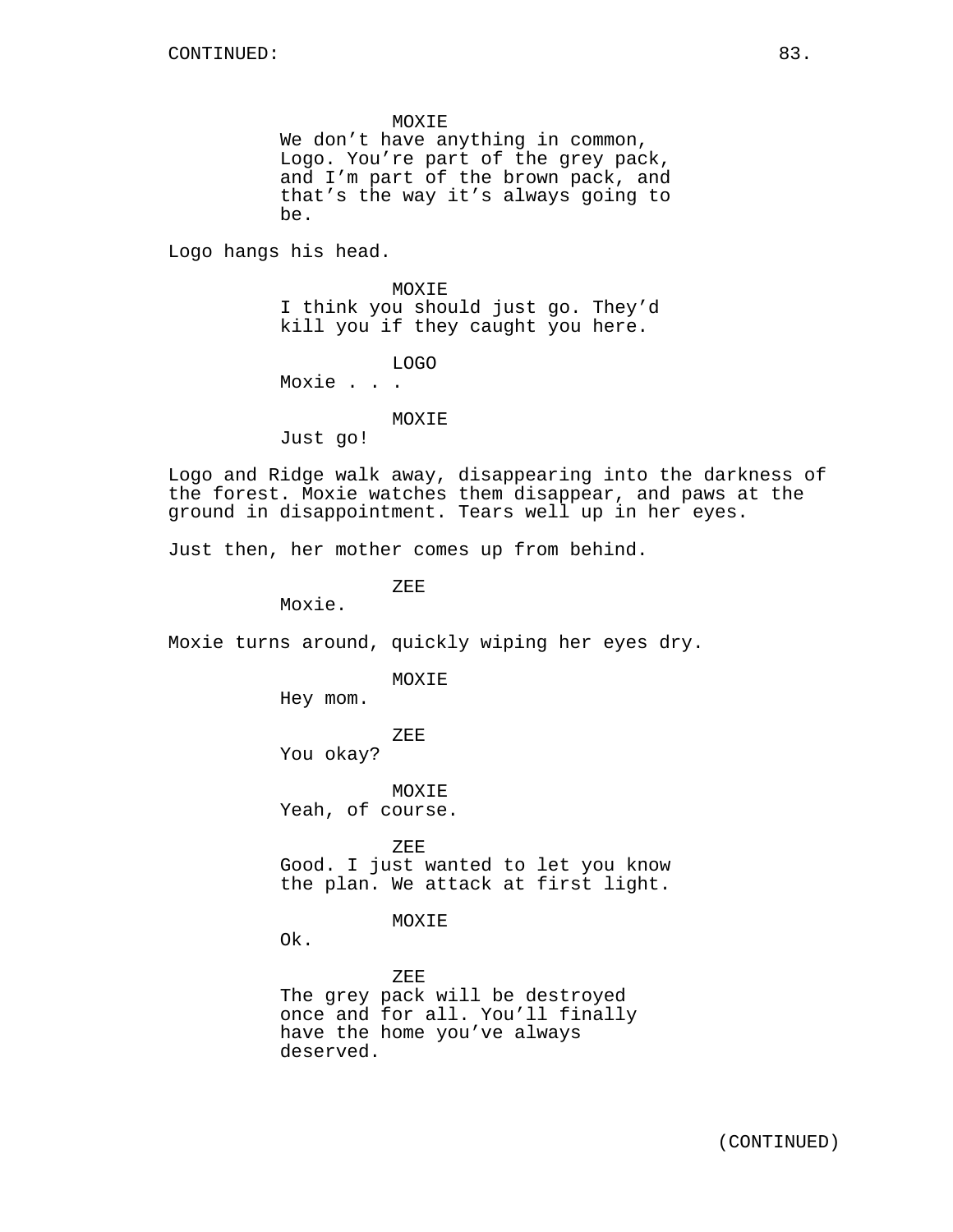MOXIE
We don't have anything in common, Logo. You're part of the grey pack, and I'm part of the brown pack, and that's the way it's always going to be.

Logo hangs his head.

MOXIE
I think you should just go. They'd kill you if they caught you here.

LOGO
Moxie . . .

MOXIE
Just go!

Logo and Ridge walk away, disappearing into the darkness of the forest. Moxie watches them disappear, and paws at the ground in disappointment. Tears well up in her eyes.

Just then, her mother comes up from behind.

ZEE
Moxie.

Moxie turns around, quickly wiping her eyes dry.

MOXIE
Hey mom.

ZEE
You okay?

MOXIE
Yeah, of course.

ZEE
Good. I just wanted to let you know the plan. We attack at first light.

MOXIE
Ok.

ZEE
The grey pack will be destroyed once and for all. You'll finally have the home you've always deserved.

(CONTINUED)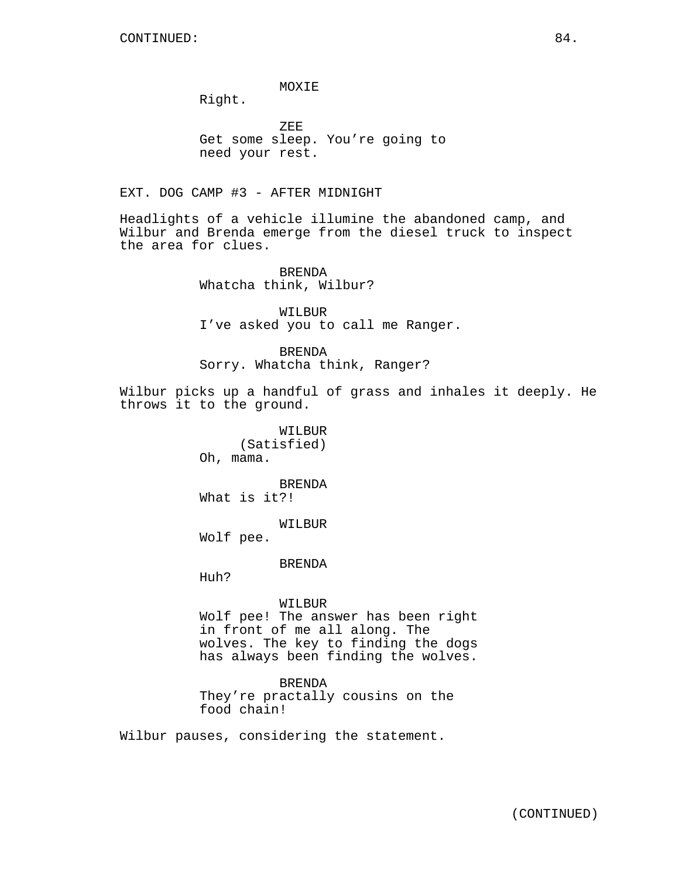MOXIE
Right.

ZEE
Get some sleep. You're going to need your rest.

EXT. DOG CAMP #3 - AFTER MIDNIGHT

Headlights of a vehicle illumine the abandoned camp, and Wilbur and Brenda emerge from the diesel truck to inspect the area for clues.

BRENDA
Whatcha think, Wilbur?

WILBUR
I've asked you to call me Ranger.

BRENDA
Sorry. Whatcha think, Ranger?

Wilbur picks up a handful of grass and inhales it deeply. He throws it to the ground.

WILBUR
(Satisfied)
Oh, mama.

BRENDA
What is it?!

WILBUR
Wolf pee.

BRENDA
Huh?

WILBUR
Wolf pee! The answer has been right in front of me all along. The wolves. The key to finding the dogs has always been finding the wolves.

BRENDA
They're practally cousins on the food chain!

Wilbur pauses, considering the statement.

(CONTINUED)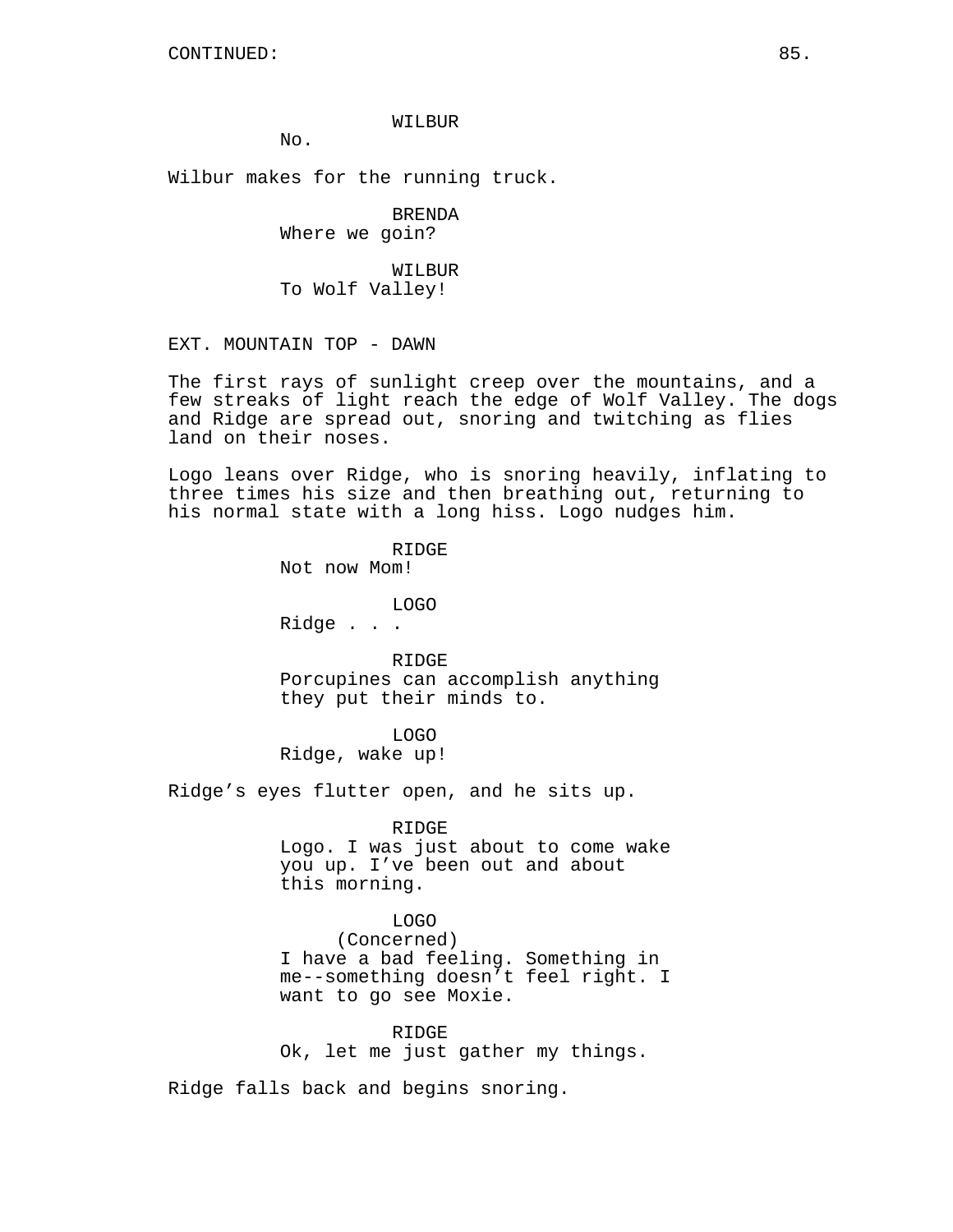CONTINUED:

WILBUR
No.

Wilbur makes for the running truck.

BRENDA
Where we goin?

WILBUR
To Wolf Valley!

EXT. MOUNTAIN TOP - DAWN

The first rays of sunlight creep over the mountains, and a few streaks of light reach the edge of Wolf Valley. The dogs and Ridge are spread out, snoring and twitching as flies land on their noses.

Logo leans over Ridge, who is snoring heavily, inflating to three times his size and then breathing out, returning to his normal state with a long hiss. Logo nudges him.

RIDGE
Not now Mom!

LOGO
Ridge . . .

RIDGE
Porcupines can accomplish anything they put their minds to.

LOGO
Ridge, wake up!

Ridge's eyes flutter open, and he sits up.

RIDGE
Logo. I was just about to come wake you up. I've been out and about this morning.

LOGO
(Concerned)
I have a bad feeling. Something in me--something doesn't feel right. I want to go see Moxie.

RIDGE
Ok, let me just gather my things.

Ridge falls back and begins snoring.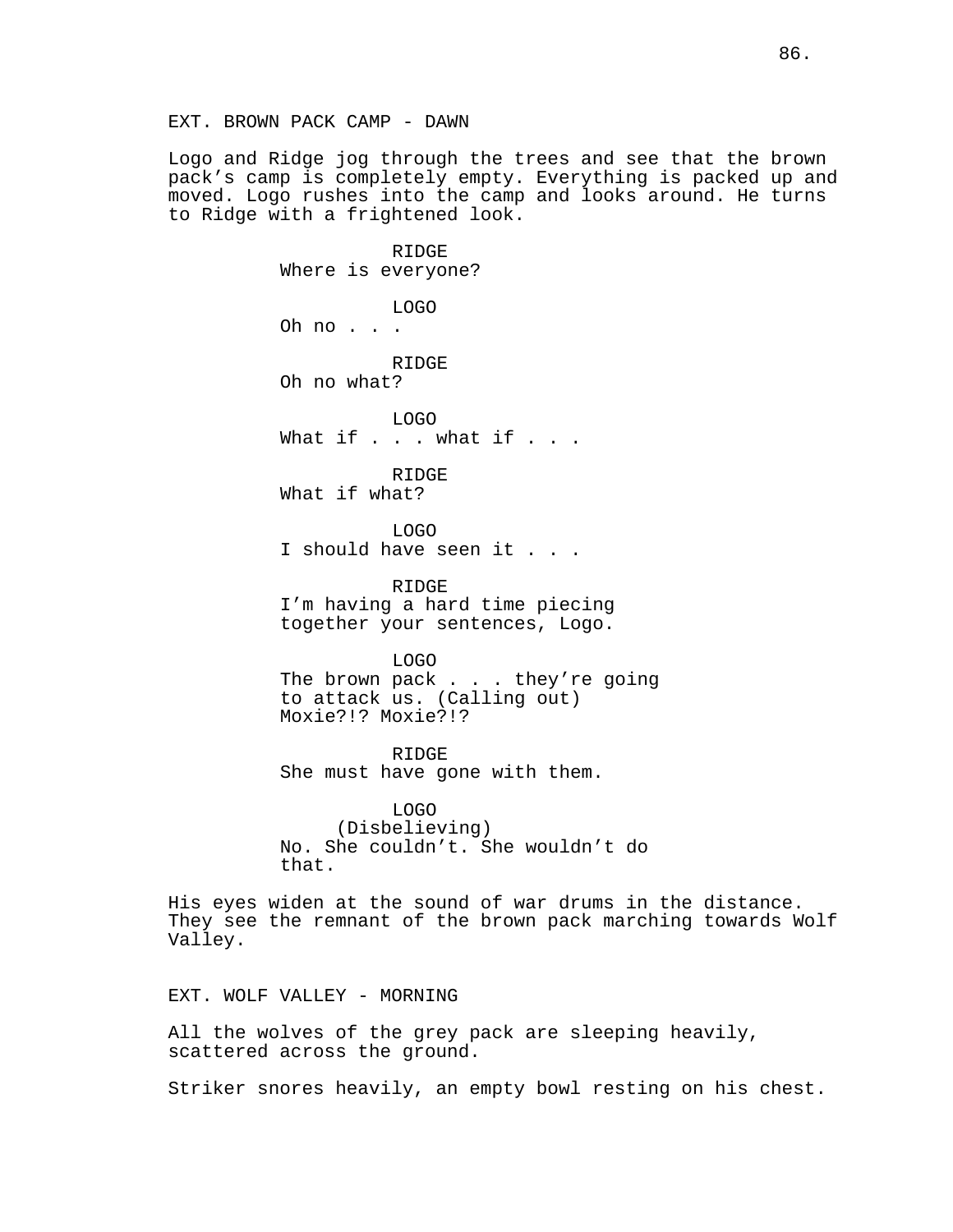EXT. BROWN PACK CAMP - DAWN

Logo and Ridge jog through the trees and see that the brown pack's camp is completely empty. Everything is packed up and moved. Logo rushes into the camp and looks around. He turns to Ridge with a frightened look.

RIDGE
Where is everyone?

LOGO
Oh no . . .

RIDGE
Oh no what?

LOGO
What if . . . what if . . .

RIDGE
What if what?

LOGO
I should have seen it . . .

RIDGE
I'm having a hard time piecing together your sentences, Logo.

LOGO
The brown pack . . . they're going to attack us. (Calling out) Moxie?!? Moxie?!?

RIDGE
She must have gone with them.

LOGO
(Disbelieving)
No. She couldn't. She wouldn't do that.

His eyes widen at the sound of war drums in the distance. They see the remnant of the brown pack marching towards Wolf Valley.

EXT. WOLF VALLEY - MORNING

All the wolves of the grey pack are sleeping heavily, scattered across the ground.

Striker snores heavily, an empty bowl resting on his chest.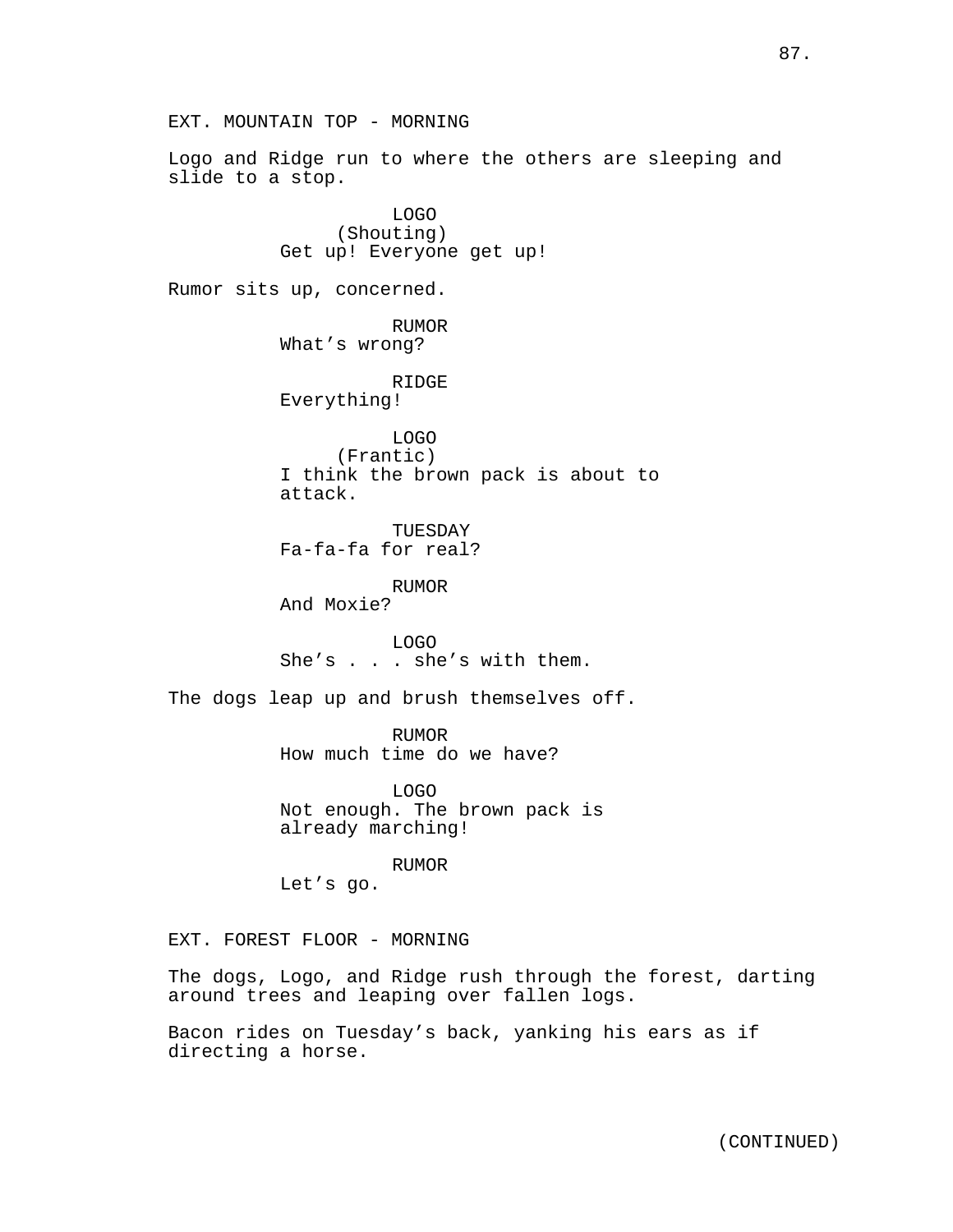EXT. MOUNTAIN TOP - MORNING

Logo and Ridge run to where the others are sleeping and slide to a stop.

LOGO
(Shouting)
Get up! Everyone get up!

Rumor sits up, concerned.

RUMOR
What's wrong?

RIDGE
Everything!

LOGO
(Frantic)
I think the brown pack is about to attack.

TUESDAY
Fa-fa-fa for real?

RUMOR
And Moxie?

LOGO
She's . . . she's with them.

The dogs leap up and brush themselves off.

RUMOR
How much time do we have?

LOGO
Not enough. The brown pack is already marching!

RUMOR
Let's go.

EXT. FOREST FLOOR - MORNING

The dogs, Logo, and Ridge rush through the forest, darting around trees and leaping over fallen logs.

Bacon rides on Tuesday's back, yanking his ears as if directing a horse.

(CONTINUED)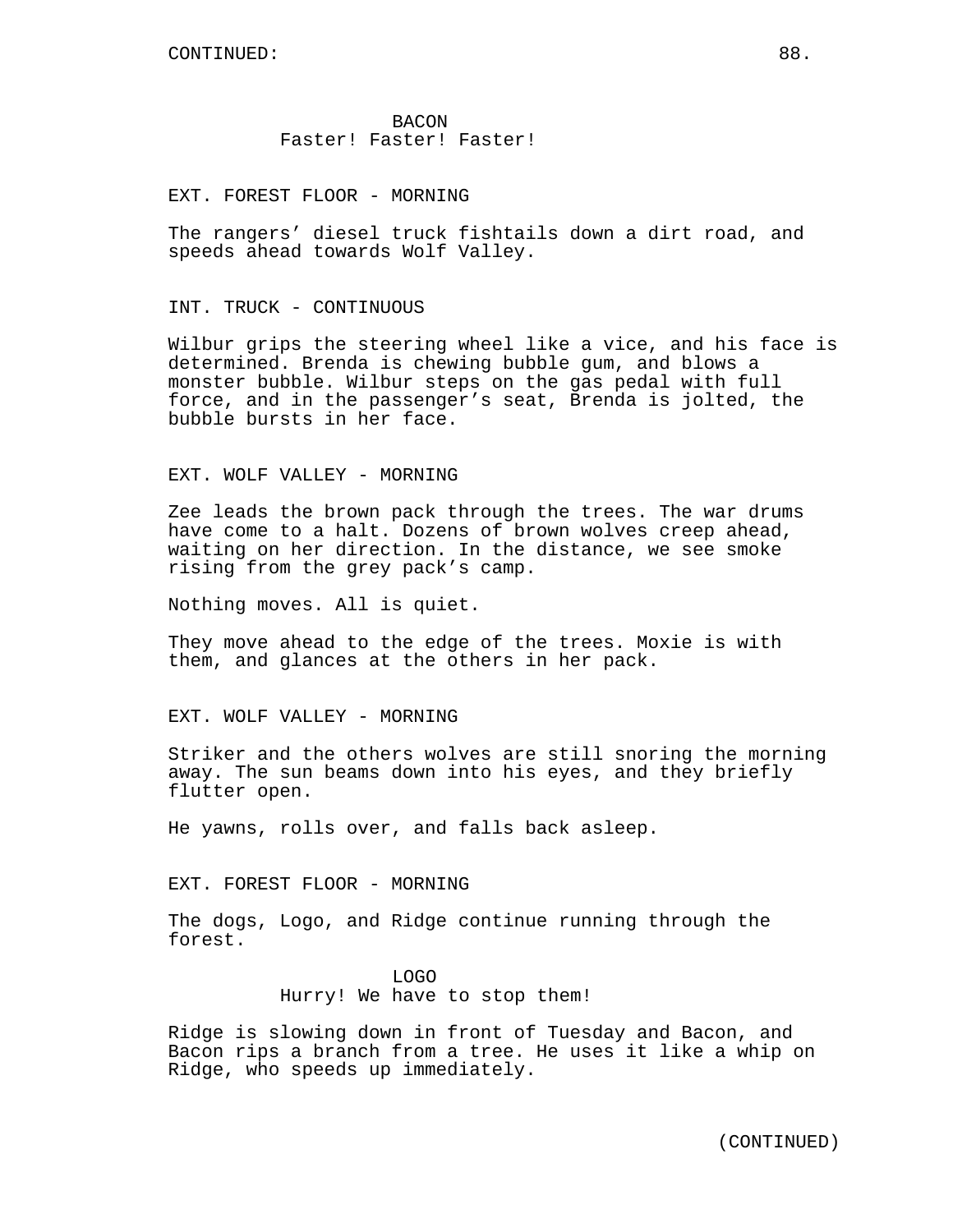BACON
Faster! Faster! Faster!

EXT. FOREST FLOOR - MORNING

The rangers' diesel truck fishtails down a dirt road, and speeds ahead towards Wolf Valley.

INT. TRUCK - CONTINUOUS

Wilbur grips the steering wheel like a vice, and his face is determined. Brenda is chewing bubble gum, and blows a monster bubble. Wilbur steps on the gas pedal with full force, and in the passenger's seat, Brenda is jolted, the bubble bursts in her face.

EXT. WOLF VALLEY - MORNING

Zee leads the brown pack through the trees. The war drums have come to a halt. Dozens of brown wolves creep ahead, waiting on her direction. In the distance, we see smoke rising from the grey pack's camp.

Nothing moves. All is quiet.

They move ahead to the edge of the trees. Moxie is with them, and glances at the others in her pack.

EXT. WOLF VALLEY - MORNING

Striker and the others wolves are still snoring the morning away. The sun beams down into his eyes, and they briefly flutter open.

He yawns, rolls over, and falls back asleep.

EXT. FOREST FLOOR - MORNING

The dogs, Logo, and Ridge continue running through the forest.

LOGO
Hurry! We have to stop them!

Ridge is slowing down in front of Tuesday and Bacon, and Bacon rips a branch from a tree. He uses it like a whip on Ridge, who speeds up immediately.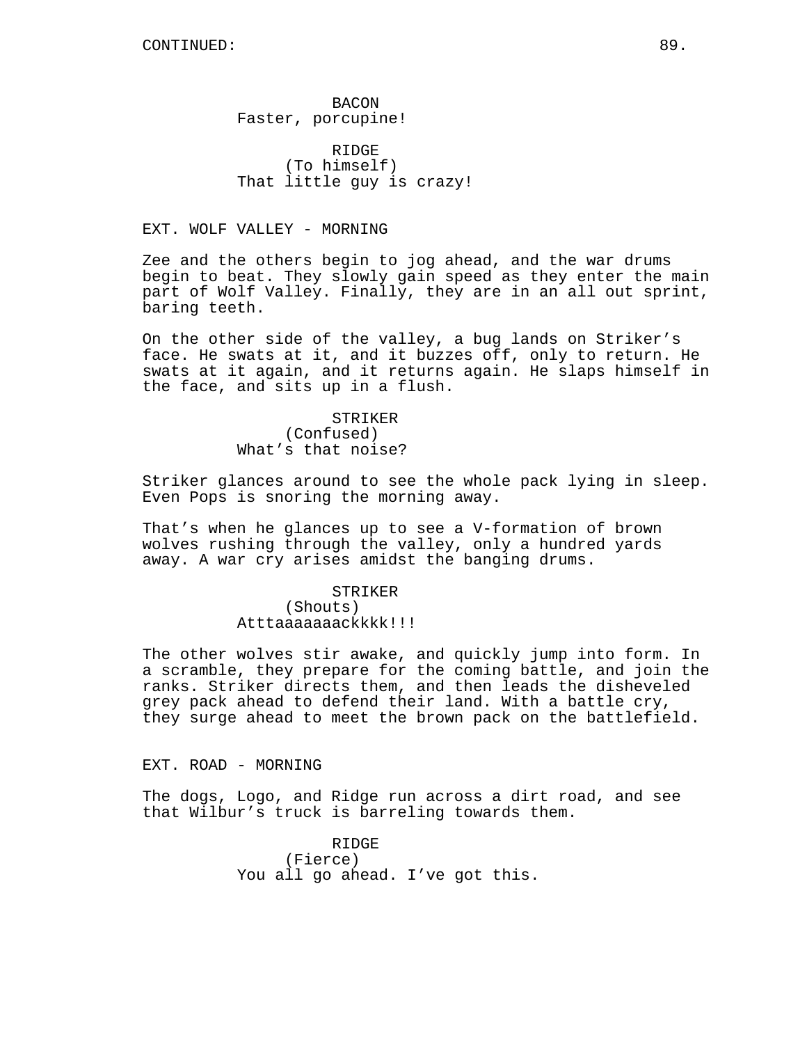CONTINUED:

BACON
Faster, porcupine!

RIDGE
(To himself)
That little guy is crazy!

EXT. WOLF VALLEY - MORNING

Zee and the others begin to jog ahead, and the war drums begin to beat. They slowly gain speed as they enter the main part of Wolf Valley. Finally, they are in an all out sprint, baring teeth.

On the other side of the valley, a bug lands on Striker’s face. He swats at it, and it buzzes off, only to return. He swats at it again, and it returns again. He slaps himself in the face, and sits up in a flush.

STRIKER
(Confused)
What’s that noise?

Striker glances around to see the whole pack lying in sleep. Even Pops is snoring the morning away.

That’s when he glances up to see a V-formation of brown wolves rushing through the valley, only a hundred yards away. A war cry arises amidst the banging drums.

STRIKER
(Shouts)
Atttaaaaaaackkkk!!!

The other wolves stir awake, and quickly jump into form. In a scramble, they prepare for the coming battle, and join the ranks. Striker directs them, and then leads the disheveled grey pack ahead to defend their land. With a battle cry, they surge ahead to meet the brown pack on the battlefield.

EXT. ROAD - MORNING

The dogs, Logo, and Ridge run across a dirt road, and see that Wilbur’s truck is barreling towards them.

RIDGE
(Fierce)
You all go ahead. I’ve got this.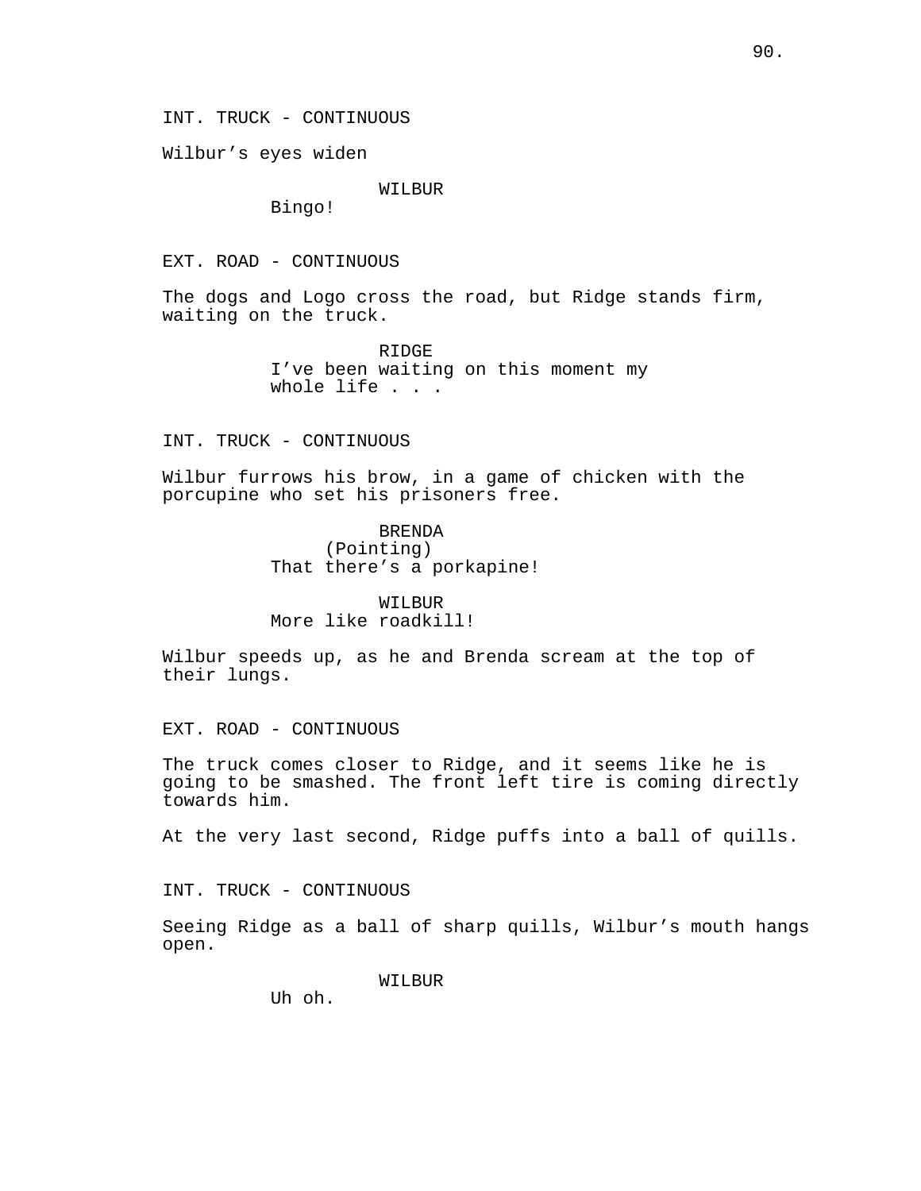INT. TRUCK - CONTINUOUS

Wilbur's eyes widen

WILBUR
Bingo!

EXT. ROAD - CONTINUOUS

The dogs and Logo cross the road, but Ridge stands firm, waiting on the truck.

RIDGE
I've been waiting on this moment my whole life . . .

INT. TRUCK - CONTINUOUS

Wilbur furrows his brow, in a game of chicken with the porcupine who set his prisoners free.

BRENDA
(Pointing)
That there's a porkapine!

WILBUR
More like roadkill!

Wilbur speeds up, as he and Brenda scream at the top of their lungs.

EXT. ROAD - CONTINUOUS

The truck comes closer to Ridge, and it seems like he is going to be smashed. The front left tire is coming directly towards him.

At the very last second, Ridge puffs into a ball of quills.

INT. TRUCK - CONTINUOUS

Seeing Ridge as a ball of sharp quills, Wilbur's mouth hangs open.

WILBUR
Uh oh.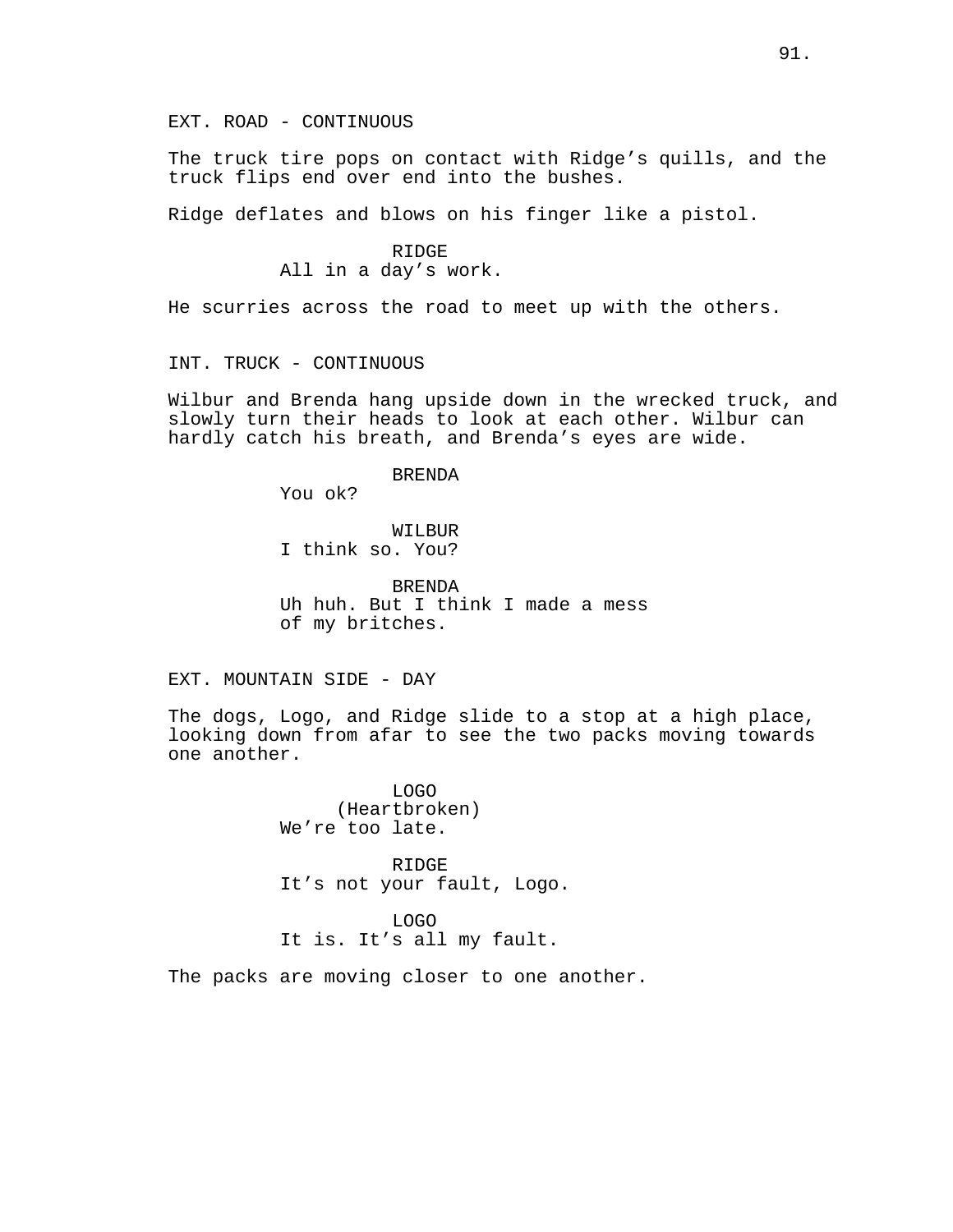EXT. ROAD - CONTINUOUS

The truck tire pops on contact with Ridge's quills, and the truck flips end over end into the bushes.

Ridge deflates and blows on his finger like a pistol.

RIDGE
All in a day's work.

He scurries across the road to meet up with the others.

INT. TRUCK - CONTINUOUS

Wilbur and Brenda hang upside down in the wrecked truck, and slowly turn their heads to look at each other. Wilbur can hardly catch his breath, and Brenda's eyes are wide.

BRENDA
You ok?

WILBUR
I think so. You?

BRENDA
Uh huh. But I think I made a mess of my britches.

EXT. MOUNTAIN SIDE - DAY

The dogs, Logo, and Ridge slide to a stop at a high place, looking down from afar to see the two packs moving towards one another.

LOGO
(Heartbroken)
We're too late.

RIDGE
It's not your fault, Logo.

LOGO
It is. It's all my fault.

The packs are moving closer to one another.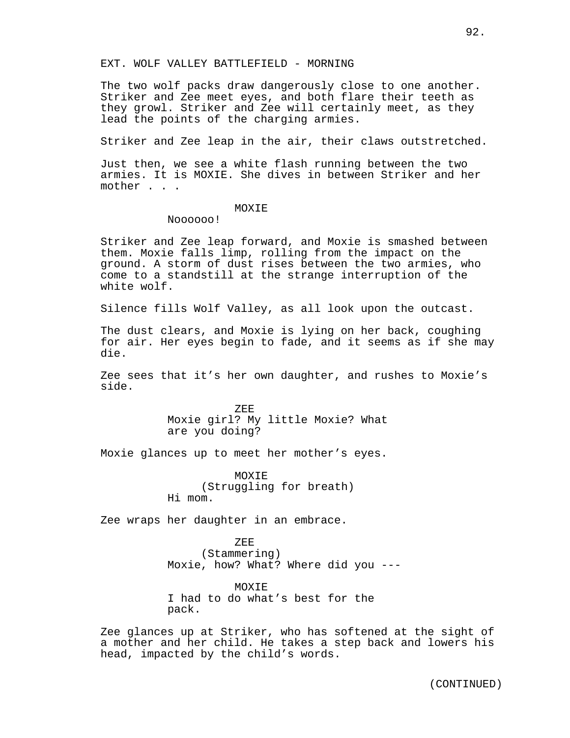EXT. WOLF VALLEY BATTLEFIELD - MORNING

The two wolf packs draw dangerously close to one another. Striker and Zee meet eyes, and both flare their teeth as they growl. Striker and Zee will certainly meet, as they lead the points of the charging armies.

Striker and Zee leap in the air, their claws outstretched.

Just then, we see a white flash running between the two armies. It is MOXIE. She dives in between Striker and her mother . . .

MOXIE
Noooooo!

Striker and Zee leap forward, and Moxie is smashed between them. Moxie falls limp, rolling from the impact on the ground. A storm of dust rises between the two armies, who come to a standstill at the strange interruption of the white wolf.

Silence fills Wolf Valley, as all look upon the outcast.

The dust clears, and Moxie is lying on her back, coughing for air. Her eyes begin to fade, and it seems as if she may die.

Zee sees that it's her own daughter, and rushes to Moxie's side.

ZEE
Moxie girl? My little Moxie? What are you doing?

Moxie glances up to meet her mother's eyes.

MOXIE
(Struggling for breath)
Hi mom.

Zee wraps her daughter in an embrace.

ZEE
(Stammering)
Moxie, how? What? Where did you ---

MOXIE
I had to do what's best for the pack.

Zee glances up at Striker, who has softened at the sight of a mother and her child. He takes a step back and lowers his head, impacted by the child's words.

(CONTINUED)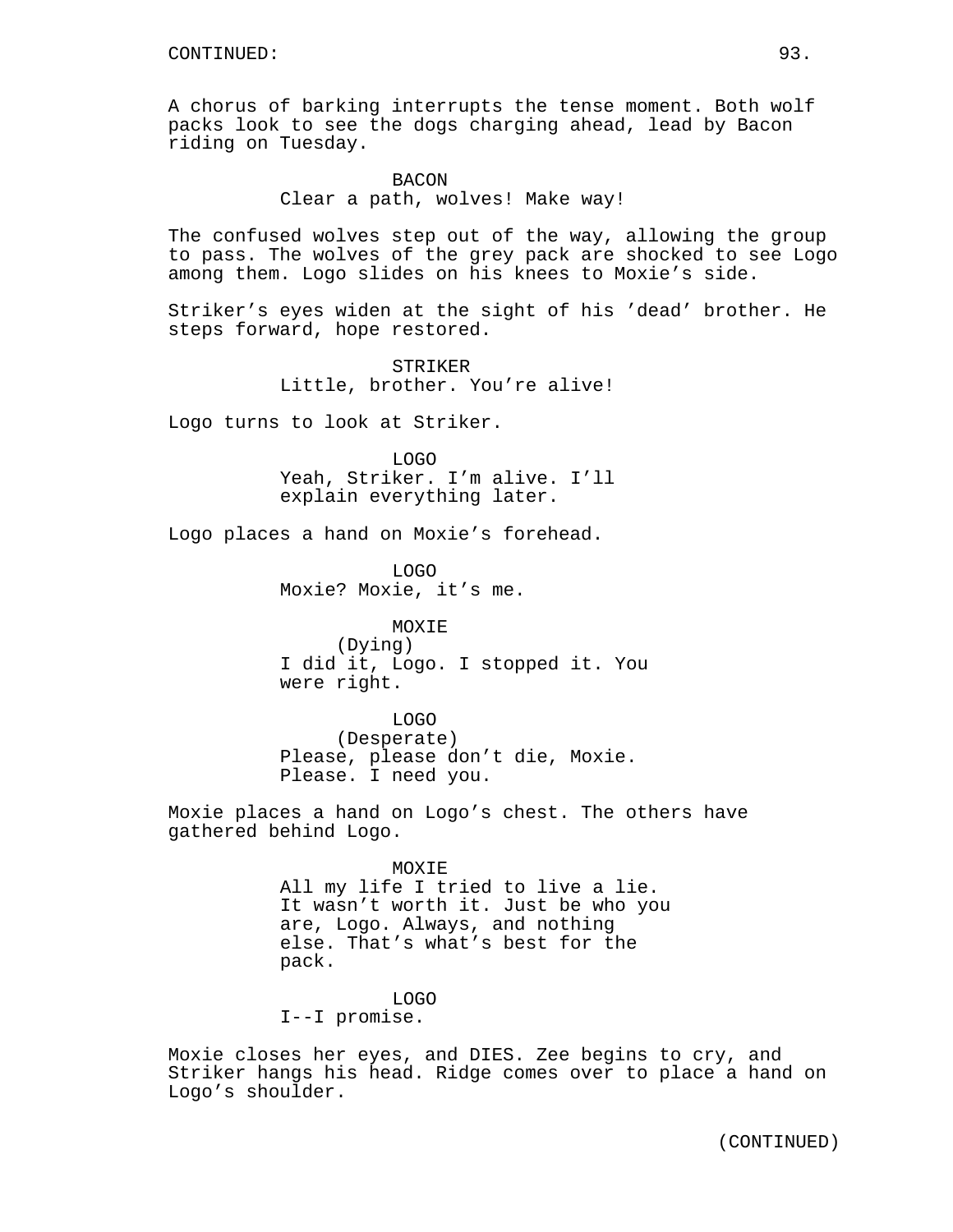CONTINUED:

A chorus of barking interrupts the tense moment. Both wolf packs look to see the dogs charging ahead, lead by Bacon riding on Tuesday.

BACON
Clear a path, wolves! Make way!

The confused wolves step out of the way, allowing the group to pass. The wolves of the grey pack are shocked to see Logo among them. Logo slides on his knees to Moxie's side.

Striker's eyes widen at the sight of his 'dead' brother. He steps forward, hope restored.

STRIKER
Little, brother. You're alive!

Logo turns to look at Striker.

LOGO
Yeah, Striker. I'm alive. I'll explain everything later.

Logo places a hand on Moxie's forehead.

LOGO
Moxie? Moxie, it's me.

MOXIE
(Dying)
I did it, Logo. I stopped it. You were right.

LOGO
(Desperate)
Please, please don't die, Moxie. Please. I need you.

Moxie places a hand on Logo's chest. The others have gathered behind Logo.

MOXIE
All my life I tried to live a lie. It wasn't worth it. Just be who you are, Logo. Always, and nothing else. That's what's best for the pack.

LOGO
I--I promise.

Moxie closes her eyes, and DIES. Zee begins to cry, and Striker hangs his head. Ridge comes over to place a hand on Logo's shoulder.

(CONTINUED)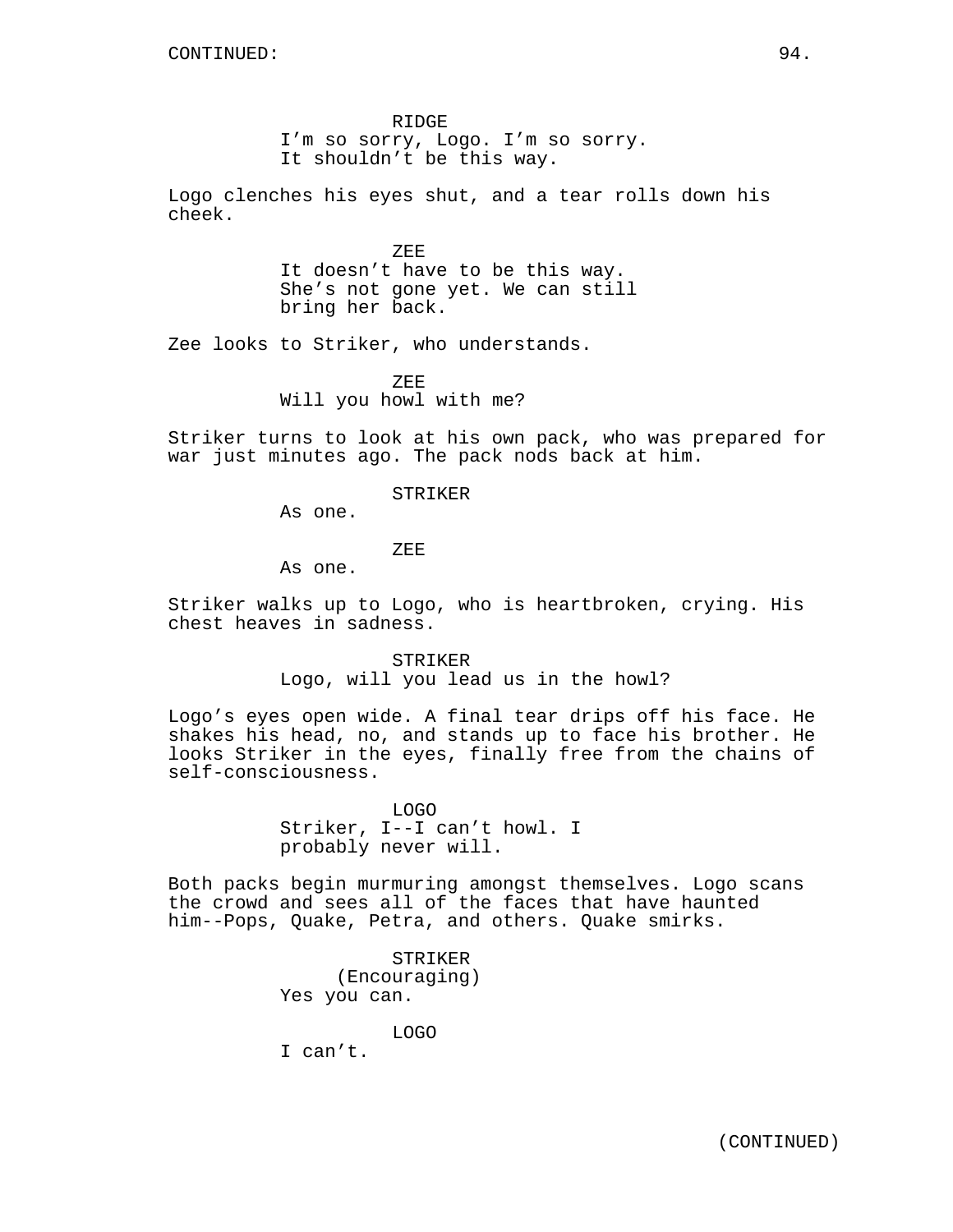RIDGE
I'm so sorry, Logo. I'm so sorry.
It shouldn't be this way.

Logo clenches his eyes shut, and a tear rolls down his cheek.

ZEE
It doesn't have to be this way.
She's not gone yet. We can still
bring her back.

Zee looks to Striker, who understands.

ZEE
Will you howl with me?

Striker turns to look at his own pack, who was prepared for war just minutes ago. The pack nods back at him.

STRIKER
As one.

ZEE
As one.

Striker walks up to Logo, who is heartbroken, crying. His chest heaves in sadness.

STRIKER
Logo, will you lead us in the howl?

Logo's eyes open wide. A final tear drips off his face. He shakes his head, no, and stands up to face his brother. He looks Striker in the eyes, finally free from the chains of self-consciousness.

LOGO
Striker, I--I can't howl. I
probably never will.

Both packs begin murmuring amongst themselves. Logo scans the crowd and sees all of the faces that have haunted him--Pops, Quake, Petra, and others. Quake smirks.

STRIKER
(Encouraging)
Yes you can.

LOGO
I can't.

(CONTINUED)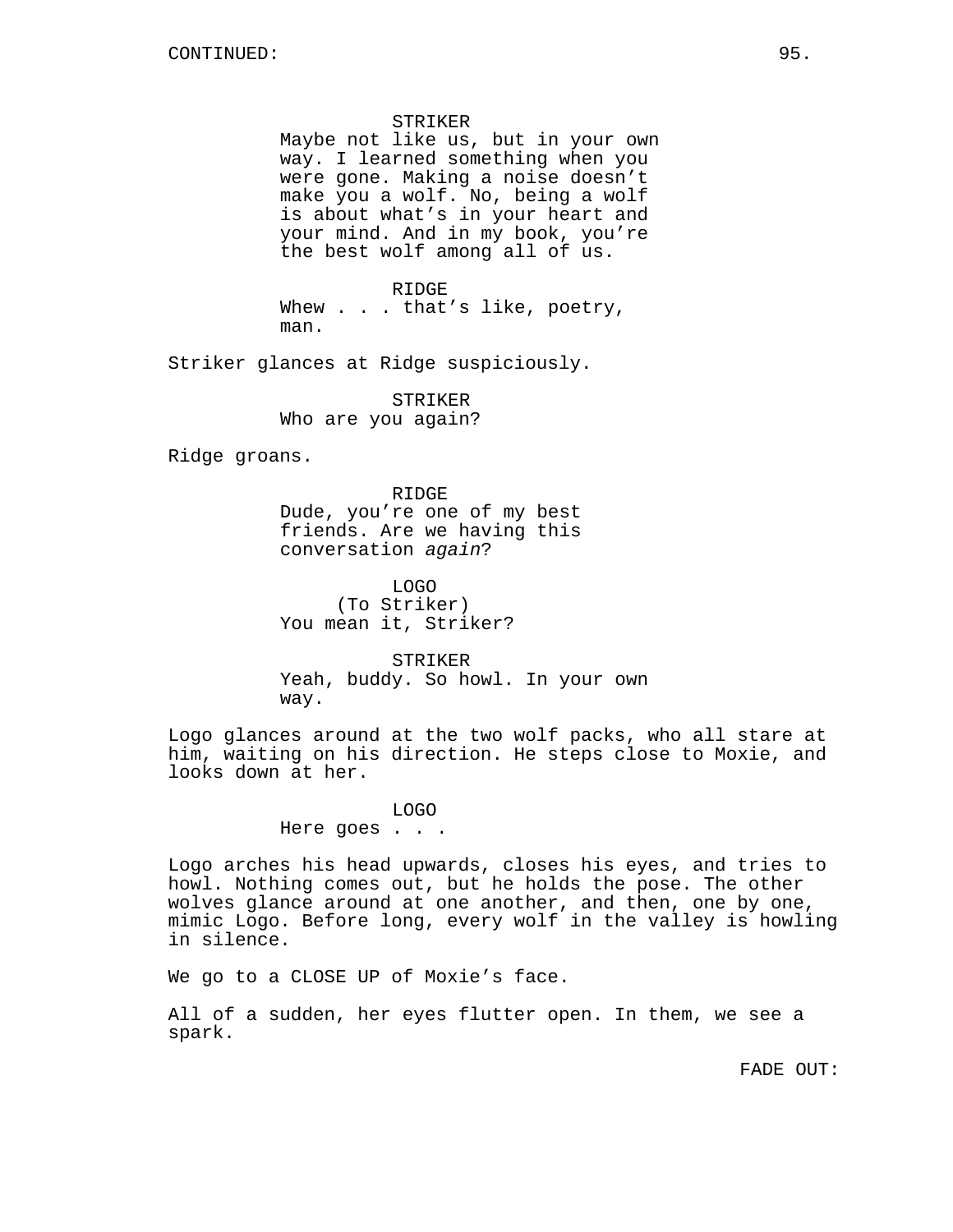CONTINUED:

STRIKER
Maybe not like us, but in your own way. I learned something when you were gone. Making a noise doesn't make you a wolf. No, being a wolf is about what's in your heart and your mind. And in my book, you're the best wolf among all of us.

RIDGE
Whew . . . that's like, poetry, man.

Striker glances at Ridge suspiciously.

STRIKER
Who are you again?

Ridge groans.

RIDGE
Dude, you're one of my best friends. Are we having this conversation *again*?

LOGO
(To Striker)
You mean it, Striker?

STRIKER
Yeah, buddy. So howl. In your own way.

Logo glances around at the two wolf packs, who all stare at him, waiting on his direction. He steps close to Moxie, and looks down at her.

LOGO
Here goes . . .

Logo arches his head upwards, closes his eyes, and tries to howl. Nothing comes out, but he holds the pose. The other wolves glance around at one another, and then, one by one, mimic Logo. Before long, every wolf in the valley is howling in silence.

We go to a CLOSE UP of Moxie's face.

All of a sudden, her eyes flutter open. In them, we see a spark.

FADE OUT: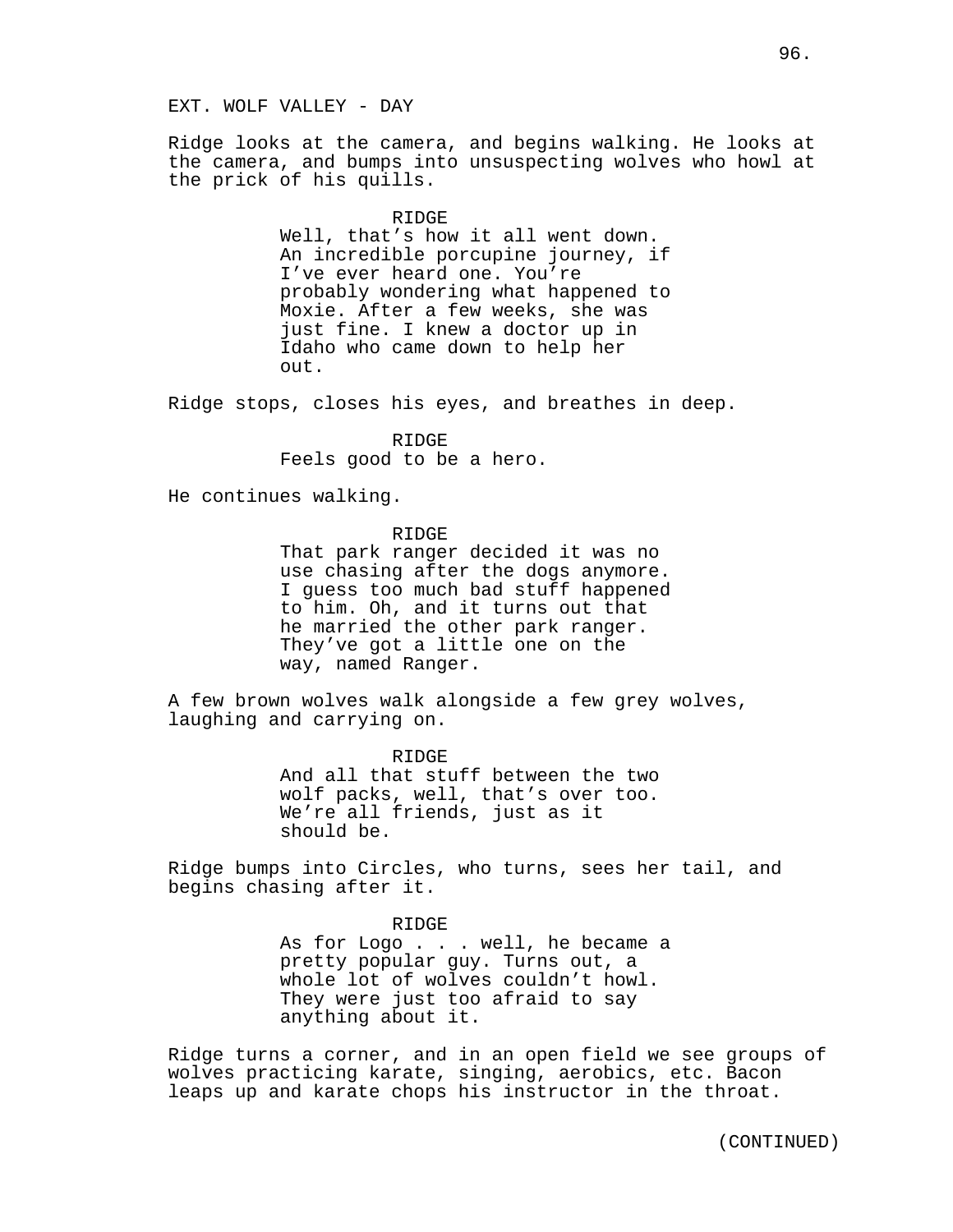EXT. WOLF VALLEY - DAY

Ridge looks at the camera, and begins walking. He looks at the camera, and bumps into unsuspecting wolves who howl at the prick of his quills.

RIDGE
Well, that's how it all went down. An incredible porcupine journey, if I've ever heard one. You're probably wondering what happened to Moxie. After a few weeks, she was just fine. I knew a doctor up in Idaho who came down to help her out.

Ridge stops, closes his eyes, and breathes in deep.

RIDGE
Feels good to be a hero.

He continues walking.

RIDGE
That park ranger decided it was no use chasing after the dogs anymore. I guess too much bad stuff happened to him. Oh, and it turns out that he married the other park ranger. They've got a little one on the way, named Ranger.

A few brown wolves walk alongside a few grey wolves, laughing and carrying on.

RIDGE
And all that stuff between the two wolf packs, well, that's over too. We're all friends, just as it should be.

Ridge bumps into Circles, who turns, sees her tail, and begins chasing after it.

RIDGE
As for Logo . . . well, he became a pretty popular guy. Turns out, a whole lot of wolves couldn't howl. They were just too afraid to say anything about it.

Ridge turns a corner, and in an open field we see groups of wolves practicing karate, singing, aerobics, etc. Bacon leaps up and karate chops his instructor in the throat.

(CONTINUED)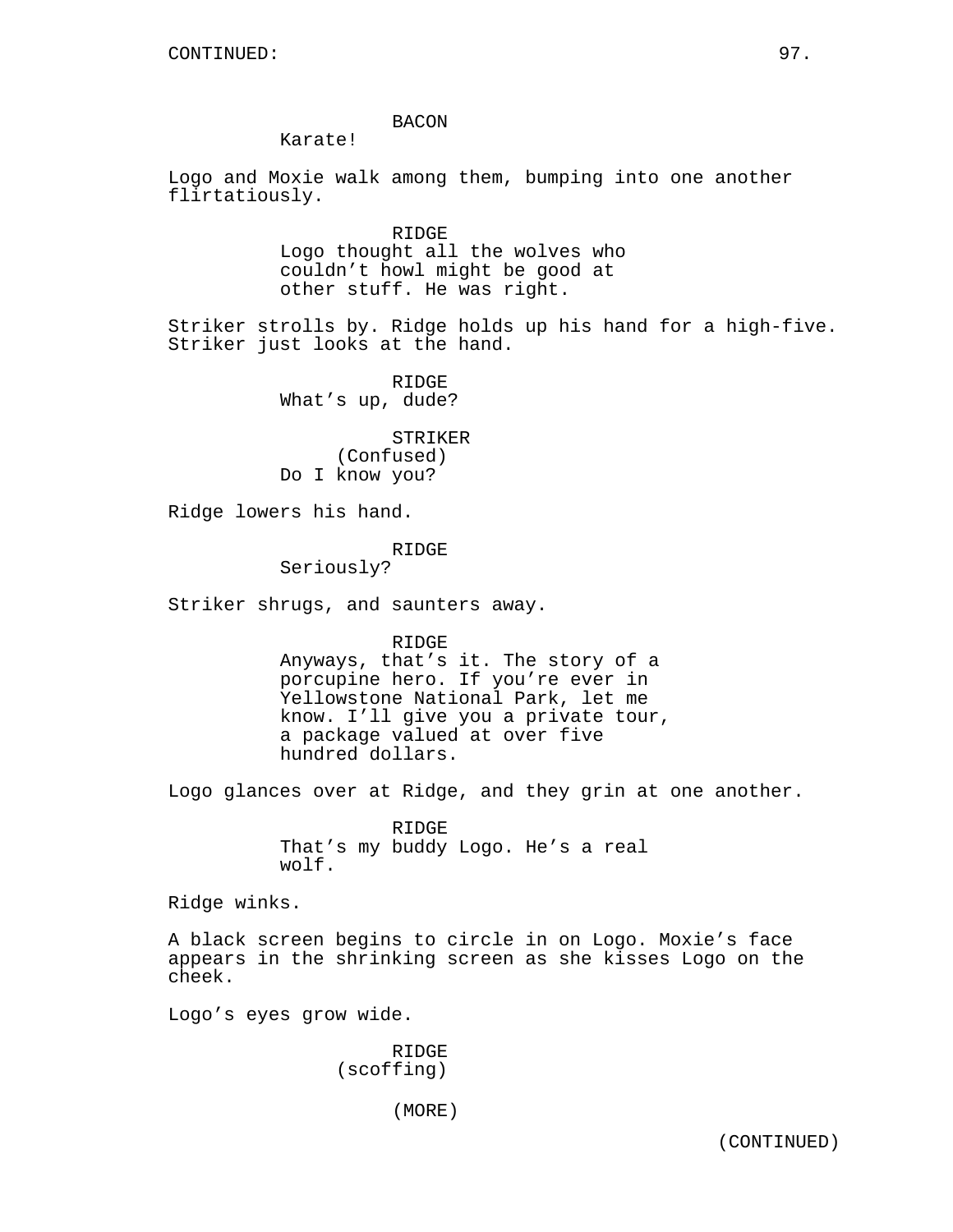BACON
Karate!

Logo and Moxie walk among them, bumping into one another flirtatiously.

RIDGE
Logo thought all the wolves who couldn't howl might be good at other stuff. He was right.

Striker strolls by. Ridge holds up his hand for a high-five. Striker just looks at the hand.

RIDGE
What's up, dude?

STRIKER
(Confused)
Do I know you?

Ridge lowers his hand.

RIDGE
Seriously?

Striker shrugs, and saunters away.

RIDGE
Anyways, that's it. The story of a porcupine hero. If you're ever in Yellowstone National Park, let me know. I'll give you a private tour, a package valued at over five hundred dollars.

Logo glances over at Ridge, and they grin at one another.

RIDGE
That's my buddy Logo. He's a real wolf.

Ridge winks.

A black screen begins to circle in on Logo. Moxie's face appears in the shrinking screen as she kisses Logo on the cheek.

Logo's eyes grow wide.

RIDGE
(scoffing)

(MORE)

(CONTINUED)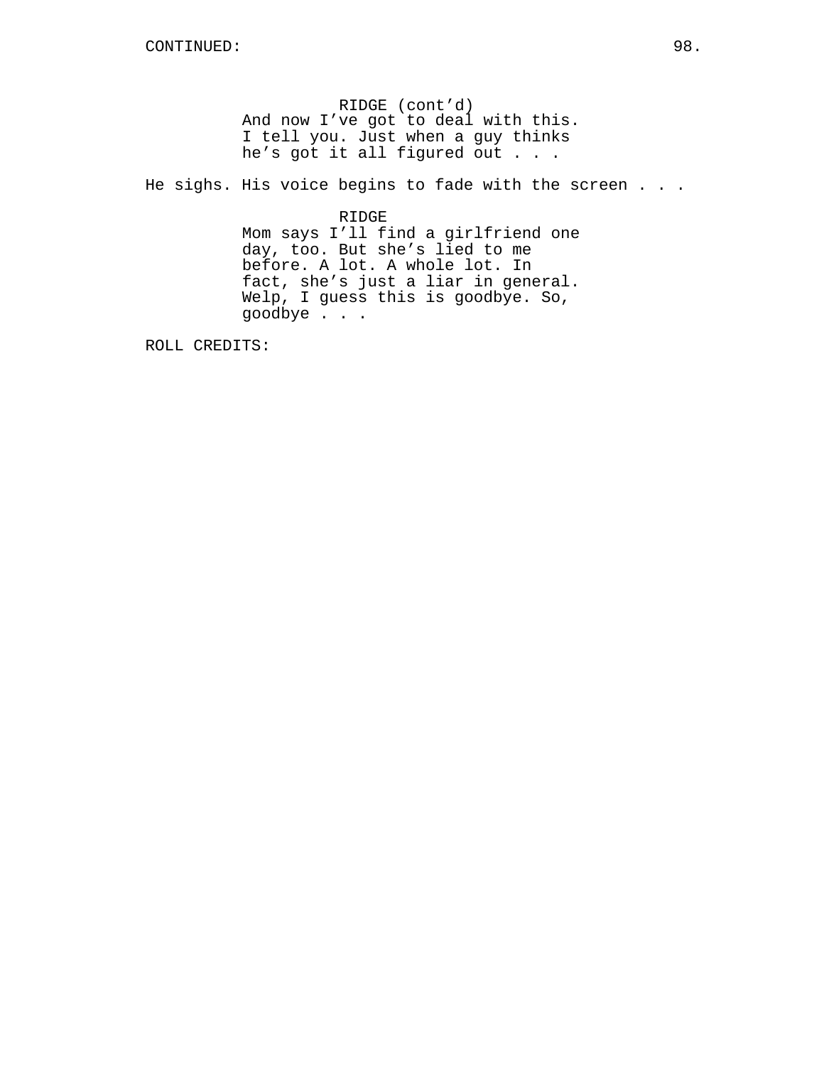CONTINUED:

RIDGE (cont'd)
And now I've got to deal with this.
I tell you. Just when a guy thinks
he's got it all figured out . . .

He sighs. His voice begins to fade with the screen . . .

RIDGE
Mom says I'll find a girlfriend one
day, too. But she's lied to me
before. A lot. A whole lot. In
fact, she's just a liar in general.
Welp, I guess this is goodbye. So,
goodbye . . .

ROLL CREDITS: